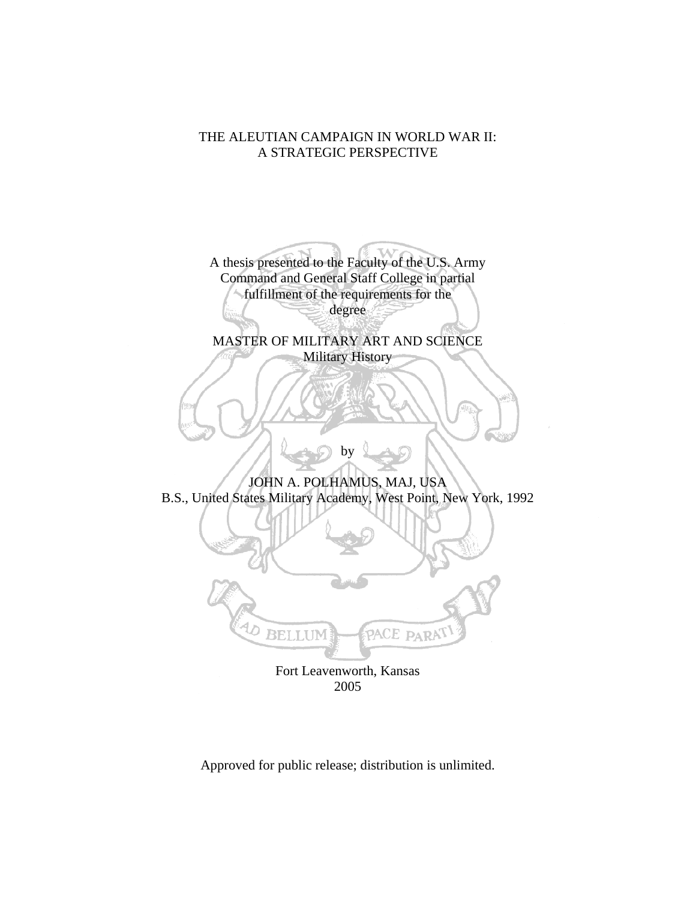# THE ALEUTIAN CAMPAIGN IN WORLD WAR II: A STRATEGIC PERSPECTIVE

A thesis presented to the Faculty of the U.S. Army Command and General Staff College in partial fulfillment of the requirements for the degree

MASTER OF MILITARY ART AND SCIENCE
Military History

by

JOHN A. POLHAMUS, MAJ, USA
B.S., United States Military Academy, West Point, New York, 1992

Fort Leavenworth, Kansas
2005

Approved for public release; distribution is unlimited.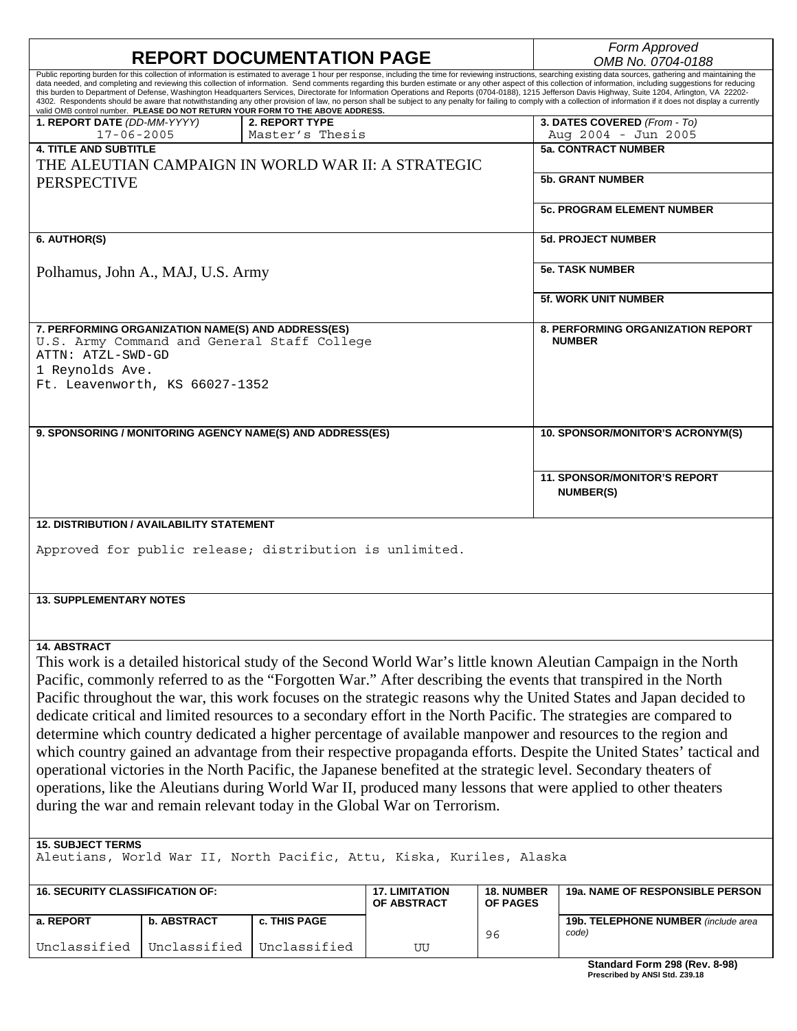# REPORT DOCUMENTATION PAGE

*Form Approved*
*OMB No. 0704-0188*

Public reporting burden for this collection of information is estimated to average 1 hour per response, including the time for reviewing instructions, searching existing data sources, gathering and maintaining the data needed, and completing and reviewing this collection of information. Send comments regarding this burden estimate or any other aspect of this collection of information, including suggestions for reducing this burden to Department of Defense, Washington Headquarters Services, Directorate for Information Operations and Reports (0704-0188), 1215 Jefferson Davis Highway, Suite 1204, Arlington, VA 22202-4302. Respondents should be aware that notwithstanding any other provision of law, no person shall be subject to any penalty for failing to comply with a collection of information if it does not display a currently valid OMB control number. **PLEASE DO NOT RETURN YOUR FORM TO THE ABOVE ADDRESS.**

| **1. REPORT DATE** *(DD-MM-YYYY)* | **2. REPORT TYPE** | **3. DATES COVERED** *(From - To)* |
|---|---|---|
| 17-06-2005 | Master's Thesis | Aug 2004 - Jun 2005 |

**4. TITLE AND SUBTITLE**
THE ALEUTIAN CAMPAIGN IN WORLD WAR II: A STRATEGIC PERSPECTIVE

**5a. CONTRACT NUMBER**

**5b. GRANT NUMBER**

**5c. PROGRAM ELEMENT NUMBER**

**6. AUTHOR(S)**
Polhamus, John A., MAJ, U.S. Army

**5d. PROJECT NUMBER**

**5e. TASK NUMBER**

**5f. WORK UNIT NUMBER**

**7. PERFORMING ORGANIZATION NAME(S) AND ADDRESS(ES)**
U.S. Army Command and General Staff College
ATTN: ATZL-SWD-GD
1 Reynolds Ave.
Ft. Leavenworth, KS 66027-1352

**8. PERFORMING ORGANIZATION REPORT NUMBER**

**9. SPONSORING / MONITORING AGENCY NAME(S) AND ADDRESS(ES)**

**10. SPONSOR/MONITOR'S ACRONYM(S)**

**11. SPONSOR/MONITOR'S REPORT NUMBER(S)**

**12. DISTRIBUTION / AVAILABILITY STATEMENT**
Approved for public release; distribution is unlimited.

**13. SUPPLEMENTARY NOTES**

**14. ABSTRACT**
This work is a detailed historical study of the Second World War's little known Aleutian Campaign in the North Pacific, commonly referred to as the "Forgotten War." After describing the events that transpired in the North Pacific throughout the war, this work focuses on the strategic reasons why the United States and Japan decided to dedicate critical and limited resources to a secondary effort in the North Pacific. The strategies are compared to determine which country dedicated a higher percentage of available manpower and resources to the region and which country gained an advantage from their respective propaganda efforts. Despite the United States' tactical and operational victories in the North Pacific, the Japanese benefited at the strategic level. Secondary theaters of operations, like the Aleutians during World War II, produced many lessons that were applied to other theaters during the war and remain relevant today in the Global War on Terrorism.

**15. SUBJECT TERMS**
Aleutians, World War II, North Pacific, Attu, Kiska, Kuriles, Alaska

| **16. SECURITY CLASSIFICATION OF:** | | | **17. LIMITATION OF ABSTRACT** | **18. NUMBER OF PAGES** | **19a. NAME OF RESPONSIBLE PERSON** |
|---|---|---|---|---|---|
| **a. REPORT** | **b. ABSTRACT** | **c. THIS PAGE** | | | **19b. TELEPHONE NUMBER** *(include area code)* |
| Unclassified | Unclassified | Unclassified | UU | 96 | |

**Standard Form 298 (Rev. 8-98)**
**Prescribed by ANSI Std. Z39.18**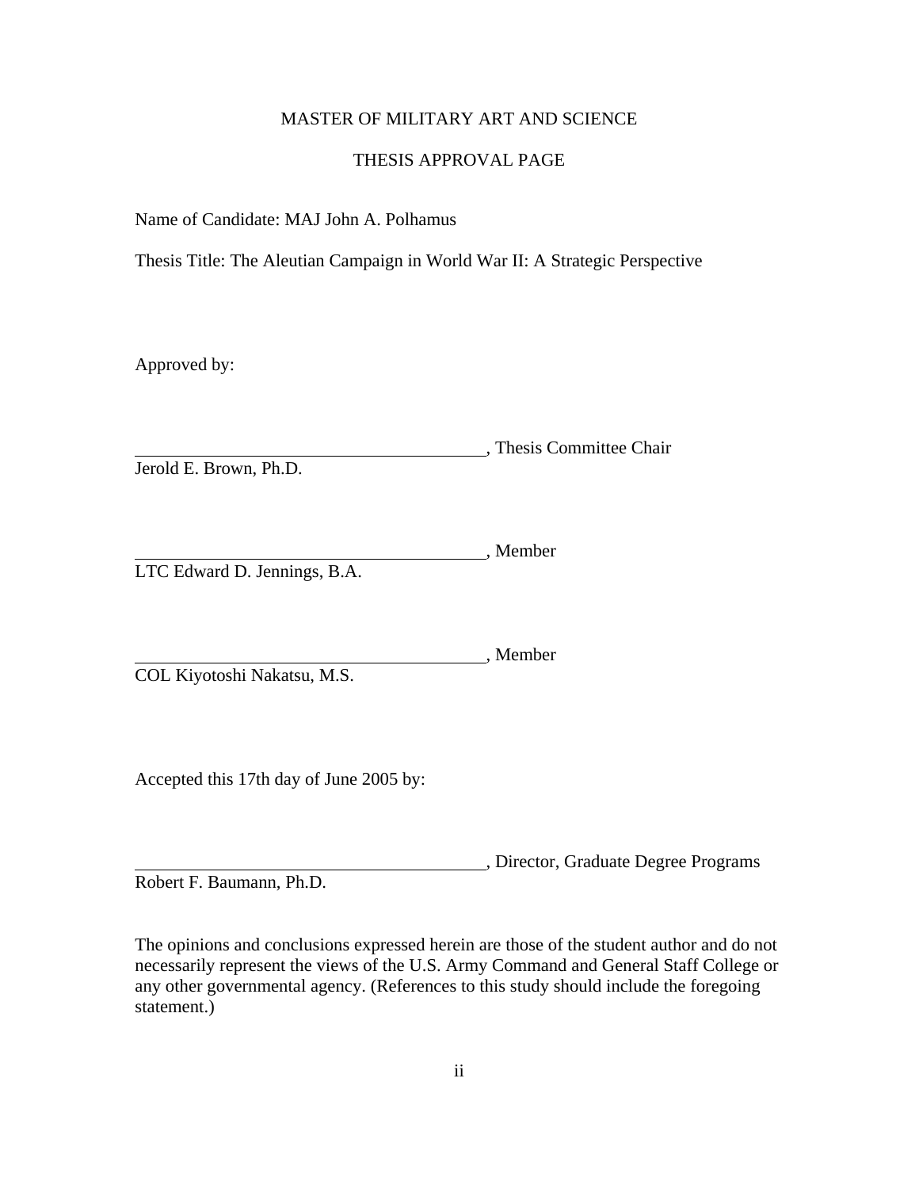MASTER OF MILITARY ART AND SCIENCE

THESIS APPROVAL PAGE

Name of Candidate: MAJ John A. Polhamus

Thesis Title: The Aleutian Campaign in World War II: A Strategic Perspective

Approved by:

\_\_\_\_\_\_\_\_\_\_\_\_\_\_\_\_\_\_\_\_\_\_\_\_\_\_\_\_\_\_\_\_\_\_\_\_\_\_\_\_, Thesis Committee Chair
Jerold E. Brown, Ph.D.

\_\_\_\_\_\_\_\_\_\_\_\_\_\_\_\_\_\_\_\_\_\_\_\_\_\_\_\_\_\_\_\_\_\_\_\_\_\_\_\_, Member
LTC Edward D. Jennings, B.A.

\_\_\_\_\_\_\_\_\_\_\_\_\_\_\_\_\_\_\_\_\_\_\_\_\_\_\_\_\_\_\_\_\_\_\_\_\_\_\_\_, Member
COL Kiyotoshi Nakatsu, M.S.

Accepted this 17th day of June 2005 by:

\_\_\_\_\_\_\_\_\_\_\_\_\_\_\_\_\_\_\_\_\_\_\_\_\_\_\_\_\_\_\_\_\_\_\_\_\_\_\_\_, Director, Graduate Degree Programs
Robert F. Baumann, Ph.D.

The opinions and conclusions expressed herein are those of the student author and do not necessarily represent the views of the U.S. Army Command and General Staff College or any other governmental agency. (References to this study should include the foregoing statement.)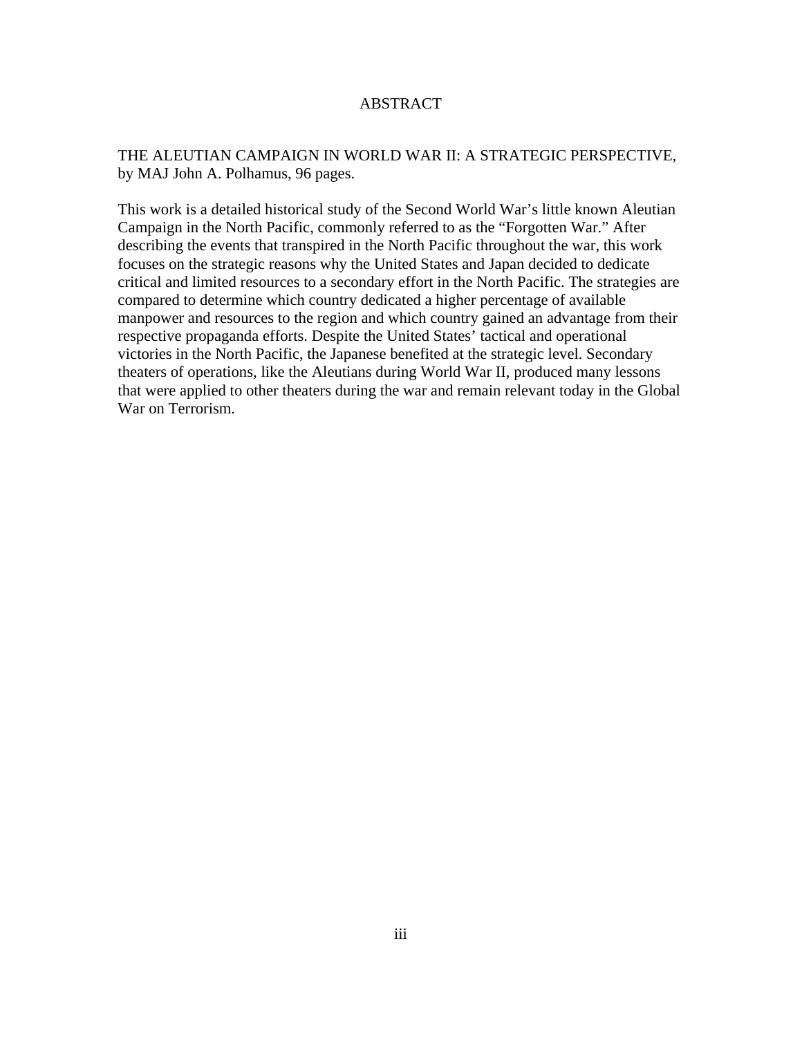# ABSTRACT

THE ALEUTIAN CAMPAIGN IN WORLD WAR II: A STRATEGIC PERSPECTIVE, by MAJ John A. Polhamus, 96 pages.

This work is a detailed historical study of the Second World War's little known Aleutian Campaign in the North Pacific, commonly referred to as the "Forgotten War." After describing the events that transpired in the North Pacific throughout the war, this work focuses on the strategic reasons why the United States and Japan decided to dedicate critical and limited resources to a secondary effort in the North Pacific. The strategies are compared to determine which country dedicated a higher percentage of available manpower and resources to the region and which country gained an advantage from their respective propaganda efforts. Despite the United States' tactical and operational victories in the North Pacific, the Japanese benefited at the strategic level. Secondary theaters of operations, like the Aleutians during World War II, produced many lessons that were applied to other theaters during the war and remain relevant today in the Global War on Terrorism.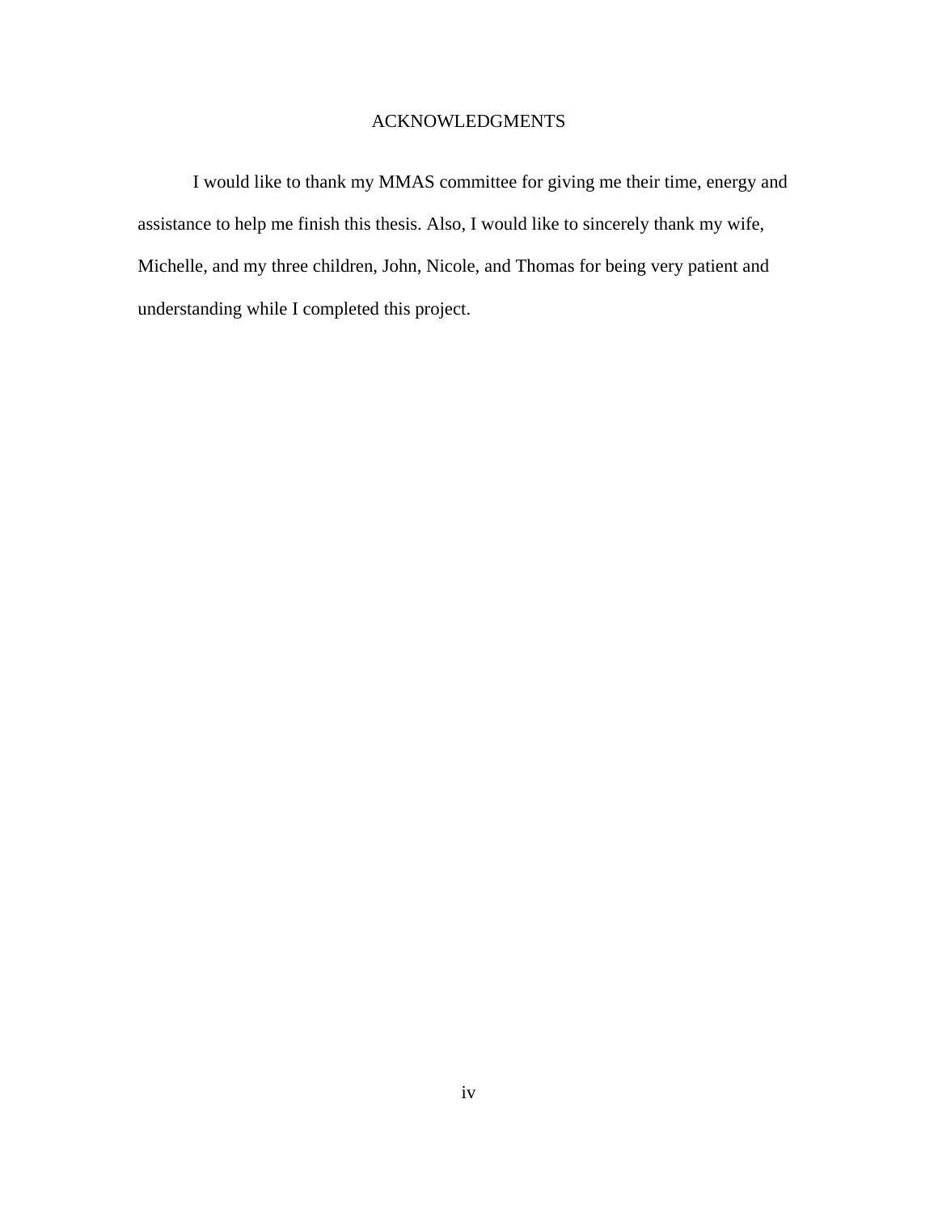# ACKNOWLEDGMENTS

I would like to thank my MMAS committee for giving me their time, energy and assistance to help me finish this thesis. Also, I would like to sincerely thank my wife, Michelle, and my three children, John, Nicole, and Thomas for being very patient and understanding while I completed this project.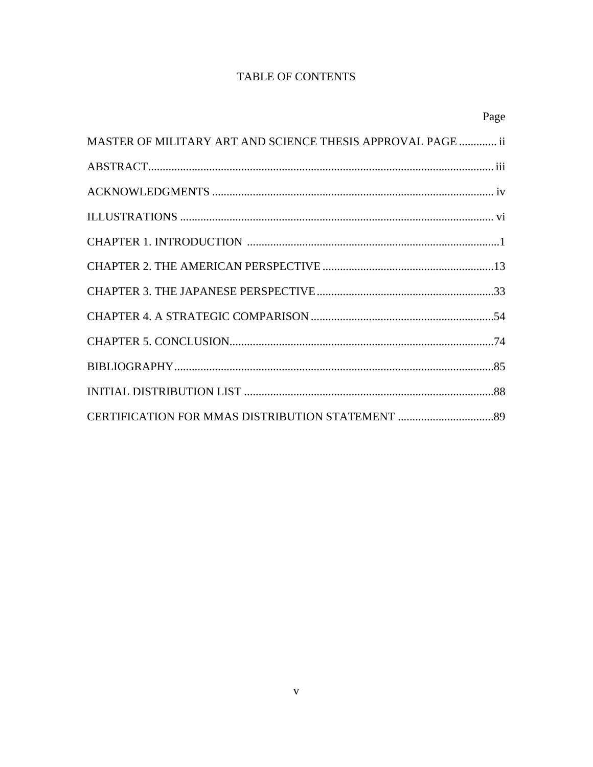# TABLE OF CONTENTS

| | Page |
|---|---|
| MASTER OF MILITARY ART AND SCIENCE THESIS APPROVAL PAGE | ii |
| ABSTRACT | iii |
| ACKNOWLEDGMENTS | iv |
| ILLUSTRATIONS | vi |
| CHAPTER 1. INTRODUCTION | 1 |
| CHAPTER 2. THE AMERICAN PERSPECTIVE | 13 |
| CHAPTER 3. THE JAPANESE PERSPECTIVE | 33 |
| CHAPTER 4. A STRATEGIC COMPARISON | 54 |
| CHAPTER 5. CONCLUSION | 74 |
| BIBLIOGRAPHY | 85 |
| INITIAL DISTRIBUTION LIST | 88 |
| CERTIFICATION FOR MMAS DISTRIBUTION STATEMENT | 89 |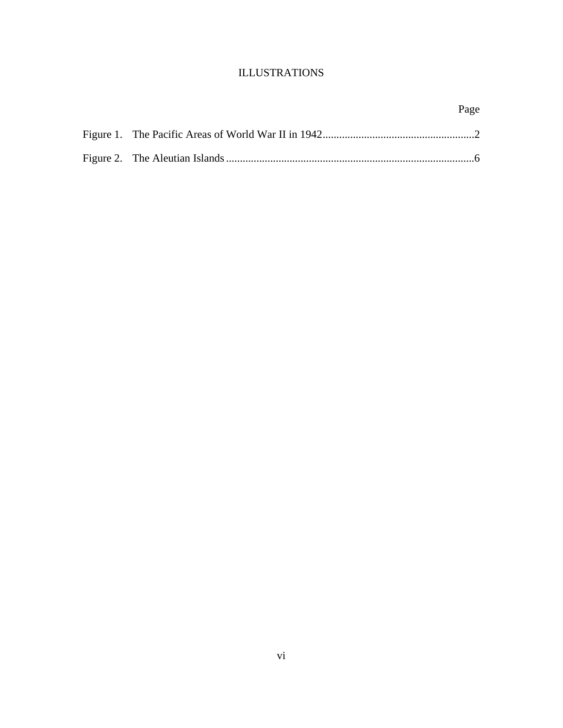# ILLUSTRATIONS

| | Page |
|---|---|
| Figure 1. The Pacific Areas of World War II in 1942 | 2 |
| Figure 2. The Aleutian Islands | 6 |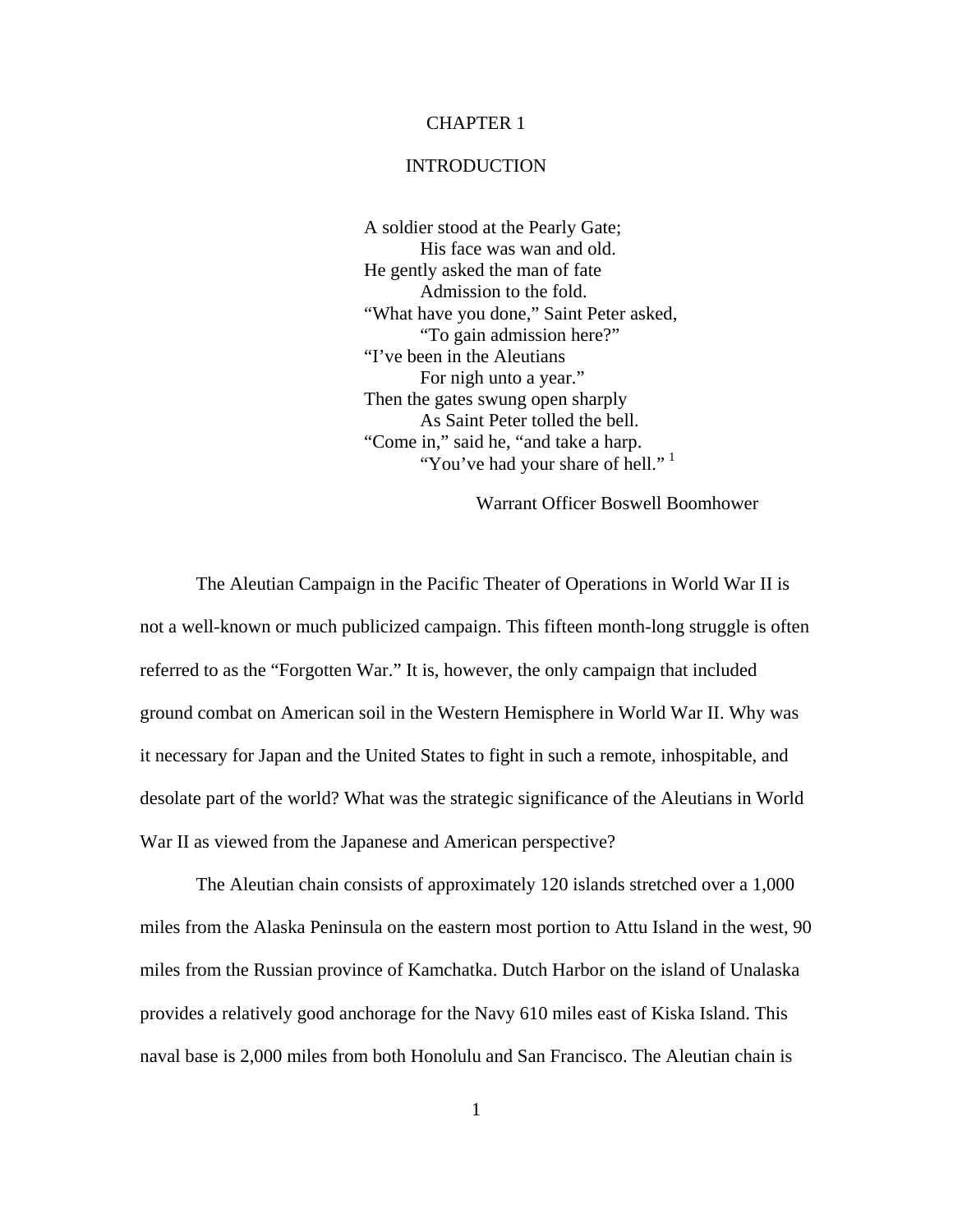# CHAPTER 1

## INTRODUCTION

> A soldier stood at the Pearly Gate;
> His face was wan and old.
> He gently asked the man of fate
> Admission to the fold.
> "What have you done," Saint Peter asked,
> "To gain admission here?"
> "I've been in the Aleutians
> For nigh unto a year."
> Then the gates swung open sharply
> As Saint Peter tolled the bell.
> "Come in," said he, "and take a harp.
> "You've had your share of hell." [1]
>
> Warrant Officer Boswell Boomhower

The Aleutian Campaign in the Pacific Theater of Operations in World War II is not a well-known or much publicized campaign. This fifteen month-long struggle is often referred to as the "Forgotten War." It is, however, the only campaign that included ground combat on American soil in the Western Hemisphere in World War II. Why was it necessary for Japan and the United States to fight in such a remote, inhospitable, and desolate part of the world? What was the strategic significance of the Aleutians in World War II as viewed from the Japanese and American perspective?

The Aleutian chain consists of approximately 120 islands stretched over a 1,000 miles from the Alaska Peninsula on the eastern most portion to Attu Island in the west, 90 miles from the Russian province of Kamchatka. Dutch Harbor on the island of Unalaska provides a relatively good anchorage for the Navy 610 miles east of Kiska Island. This naval base is 2,000 miles from both Honolulu and San Francisco. The Aleutian chain is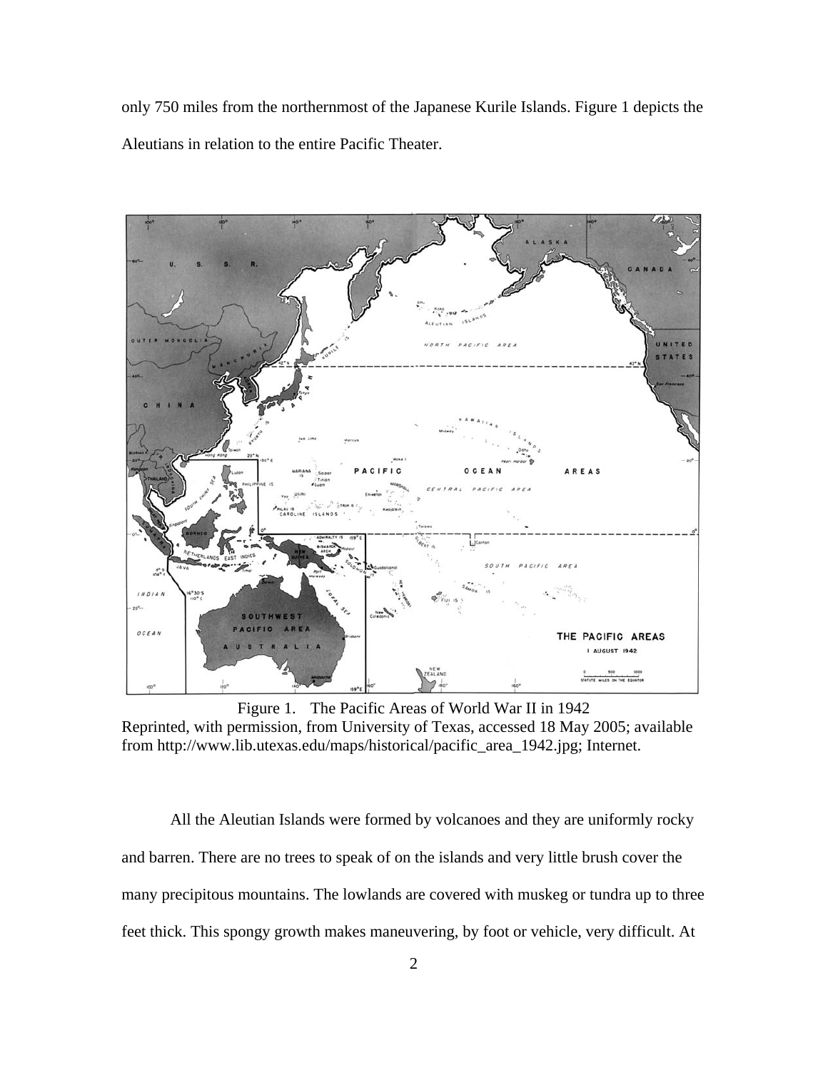only 750 miles from the northernmost of the Japanese Kurile Islands. Figure 1 depicts the Aleutians in relation to the entire Pacific Theater.

Figure 1. The Pacific Areas of World War II in 1942
Reprinted, with permission, from University of Texas, accessed 18 May 2005; available from http://www.lib.utexas.edu/maps/historical/pacific_area_1942.jpg; Internet.

All the Aleutian Islands were formed by volcanoes and they are uniformly rocky and barren. There are no trees to speak of on the islands and very little brush cover the many precipitous mountains. The lowlands are covered with muskeg or tundra up to three feet thick. This spongy growth makes maneuvering, by foot or vehicle, very difficult. At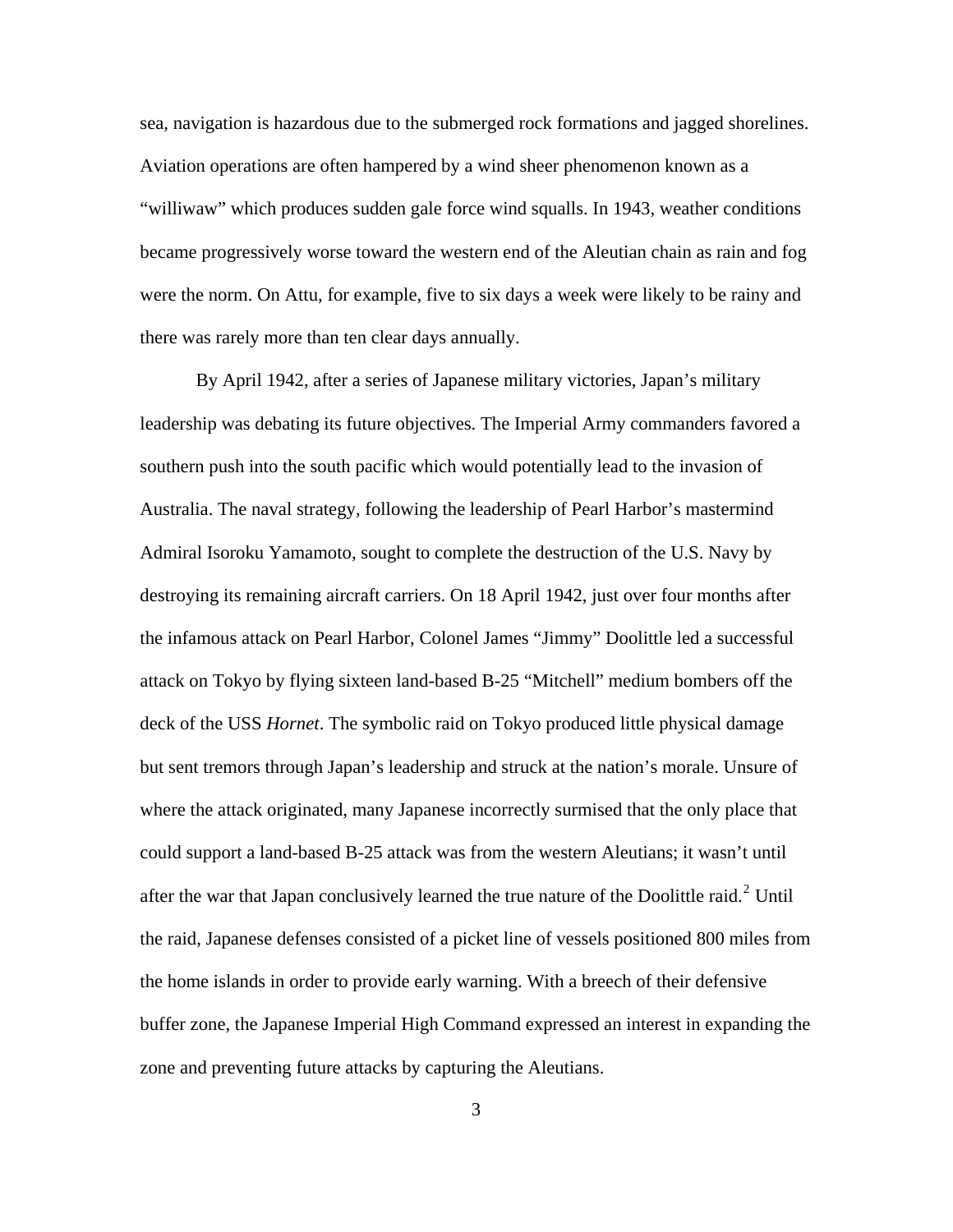sea, navigation is hazardous due to the submerged rock formations and jagged shorelines. Aviation operations are often hampered by a wind sheer phenomenon known as a "williwaw" which produces sudden gale force wind squalls. In 1943, weather conditions became progressively worse toward the western end of the Aleutian chain as rain and fog were the norm. On Attu, for example, five to six days a week were likely to be rainy and there was rarely more than ten clear days annually.

By April 1942, after a series of Japanese military victories, Japan's military leadership was debating its future objectives. The Imperial Army commanders favored a southern push into the south pacific which would potentially lead to the invasion of Australia. The naval strategy, following the leadership of Pearl Harbor's mastermind Admiral Isoroku Yamamoto, sought to complete the destruction of the U.S. Navy by destroying its remaining aircraft carriers. On 18 April 1942, just over four months after the infamous attack on Pearl Harbor, Colonel James "Jimmy" Doolittle led a successful attack on Tokyo by flying sixteen land-based B-25 "Mitchell" medium bombers off the deck of the USS *Hornet*. The symbolic raid on Tokyo produced little physical damage but sent tremors through Japan's leadership and struck at the nation's morale. Unsure of where the attack originated, many Japanese incorrectly surmised that the only place that could support a land-based B-25 attack was from the western Aleutians; it wasn't until after the war that Japan conclusively learned the true nature of the Doolittle raid.[2] Until the raid, Japanese defenses consisted of a picket line of vessels positioned 800 miles from the home islands in order to provide early warning. With a breech of their defensive buffer zone, the Japanese Imperial High Command expressed an interest in expanding the zone and preventing future attacks by capturing the Aleutians.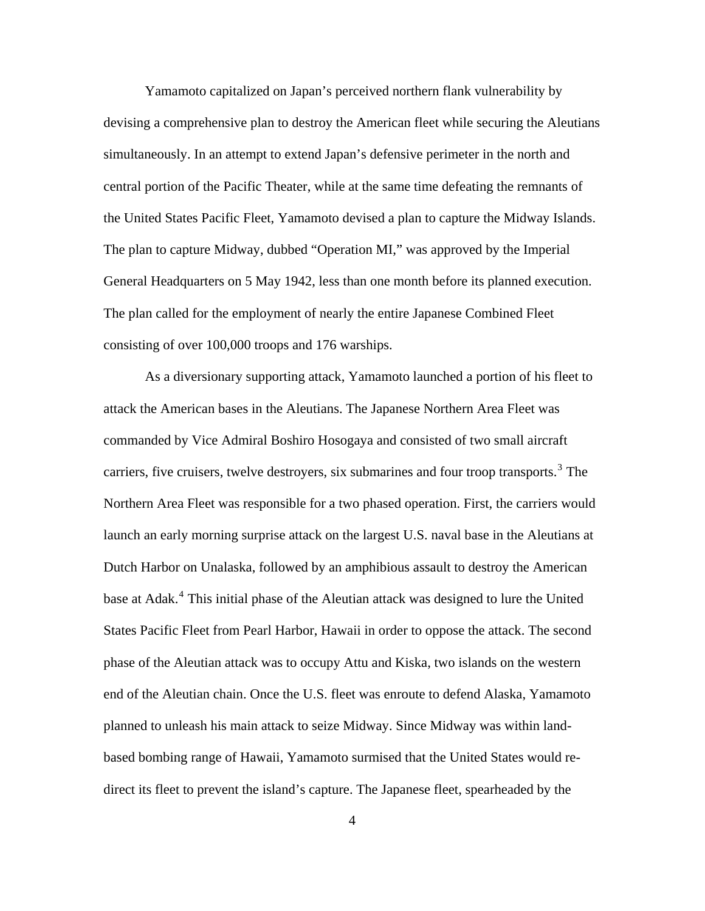Yamamoto capitalized on Japan's perceived northern flank vulnerability by devising a comprehensive plan to destroy the American fleet while securing the Aleutians simultaneously. In an attempt to extend Japan's defensive perimeter in the north and central portion of the Pacific Theater, while at the same time defeating the remnants of the United States Pacific Fleet, Yamamoto devised a plan to capture the Midway Islands. The plan to capture Midway, dubbed "Operation MI," was approved by the Imperial General Headquarters on 5 May 1942, less than one month before its planned execution. The plan called for the employment of nearly the entire Japanese Combined Fleet consisting of over 100,000 troops and 176 warships.

As a diversionary supporting attack, Yamamoto launched a portion of his fleet to attack the American bases in the Aleutians. The Japanese Northern Area Fleet was commanded by Vice Admiral Boshiro Hosogaya and consisted of two small aircraft carriers, five cruisers, twelve destroyers, six submarines and four troop transports.[3] The Northern Area Fleet was responsible for a two phased operation. First, the carriers would launch an early morning surprise attack on the largest U.S. naval base in the Aleutians at Dutch Harbor on Unalaska, followed by an amphibious assault to destroy the American base at Adak.[4] This initial phase of the Aleutian attack was designed to lure the United States Pacific Fleet from Pearl Harbor, Hawaii in order to oppose the attack. The second phase of the Aleutian attack was to occupy Attu and Kiska, two islands on the western end of the Aleutian chain. Once the U.S. fleet was enroute to defend Alaska, Yamamoto planned to unleash his main attack to seize Midway. Since Midway was within land-based bombing range of Hawaii, Yamamoto surmised that the United States would re-direct its fleet to prevent the island's capture. The Japanese fleet, spearheaded by the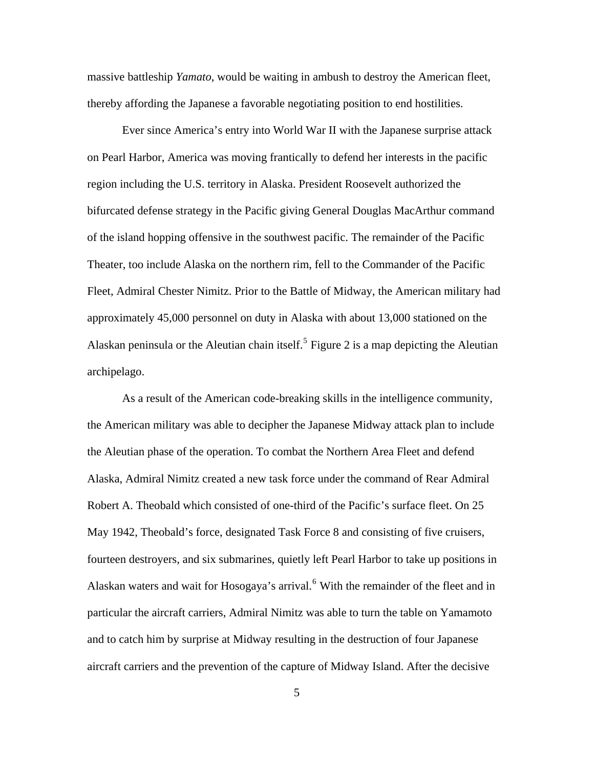massive battleship *Yamato*, would be waiting in ambush to destroy the American fleet, thereby affording the Japanese a favorable negotiating position to end hostilities.

Ever since America's entry into World War II with the Japanese surprise attack on Pearl Harbor, America was moving frantically to defend her interests in the pacific region including the U.S. territory in Alaska. President Roosevelt authorized the bifurcated defense strategy in the Pacific giving General Douglas MacArthur command of the island hopping offensive in the southwest pacific. The remainder of the Pacific Theater, too include Alaska on the northern rim, fell to the Commander of the Pacific Fleet, Admiral Chester Nimitz. Prior to the Battle of Midway, the American military had approximately 45,000 personnel on duty in Alaska with about 13,000 stationed on the Alaskan peninsula or the Aleutian chain itself.[5] Figure 2 is a map depicting the Aleutian archipelago.

As a result of the American code-breaking skills in the intelligence community, the American military was able to decipher the Japanese Midway attack plan to include the Aleutian phase of the operation. To combat the Northern Area Fleet and defend Alaska, Admiral Nimitz created a new task force under the command of Rear Admiral Robert A. Theobald which consisted of one-third of the Pacific's surface fleet. On 25 May 1942, Theobald's force, designated Task Force 8 and consisting of five cruisers, fourteen destroyers, and six submarines, quietly left Pearl Harbor to take up positions in Alaskan waters and wait for Hosogaya's arrival.[6] With the remainder of the fleet and in particular the aircraft carriers, Admiral Nimitz was able to turn the table on Yamamoto and to catch him by surprise at Midway resulting in the destruction of four Japanese aircraft carriers and the prevention of the capture of Midway Island. After the decisive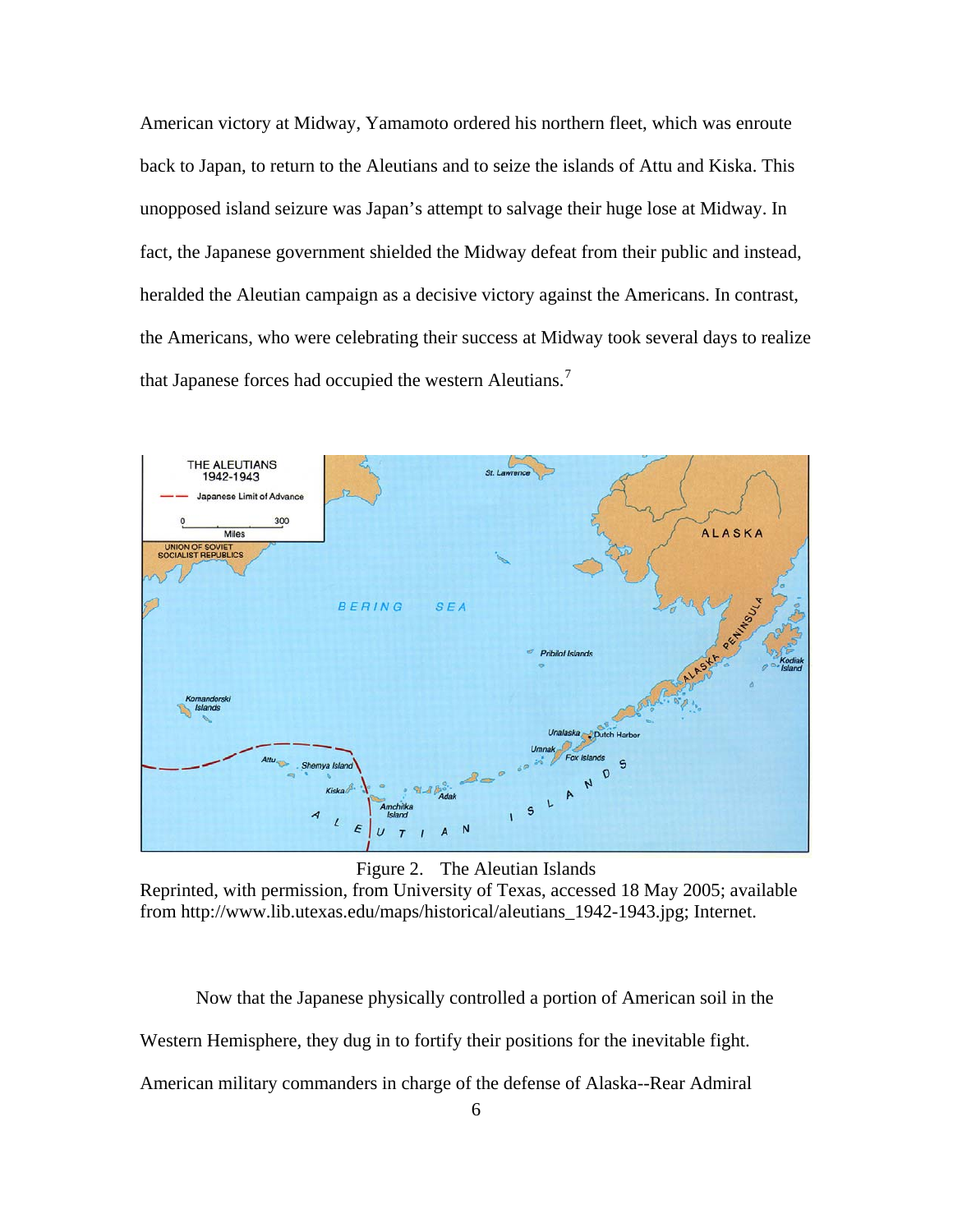American victory at Midway, Yamamoto ordered his northern fleet, which was enroute back to Japan, to return to the Aleutians and to seize the islands of Attu and Kiska. This unopposed island seizure was Japan's attempt to salvage their huge lose at Midway. In fact, the Japanese government shielded the Midway defeat from their public and instead, heralded the Aleutian campaign as a decisive victory against the Americans. In contrast, the Americans, who were celebrating their success at Midway took several days to realize that Japanese forces had occupied the western Aleutians.[7]

Figure 2. The Aleutian Islands

Reprinted, with permission, from University of Texas, accessed 18 May 2005; available from http://www.lib.utexas.edu/maps/historical/aleutians_1942-1943.jpg; Internet.

Now that the Japanese physically controlled a portion of American soil in the Western Hemisphere, they dug in to fortify their positions for the inevitable fight. American military commanders in charge of the defense of Alaska--Rear Admiral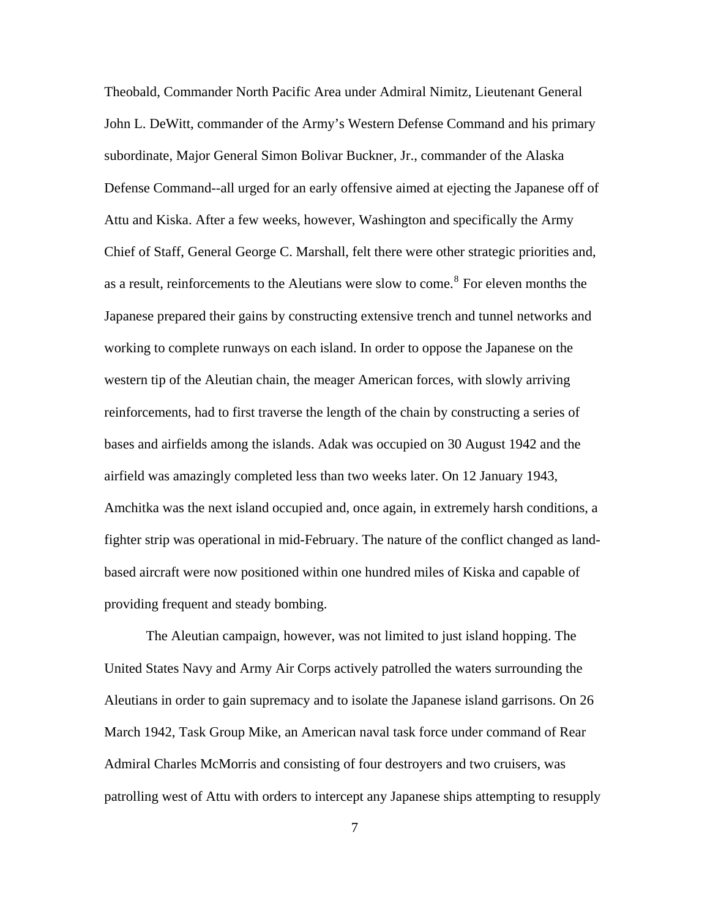Theobald, Commander North Pacific Area under Admiral Nimitz, Lieutenant General John L. DeWitt, commander of the Army's Western Defense Command and his primary subordinate, Major General Simon Bolivar Buckner, Jr., commander of the Alaska Defense Command--all urged for an early offensive aimed at ejecting the Japanese off of Attu and Kiska. After a few weeks, however, Washington and specifically the Army Chief of Staff, General George C. Marshall, felt there were other strategic priorities and, as a result, reinforcements to the Aleutians were slow to come.[8] For eleven months the Japanese prepared their gains by constructing extensive trench and tunnel networks and working to complete runways on each island. In order to oppose the Japanese on the western tip of the Aleutian chain, the meager American forces, with slowly arriving reinforcements, had to first traverse the length of the chain by constructing a series of bases and airfields among the islands. Adak was occupied on 30 August 1942 and the airfield was amazingly completed less than two weeks later. On 12 January 1943, Amchitka was the next island occupied and, once again, in extremely harsh conditions, a fighter strip was operational in mid-February. The nature of the conflict changed as land-based aircraft were now positioned within one hundred miles of Kiska and capable of providing frequent and steady bombing.

The Aleutian campaign, however, was not limited to just island hopping. The United States Navy and Army Air Corps actively patrolled the waters surrounding the Aleutians in order to gain supremacy and to isolate the Japanese island garrisons. On 26 March 1942, Task Group Mike, an American naval task force under command of Rear Admiral Charles McMorris and consisting of four destroyers and two cruisers, was patrolling west of Attu with orders to intercept any Japanese ships attempting to resupply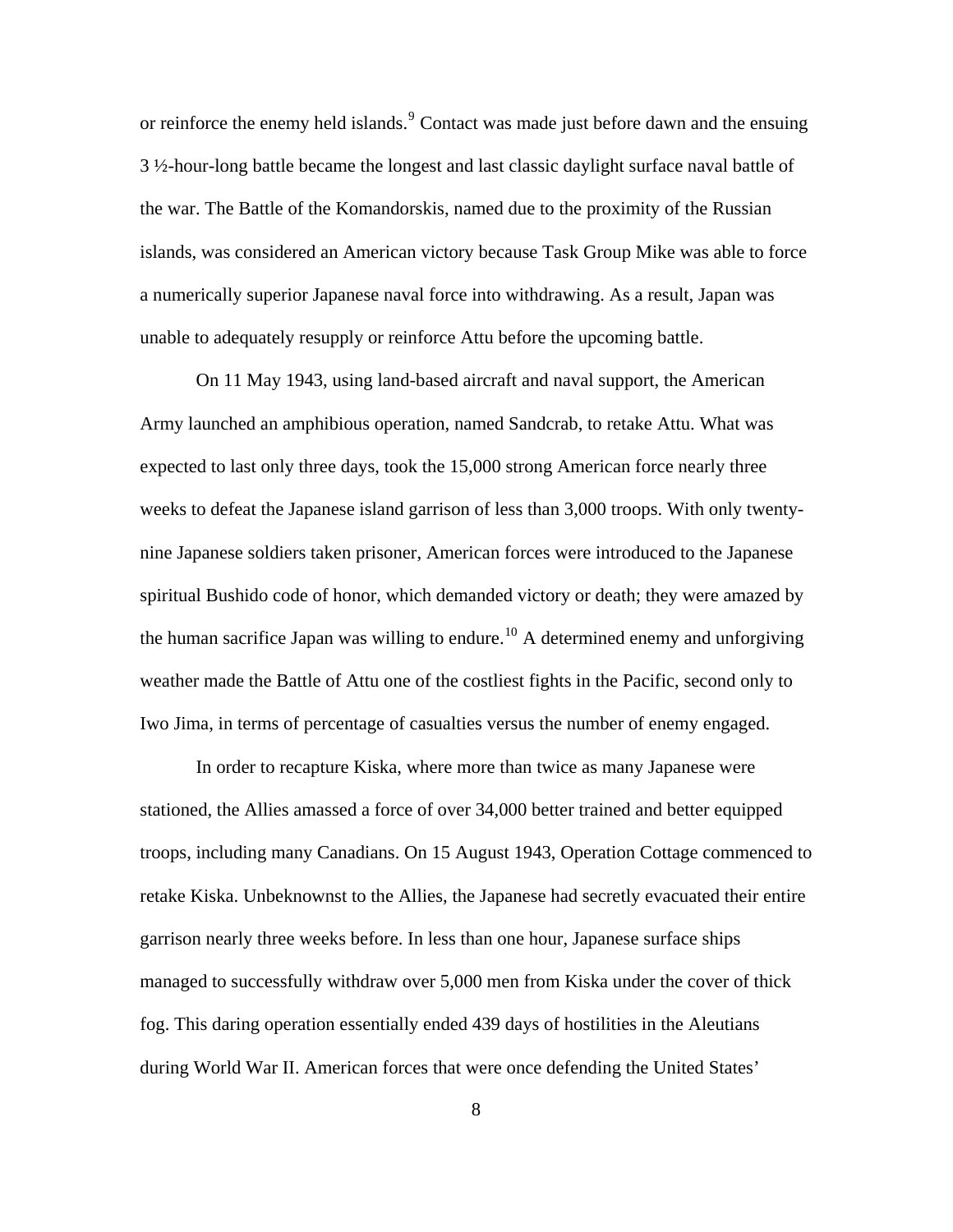or reinforce the enemy held islands.[9] Contact was made just before dawn and the ensuing 3 ½-hour-long battle became the longest and last classic daylight surface naval battle of the war. The Battle of the Komandorskis, named due to the proximity of the Russian islands, was considered an American victory because Task Group Mike was able to force a numerically superior Japanese naval force into withdrawing. As a result, Japan was unable to adequately resupply or reinforce Attu before the upcoming battle.

On 11 May 1943, using land-based aircraft and naval support, the American Army launched an amphibious operation, named Sandcrab, to retake Attu. What was expected to last only three days, took the 15,000 strong American force nearly three weeks to defeat the Japanese island garrison of less than 3,000 troops. With only twenty-nine Japanese soldiers taken prisoner, American forces were introduced to the Japanese spiritual Bushido code of honor, which demanded victory or death; they were amazed by the human sacrifice Japan was willing to endure.[10] A determined enemy and unforgiving weather made the Battle of Attu one of the costliest fights in the Pacific, second only to Iwo Jima, in terms of percentage of casualties versus the number of enemy engaged.

In order to recapture Kiska, where more than twice as many Japanese were stationed, the Allies amassed a force of over 34,000 better trained and better equipped troops, including many Canadians. On 15 August 1943, Operation Cottage commenced to retake Kiska. Unbeknownst to the Allies, the Japanese had secretly evacuated their entire garrison nearly three weeks before. In less than one hour, Japanese surface ships managed to successfully withdraw over 5,000 men from Kiska under the cover of thick fog. This daring operation essentially ended 439 days of hostilities in the Aleutians during World War II. American forces that were once defending the United States'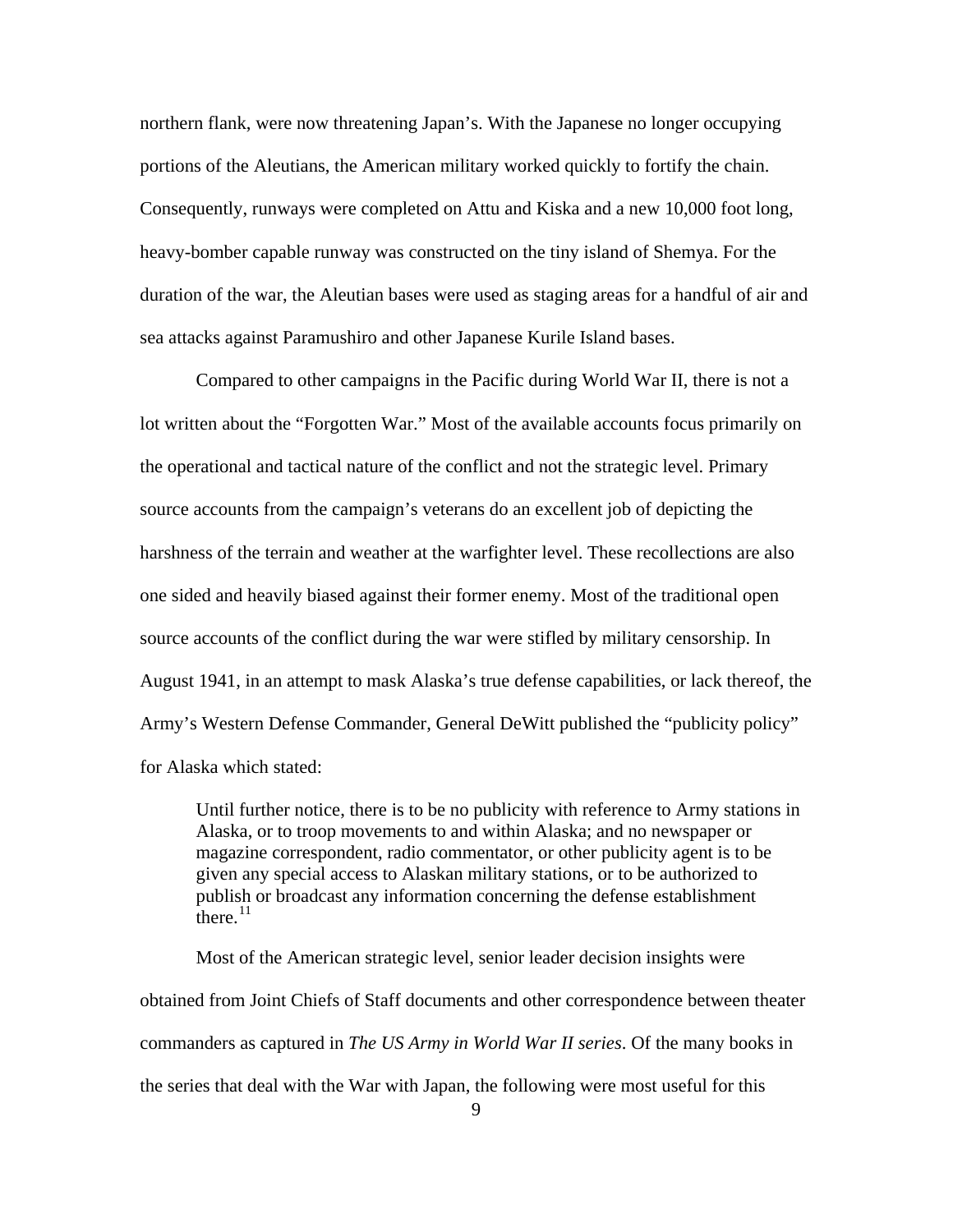northern flank, were now threatening Japan's. With the Japanese no longer occupying portions of the Aleutians, the American military worked quickly to fortify the chain. Consequently, runways were completed on Attu and Kiska and a new 10,000 foot long, heavy-bomber capable runway was constructed on the tiny island of Shemya. For the duration of the war, the Aleutian bases were used as staging areas for a handful of air and sea attacks against Paramushiro and other Japanese Kurile Island bases.

Compared to other campaigns in the Pacific during World War II, there is not a lot written about the "Forgotten War." Most of the available accounts focus primarily on the operational and tactical nature of the conflict and not the strategic level. Primary source accounts from the campaign's veterans do an excellent job of depicting the harshness of the terrain and weather at the warfighter level. These recollections are also one sided and heavily biased against their former enemy. Most of the traditional open source accounts of the conflict during the war were stifled by military censorship. In August 1941, in an attempt to mask Alaska's true defense capabilities, or lack thereof, the Army's Western Defense Commander, General DeWitt published the "publicity policy" for Alaska which stated:

> Until further notice, there is to be no publicity with reference to Army stations in Alaska, or to troop movements to and within Alaska; and no newspaper or magazine correspondent, radio commentator, or other publicity agent is to be given any special access to Alaskan military stations, or to be authorized to publish or broadcast any information concerning the defense establishment there.[11]

Most of the American strategic level, senior leader decision insights were obtained from Joint Chiefs of Staff documents and other correspondence between theater commanders as captured in *The US Army in World War II series*. Of the many books in the series that deal with the War with Japan, the following were most useful for this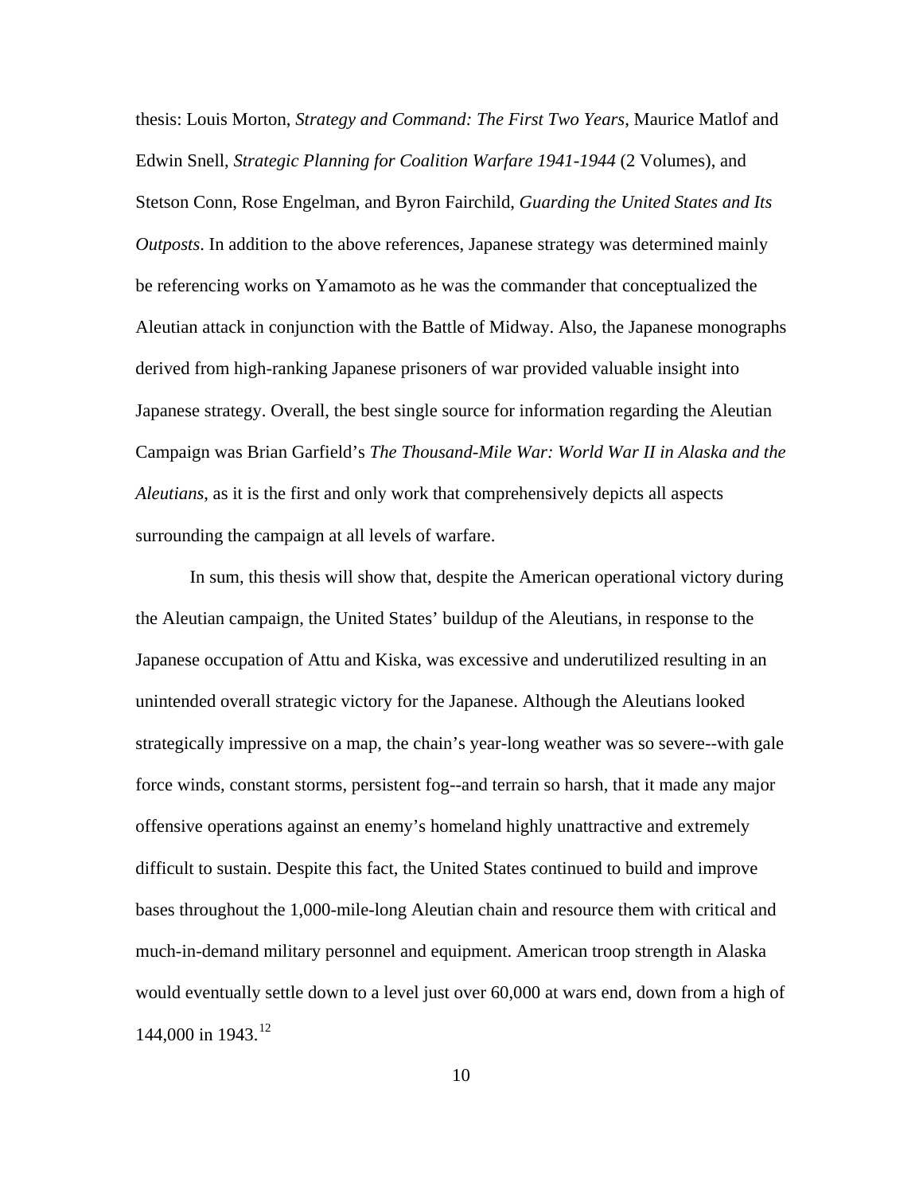thesis: Louis Morton, *Strategy and Command: The First Two Years*, Maurice Matlof and Edwin Snell, *Strategic Planning for Coalition Warfare 1941-1944* (2 Volumes), and Stetson Conn, Rose Engelman, and Byron Fairchild, *Guarding the United States and Its Outposts*. In addition to the above references, Japanese strategy was determined mainly be referencing works on Yamamoto as he was the commander that conceptualized the Aleutian attack in conjunction with the Battle of Midway. Also, the Japanese monographs derived from high-ranking Japanese prisoners of war provided valuable insight into Japanese strategy. Overall, the best single source for information regarding the Aleutian Campaign was Brian Garfield's *The Thousand-Mile War: World War II in Alaska and the Aleutians*, as it is the first and only work that comprehensively depicts all aspects surrounding the campaign at all levels of warfare.

In sum, this thesis will show that, despite the American operational victory during the Aleutian campaign, the United States' buildup of the Aleutians, in response to the Japanese occupation of Attu and Kiska, was excessive and underutilized resulting in an unintended overall strategic victory for the Japanese. Although the Aleutians looked strategically impressive on a map, the chain's year-long weather was so severe--with gale force winds, constant storms, persistent fog--and terrain so harsh, that it made any major offensive operations against an enemy's homeland highly unattractive and extremely difficult to sustain. Despite this fact, the United States continued to build and improve bases throughout the 1,000-mile-long Aleutian chain and resource them with critical and much-in-demand military personnel and equipment. American troop strength in Alaska would eventually settle down to a level just over 60,000 at wars end, down from a high of 144,000 in 1943.[12]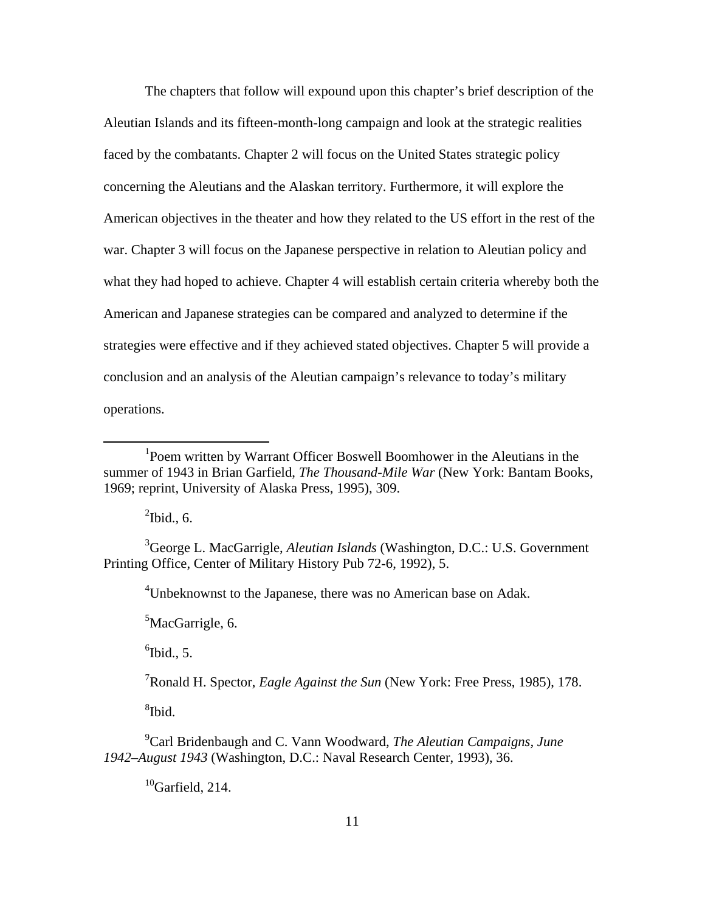The chapters that follow will expound upon this chapter's brief description of the Aleutian Islands and its fifteen-month-long campaign and look at the strategic realities faced by the combatants. Chapter 2 will focus on the United States strategic policy concerning the Aleutians and the Alaskan territory. Furthermore, it will explore the American objectives in the theater and how they related to the US effort in the rest of the war. Chapter 3 will focus on the Japanese perspective in relation to Aleutian policy and what they had hoped to achieve. Chapter 4 will establish certain criteria whereby both the American and Japanese strategies can be compared and analyzed to determine if the strategies were effective and if they achieved stated objectives. Chapter 5 will provide a conclusion and an analysis of the Aleutian campaign's relevance to today's military operations.

---

[1]Poem written by Warrant Officer Boswell Boomhower in the Aleutians in the summer of 1943 in Brian Garfield, *The Thousand-Mile War* (New York: Bantam Books, 1969; reprint, University of Alaska Press, 1995), 309.

[2]Ibid., 6.

[3]George L. MacGarrigle, *Aleutian Islands* (Washington, D.C.: U.S. Government Printing Office, Center of Military History Pub 72-6, 1992), 5.

[4]Unbeknownst to the Japanese, there was no American base on Adak.

[5]MacGarrigle, 6.

[6]Ibid., 5.

[7]Ronald H. Spector, *Eagle Against the Sun* (New York: Free Press, 1985), 178.

[8]Ibid.

[9]Carl Bridenbaugh and C. Vann Woodward, *The Aleutian Campaigns, June 1942–August 1943* (Washington, D.C.: Naval Research Center, 1993), 36.

[10]Garfield, 214.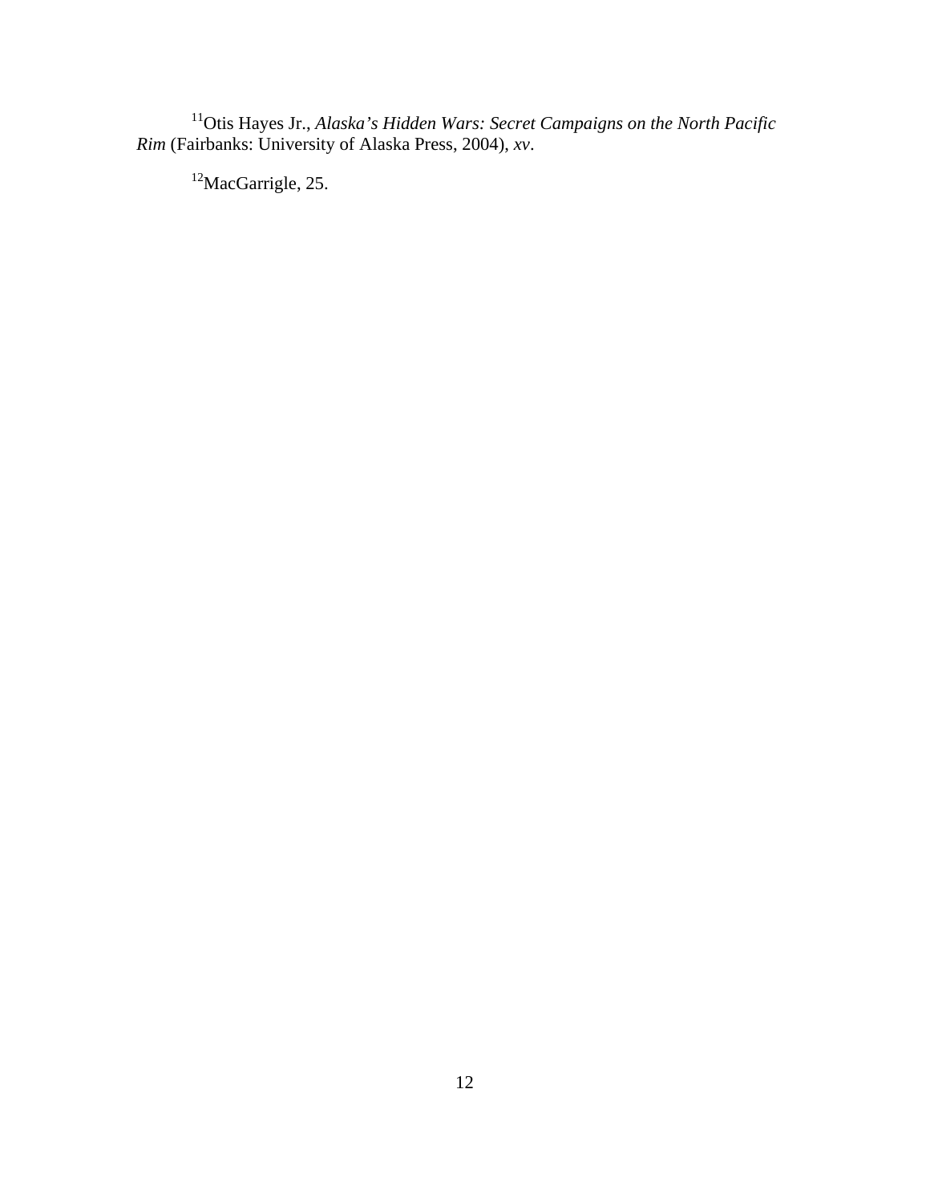[11]Otis Hayes Jr., *Alaska's Hidden Wars: Secret Campaigns on the North Pacific Rim* (Fairbanks: University of Alaska Press, 2004), *xv*.

[12]MacGarrigle, 25.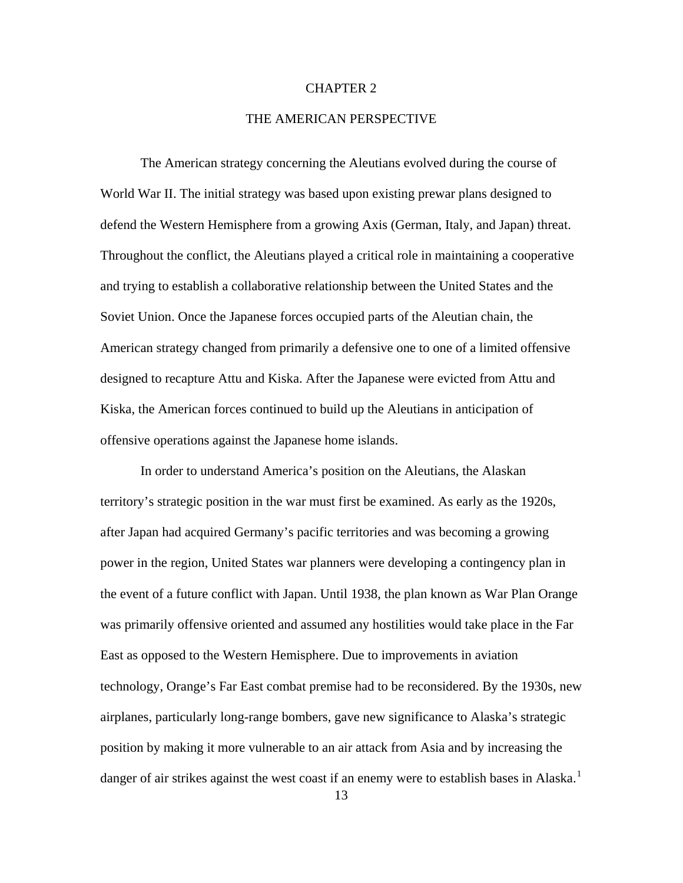# CHAPTER 2

## THE AMERICAN PERSPECTIVE

The American strategy concerning the Aleutians evolved during the course of World War II. The initial strategy was based upon existing prewar plans designed to defend the Western Hemisphere from a growing Axis (German, Italy, and Japan) threat. Throughout the conflict, the Aleutians played a critical role in maintaining a cooperative and trying to establish a collaborative relationship between the United States and the Soviet Union. Once the Japanese forces occupied parts of the Aleutian chain, the American strategy changed from primarily a defensive one to one of a limited offensive designed to recapture Attu and Kiska. After the Japanese were evicted from Attu and Kiska, the American forces continued to build up the Aleutians in anticipation of offensive operations against the Japanese home islands.

In order to understand America's position on the Aleutians, the Alaskan territory's strategic position in the war must first be examined. As early as the 1920s, after Japan had acquired Germany's pacific territories and was becoming a growing power in the region, United States war planners were developing a contingency plan in the event of a future conflict with Japan. Until 1938, the plan known as War Plan Orange was primarily offensive oriented and assumed any hostilities would take place in the Far East as opposed to the Western Hemisphere. Due to improvements in aviation technology, Orange's Far East combat premise had to be reconsidered. By the 1930s, new airplanes, particularly long-range bombers, gave new significance to Alaska's strategic position by making it more vulnerable to an air attack from Asia and by increasing the danger of air strikes against the west coast if an enemy were to establish bases in Alaska.[1]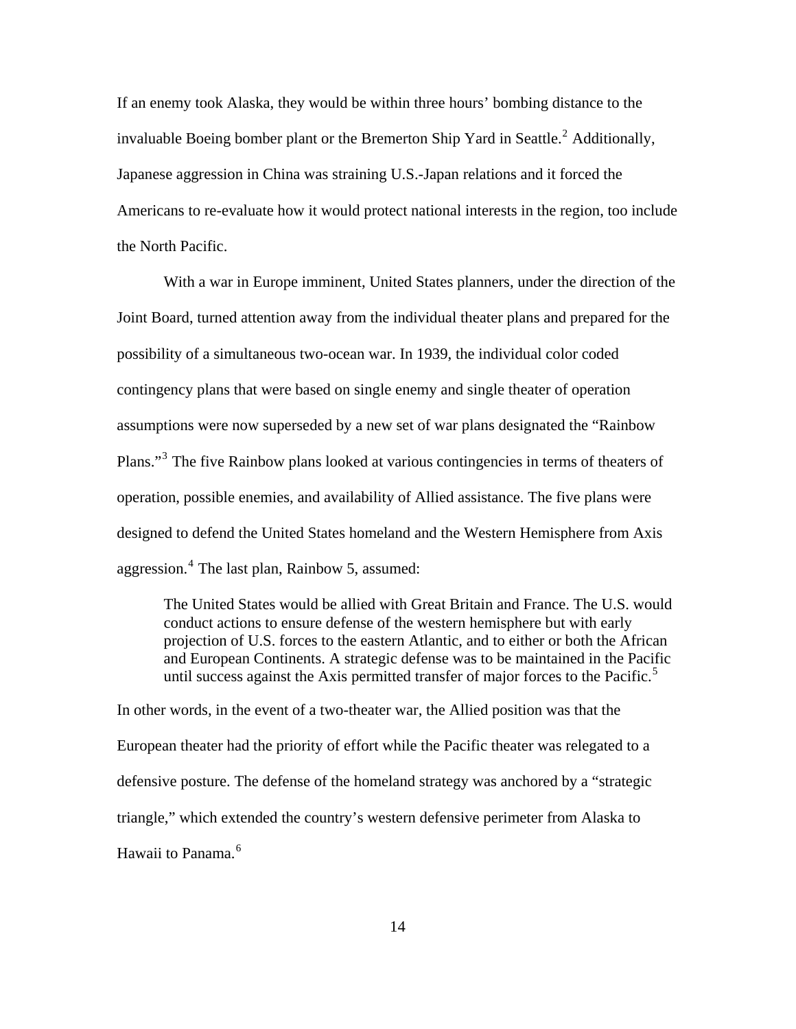If an enemy took Alaska, they would be within three hours' bombing distance to the invaluable Boeing bomber plant or the Bremerton Ship Yard in Seattle.[2] Additionally, Japanese aggression in China was straining U.S.-Japan relations and it forced the Americans to re-evaluate how it would protect national interests in the region, too include the North Pacific.

With a war in Europe imminent, United States planners, under the direction of the Joint Board, turned attention away from the individual theater plans and prepared for the possibility of a simultaneous two-ocean war. In 1939, the individual color coded contingency plans that were based on single enemy and single theater of operation assumptions were now superseded by a new set of war plans designated the "Rainbow Plans."[3] The five Rainbow plans looked at various contingencies in terms of theaters of operation, possible enemies, and availability of Allied assistance. The five plans were designed to defend the United States homeland and the Western Hemisphere from Axis aggression.[4] The last plan, Rainbow 5, assumed:

> The United States would be allied with Great Britain and France. The U.S. would conduct actions to ensure defense of the western hemisphere but with early projection of U.S. forces to the eastern Atlantic, and to either or both the African and European Continents. A strategic defense was to be maintained in the Pacific until success against the Axis permitted transfer of major forces to the Pacific.[5]

In other words, in the event of a two-theater war, the Allied position was that the European theater had the priority of effort while the Pacific theater was relegated to a defensive posture. The defense of the homeland strategy was anchored by a "strategic triangle," which extended the country's western defensive perimeter from Alaska to Hawaii to Panama.[6]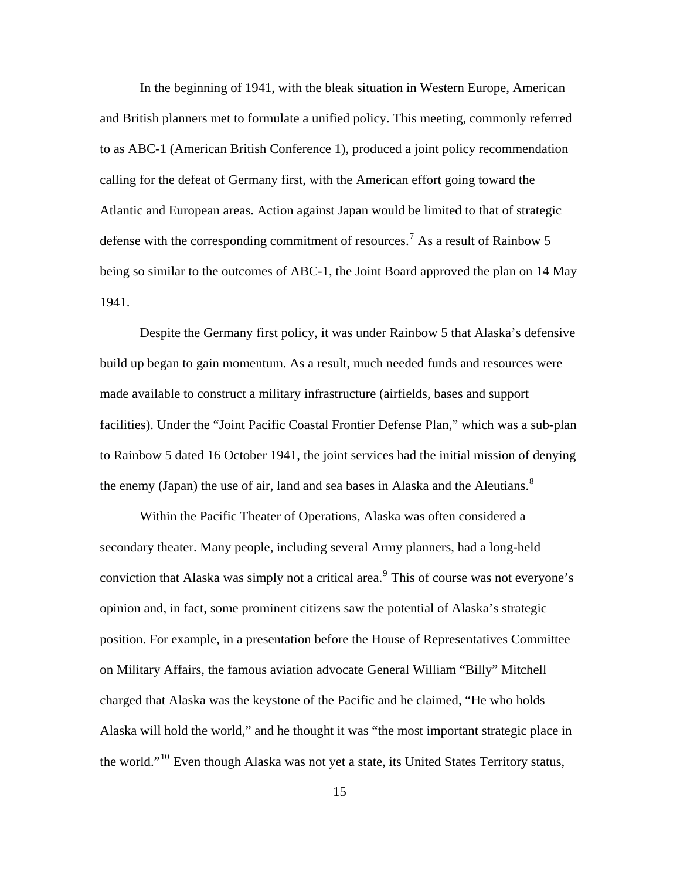In the beginning of 1941, with the bleak situation in Western Europe, American and British planners met to formulate a unified policy. This meeting, commonly referred to as ABC-1 (American British Conference 1), produced a joint policy recommendation calling for the defeat of Germany first, with the American effort going toward the Atlantic and European areas. Action against Japan would be limited to that of strategic defense with the corresponding commitment of resources.[7] As a result of Rainbow 5 being so similar to the outcomes of ABC-1, the Joint Board approved the plan on 14 May 1941.

Despite the Germany first policy, it was under Rainbow 5 that Alaska's defensive build up began to gain momentum. As a result, much needed funds and resources were made available to construct a military infrastructure (airfields, bases and support facilities). Under the "Joint Pacific Coastal Frontier Defense Plan," which was a sub-plan to Rainbow 5 dated 16 October 1941, the joint services had the initial mission of denying the enemy (Japan) the use of air, land and sea bases in Alaska and the Aleutians.[8]

Within the Pacific Theater of Operations, Alaska was often considered a secondary theater. Many people, including several Army planners, had a long-held conviction that Alaska was simply not a critical area.[9] This of course was not everyone's opinion and, in fact, some prominent citizens saw the potential of Alaska's strategic position. For example, in a presentation before the House of Representatives Committee on Military Affairs, the famous aviation advocate General William "Billy" Mitchell charged that Alaska was the keystone of the Pacific and he claimed, "He who holds Alaska will hold the world," and he thought it was "the most important strategic place in the world."[10] Even though Alaska was not yet a state, its United States Territory status,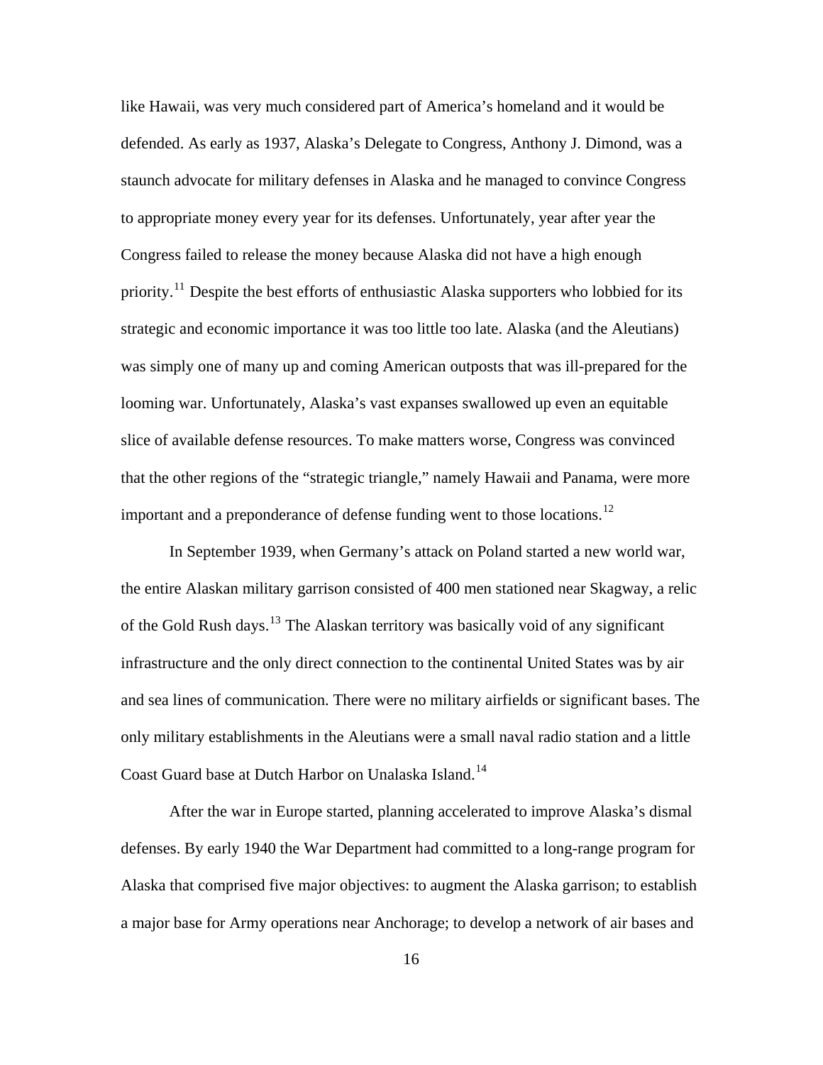like Hawaii, was very much considered part of America's homeland and it would be defended. As early as 1937, Alaska's Delegate to Congress, Anthony J. Dimond, was a staunch advocate for military defenses in Alaska and he managed to convince Congress to appropriate money every year for its defenses. Unfortunately, year after year the Congress failed to release the money because Alaska did not have a high enough priority.[11] Despite the best efforts of enthusiastic Alaska supporters who lobbied for its strategic and economic importance it was too little too late. Alaska (and the Aleutians) was simply one of many up and coming American outposts that was ill-prepared for the looming war. Unfortunately, Alaska's vast expanses swallowed up even an equitable slice of available defense resources. To make matters worse, Congress was convinced that the other regions of the "strategic triangle," namely Hawaii and Panama, were more important and a preponderance of defense funding went to those locations.[12]

In September 1939, when Germany's attack on Poland started a new world war, the entire Alaskan military garrison consisted of 400 men stationed near Skagway, a relic of the Gold Rush days.[13] The Alaskan territory was basically void of any significant infrastructure and the only direct connection to the continental United States was by air and sea lines of communication. There were no military airfields or significant bases. The only military establishments in the Aleutians were a small naval radio station and a little Coast Guard base at Dutch Harbor on Unalaska Island.[14]

After the war in Europe started, planning accelerated to improve Alaska's dismal defenses. By early 1940 the War Department had committed to a long-range program for Alaska that comprised five major objectives: to augment the Alaska garrison; to establish a major base for Army operations near Anchorage; to develop a network of air bases and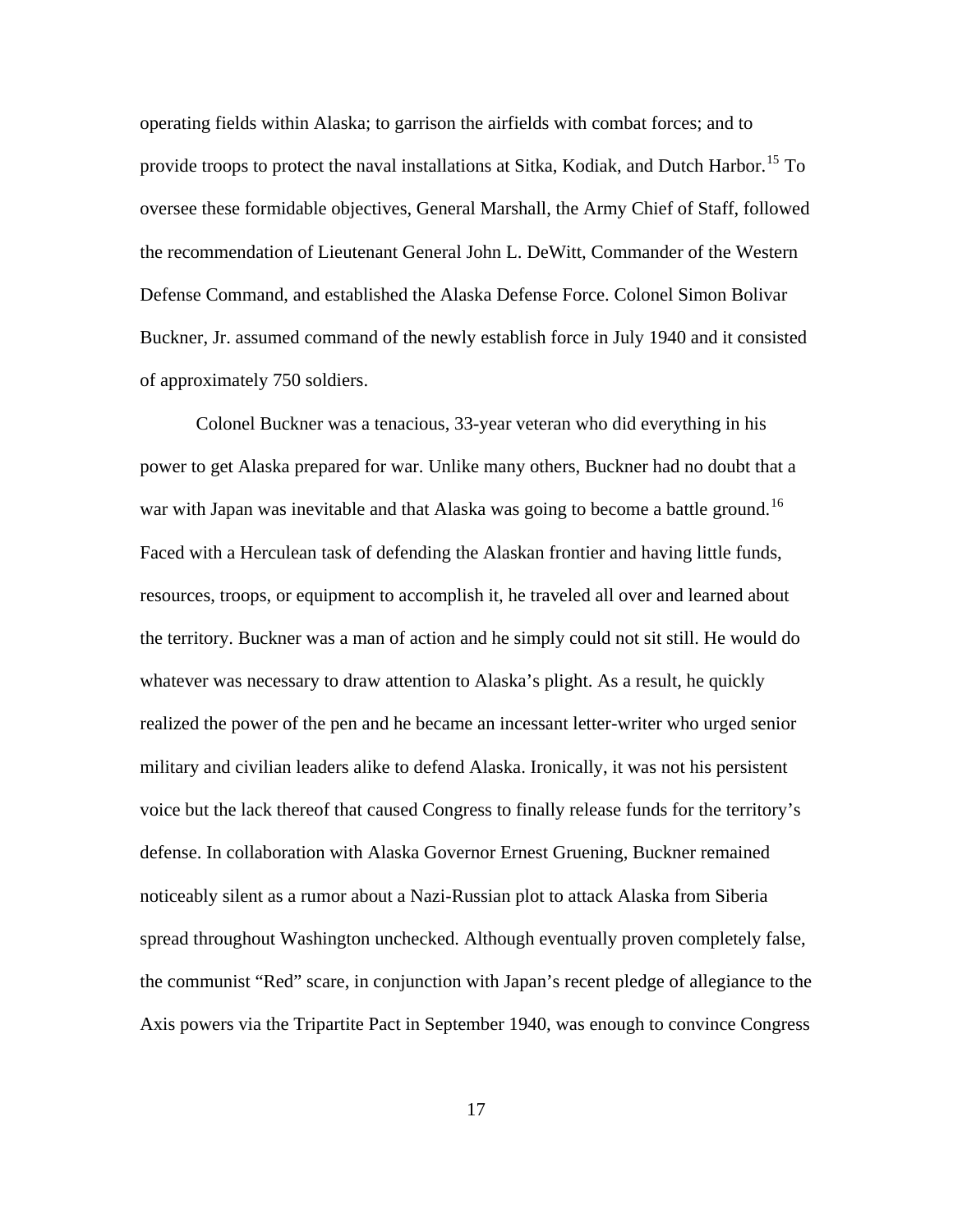operating fields within Alaska; to garrison the airfields with combat forces; and to provide troops to protect the naval installations at Sitka, Kodiak, and Dutch Harbor.[15] To oversee these formidable objectives, General Marshall, the Army Chief of Staff, followed the recommendation of Lieutenant General John L. DeWitt, Commander of the Western Defense Command, and established the Alaska Defense Force. Colonel Simon Bolivar Buckner, Jr. assumed command of the newly establish force in July 1940 and it consisted of approximately 750 soldiers.

Colonel Buckner was a tenacious, 33-year veteran who did everything in his power to get Alaska prepared for war. Unlike many others, Buckner had no doubt that a war with Japan was inevitable and that Alaska was going to become a battle ground.[16] Faced with a Herculean task of defending the Alaskan frontier and having little funds, resources, troops, or equipment to accomplish it, he traveled all over and learned about the territory. Buckner was a man of action and he simply could not sit still. He would do whatever was necessary to draw attention to Alaska's plight. As a result, he quickly realized the power of the pen and he became an incessant letter-writer who urged senior military and civilian leaders alike to defend Alaska. Ironically, it was not his persistent voice but the lack thereof that caused Congress to finally release funds for the territory's defense. In collaboration with Alaska Governor Ernest Gruening, Buckner remained noticeably silent as a rumor about a Nazi-Russian plot to attack Alaska from Siberia spread throughout Washington unchecked. Although eventually proven completely false, the communist "Red" scare, in conjunction with Japan's recent pledge of allegiance to the Axis powers via the Tripartite Pact in September 1940, was enough to convince Congress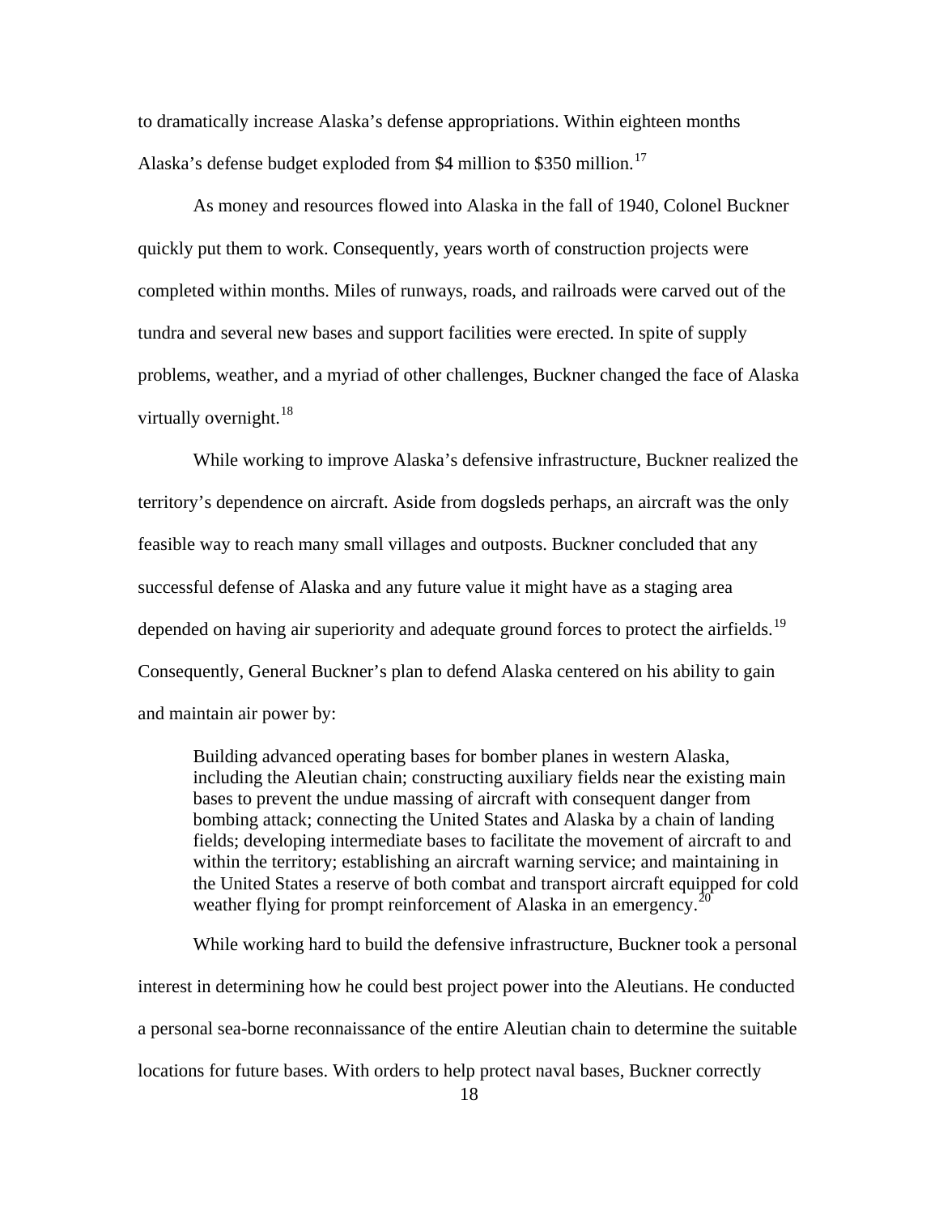to dramatically increase Alaska's defense appropriations. Within eighteen months Alaska's defense budget exploded from $4 million to $350 million.[17]

As money and resources flowed into Alaska in the fall of 1940, Colonel Buckner quickly put them to work. Consequently, years worth of construction projects were completed within months. Miles of runways, roads, and railroads were carved out of the tundra and several new bases and support facilities were erected. In spite of supply problems, weather, and a myriad of other challenges, Buckner changed the face of Alaska virtually overnight.[18]

While working to improve Alaska's defensive infrastructure, Buckner realized the territory's dependence on aircraft. Aside from dogsleds perhaps, an aircraft was the only feasible way to reach many small villages and outposts. Buckner concluded that any successful defense of Alaska and any future value it might have as a staging area depended on having air superiority and adequate ground forces to protect the airfields.[19] Consequently, General Buckner's plan to defend Alaska centered on his ability to gain and maintain air power by:

> Building advanced operating bases for bomber planes in western Alaska, including the Aleutian chain; constructing auxiliary fields near the existing main bases to prevent the undue massing of aircraft with consequent danger from bombing attack; connecting the United States and Alaska by a chain of landing fields; developing intermediate bases to facilitate the movement of aircraft to and within the territory; establishing an aircraft warning service; and maintaining in the United States a reserve of both combat and transport aircraft equipped for cold weather flying for prompt reinforcement of Alaska in an emergency.[20]

While working hard to build the defensive infrastructure, Buckner took a personal interest in determining how he could best project power into the Aleutians. He conducted a personal sea-borne reconnaissance of the entire Aleutian chain to determine the suitable locations for future bases. With orders to help protect naval bases, Buckner correctly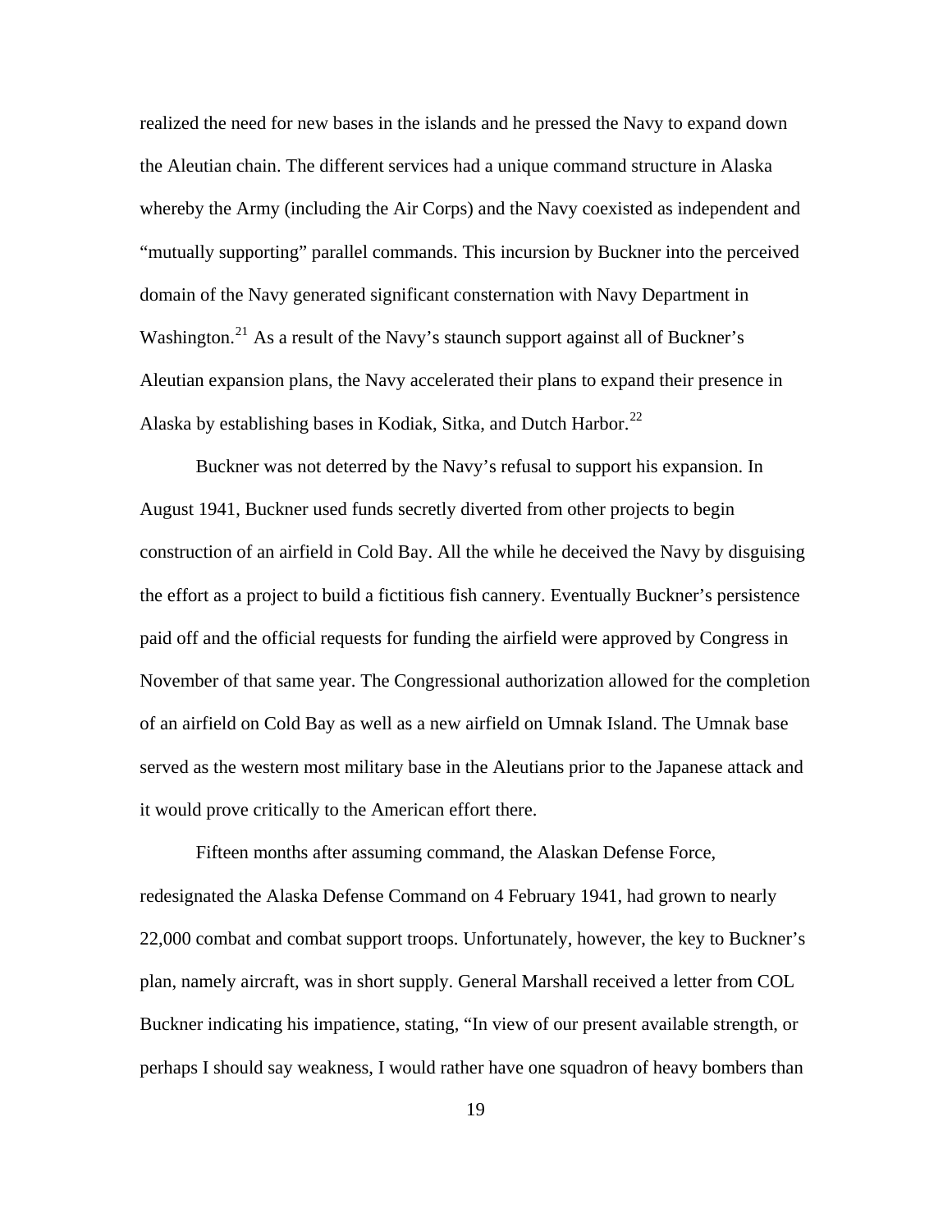realized the need for new bases in the islands and he pressed the Navy to expand down the Aleutian chain. The different services had a unique command structure in Alaska whereby the Army (including the Air Corps) and the Navy coexisted as independent and "mutually supporting" parallel commands. This incursion by Buckner into the perceived domain of the Navy generated significant consternation with Navy Department in Washington.[21] As a result of the Navy's staunch support against all of Buckner's Aleutian expansion plans, the Navy accelerated their plans to expand their presence in Alaska by establishing bases in Kodiak, Sitka, and Dutch Harbor.[22]

Buckner was not deterred by the Navy's refusal to support his expansion. In August 1941, Buckner used funds secretly diverted from other projects to begin construction of an airfield in Cold Bay. All the while he deceived the Navy by disguising the effort as a project to build a fictitious fish cannery. Eventually Buckner's persistence paid off and the official requests for funding the airfield were approved by Congress in November of that same year. The Congressional authorization allowed for the completion of an airfield on Cold Bay as well as a new airfield on Umnak Island. The Umnak base served as the western most military base in the Aleutians prior to the Japanese attack and it would prove critically to the American effort there.

Fifteen months after assuming command, the Alaskan Defense Force, redesignated the Alaska Defense Command on 4 February 1941, had grown to nearly 22,000 combat and combat support troops. Unfortunately, however, the key to Buckner's plan, namely aircraft, was in short supply. General Marshall received a letter from COL Buckner indicating his impatience, stating, "In view of our present available strength, or perhaps I should say weakness, I would rather have one squadron of heavy bombers than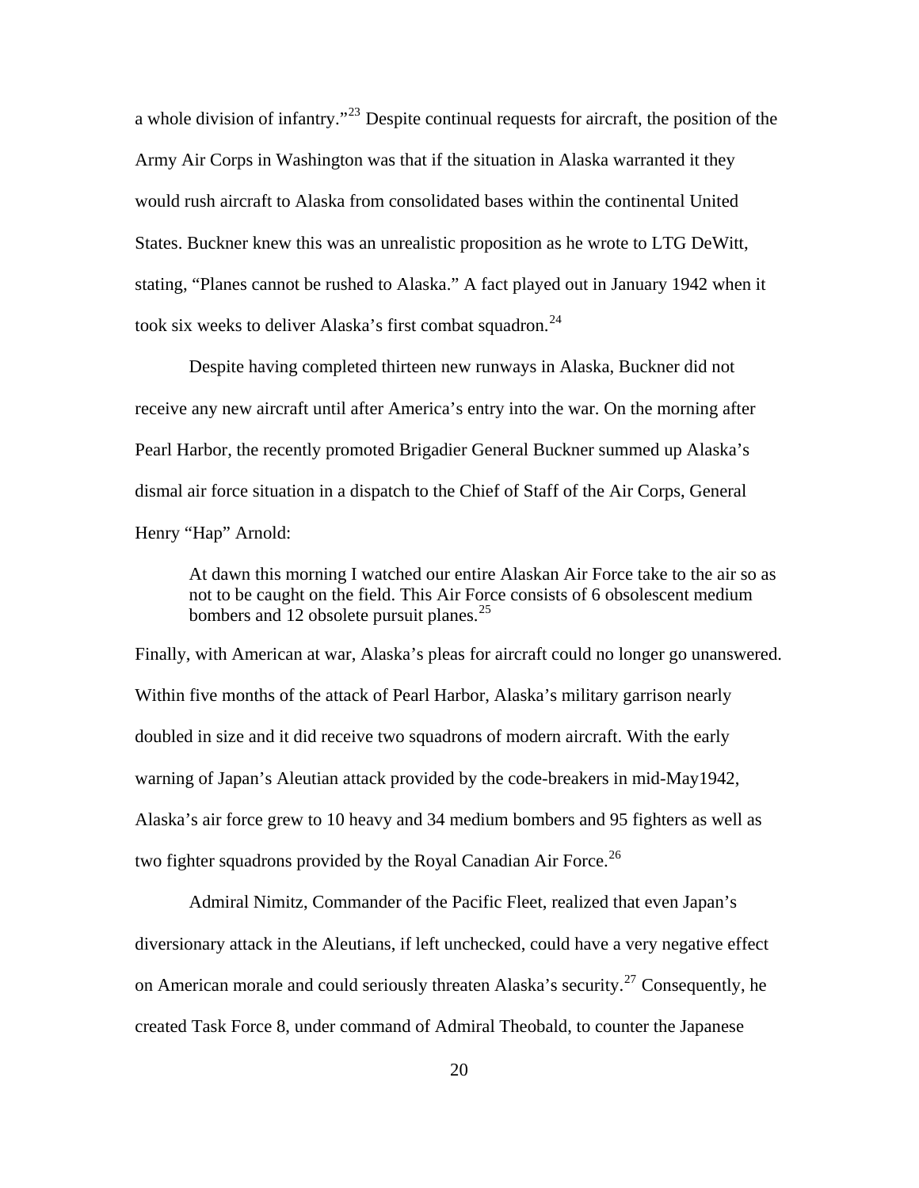a whole division of infantry."[23] Despite continual requests for aircraft, the position of the Army Air Corps in Washington was that if the situation in Alaska warranted it they would rush aircraft to Alaska from consolidated bases within the continental United States. Buckner knew this was an unrealistic proposition as he wrote to LTG DeWitt, stating, "Planes cannot be rushed to Alaska." A fact played out in January 1942 when it took six weeks to deliver Alaska's first combat squadron.[24]

Despite having completed thirteen new runways in Alaska, Buckner did not receive any new aircraft until after America's entry into the war. On the morning after Pearl Harbor, the recently promoted Brigadier General Buckner summed up Alaska's dismal air force situation in a dispatch to the Chief of Staff of the Air Corps, General Henry "Hap" Arnold:

> At dawn this morning I watched our entire Alaskan Air Force take to the air so as not to be caught on the field. This Air Force consists of 6 obsolescent medium bombers and 12 obsolete pursuit planes.[25]

Finally, with American at war, Alaska's pleas for aircraft could no longer go unanswered. Within five months of the attack of Pearl Harbor, Alaska's military garrison nearly doubled in size and it did receive two squadrons of modern aircraft. With the early warning of Japan's Aleutian attack provided by the code-breakers in mid-May1942, Alaska's air force grew to 10 heavy and 34 medium bombers and 95 fighters as well as two fighter squadrons provided by the Royal Canadian Air Force.[26]

Admiral Nimitz, Commander of the Pacific Fleet, realized that even Japan's diversionary attack in the Aleutians, if left unchecked, could have a very negative effect on American morale and could seriously threaten Alaska's security.[27] Consequently, he created Task Force 8, under command of Admiral Theobald, to counter the Japanese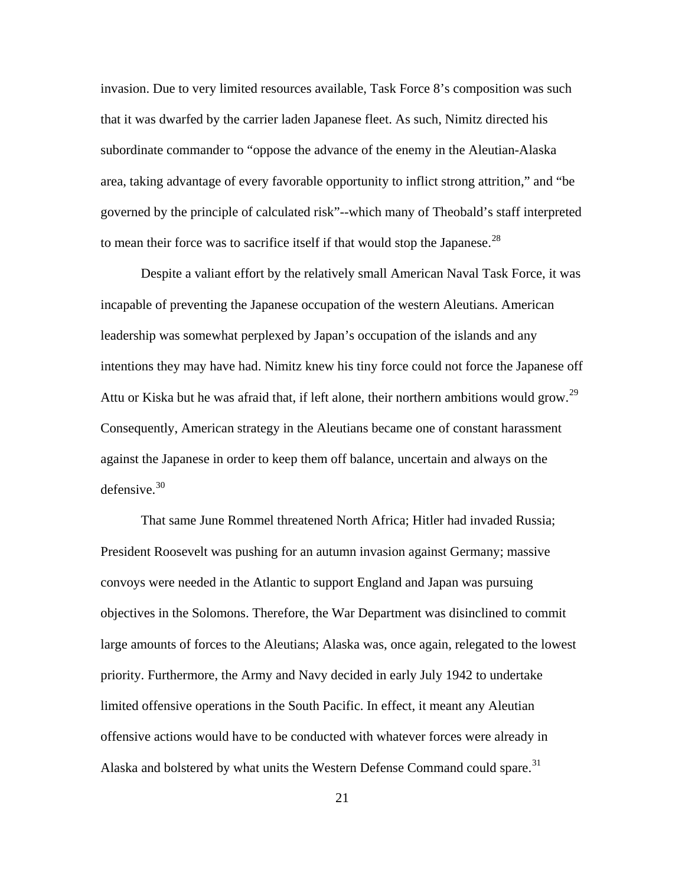invasion. Due to very limited resources available, Task Force 8's composition was such that it was dwarfed by the carrier laden Japanese fleet. As such, Nimitz directed his subordinate commander to "oppose the advance of the enemy in the Aleutian-Alaska area, taking advantage of every favorable opportunity to inflict strong attrition," and "be governed by the principle of calculated risk"--which many of Theobald's staff interpreted to mean their force was to sacrifice itself if that would stop the Japanese.[28]

Despite a valiant effort by the relatively small American Naval Task Force, it was incapable of preventing the Japanese occupation of the western Aleutians. American leadership was somewhat perplexed by Japan's occupation of the islands and any intentions they may have had. Nimitz knew his tiny force could not force the Japanese off Attu or Kiska but he was afraid that, if left alone, their northern ambitions would grow.[29] Consequently, American strategy in the Aleutians became one of constant harassment against the Japanese in order to keep them off balance, uncertain and always on the defensive.[30]

That same June Rommel threatened North Africa; Hitler had invaded Russia; President Roosevelt was pushing for an autumn invasion against Germany; massive convoys were needed in the Atlantic to support England and Japan was pursuing objectives in the Solomons. Therefore, the War Department was disinclined to commit large amounts of forces to the Aleutians; Alaska was, once again, relegated to the lowest priority. Furthermore, the Army and Navy decided in early July 1942 to undertake limited offensive operations in the South Pacific. In effect, it meant any Aleutian offensive actions would have to be conducted with whatever forces were already in Alaska and bolstered by what units the Western Defense Command could spare.[31]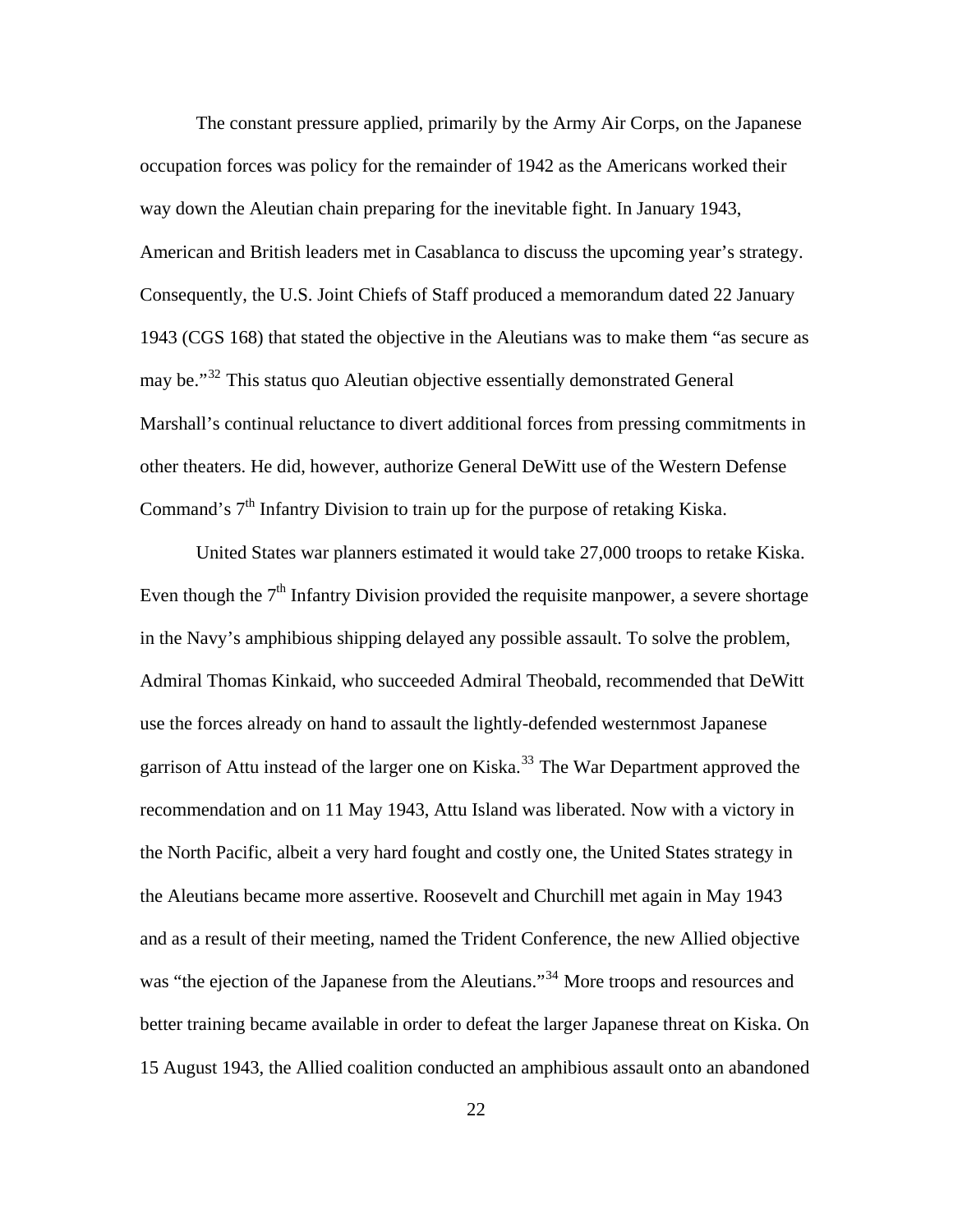The constant pressure applied, primarily by the Army Air Corps, on the Japanese occupation forces was policy for the remainder of 1942 as the Americans worked their way down the Aleutian chain preparing for the inevitable fight. In January 1943, American and British leaders met in Casablanca to discuss the upcoming year's strategy. Consequently, the U.S. Joint Chiefs of Staff produced a memorandum dated 22 January 1943 (CGS 168) that stated the objective in the Aleutians was to make them "as secure as may be."[32] This status quo Aleutian objective essentially demonstrated General Marshall's continual reluctance to divert additional forces from pressing commitments in other theaters. He did, however, authorize General DeWitt use of the Western Defense Command's 7th Infantry Division to train up for the purpose of retaking Kiska.

United States war planners estimated it would take 27,000 troops to retake Kiska. Even though the 7th Infantry Division provided the requisite manpower, a severe shortage in the Navy's amphibious shipping delayed any possible assault. To solve the problem, Admiral Thomas Kinkaid, who succeeded Admiral Theobald, recommended that DeWitt use the forces already on hand to assault the lightly-defended westernmost Japanese garrison of Attu instead of the larger one on Kiska.[33] The War Department approved the recommendation and on 11 May 1943, Attu Island was liberated. Now with a victory in the North Pacific, albeit a very hard fought and costly one, the United States strategy in the Aleutians became more assertive. Roosevelt and Churchill met again in May 1943 and as a result of their meeting, named the Trident Conference, the new Allied objective was "the ejection of the Japanese from the Aleutians."[34] More troops and resources and better training became available in order to defeat the larger Japanese threat on Kiska. On 15 August 1943, the Allied coalition conducted an amphibious assault onto an abandoned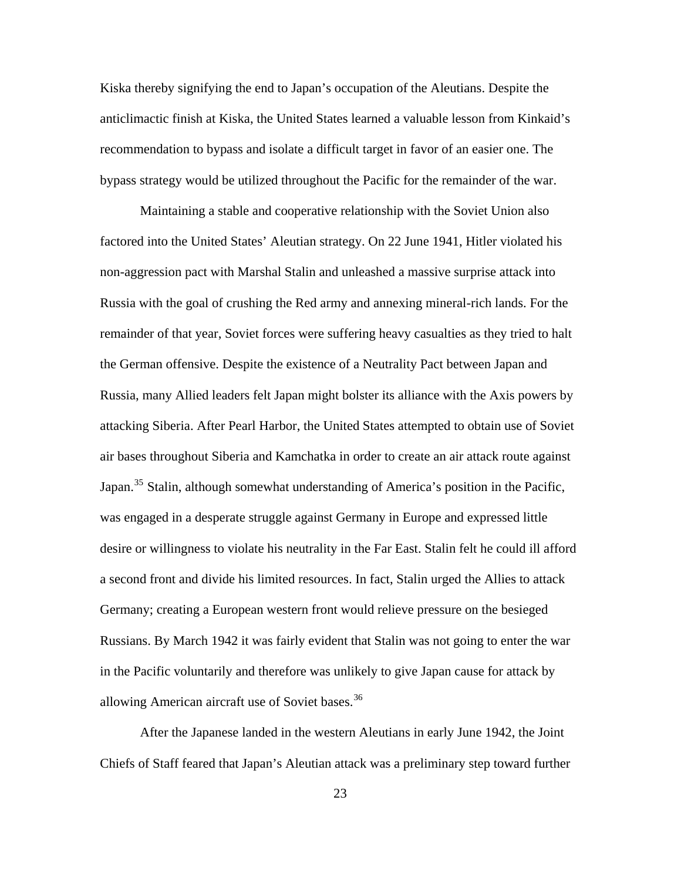Kiska thereby signifying the end to Japan's occupation of the Aleutians. Despite the anticlimactic finish at Kiska, the United States learned a valuable lesson from Kinkaid's recommendation to bypass and isolate a difficult target in favor of an easier one. The bypass strategy would be utilized throughout the Pacific for the remainder of the war.

Maintaining a stable and cooperative relationship with the Soviet Union also factored into the United States' Aleutian strategy. On 22 June 1941, Hitler violated his non-aggression pact with Marshal Stalin and unleashed a massive surprise attack into Russia with the goal of crushing the Red army and annexing mineral-rich lands. For the remainder of that year, Soviet forces were suffering heavy casualties as they tried to halt the German offensive. Despite the existence of a Neutrality Pact between Japan and Russia, many Allied leaders felt Japan might bolster its alliance with the Axis powers by attacking Siberia. After Pearl Harbor, the United States attempted to obtain use of Soviet air bases throughout Siberia and Kamchatka in order to create an air attack route against Japan.[35] Stalin, although somewhat understanding of America's position in the Pacific, was engaged in a desperate struggle against Germany in Europe and expressed little desire or willingness to violate his neutrality in the Far East. Stalin felt he could ill afford a second front and divide his limited resources. In fact, Stalin urged the Allies to attack Germany; creating a European western front would relieve pressure on the besieged Russians. By March 1942 it was fairly evident that Stalin was not going to enter the war in the Pacific voluntarily and therefore was unlikely to give Japan cause for attack by allowing American aircraft use of Soviet bases.[36]

After the Japanese landed in the western Aleutians in early June 1942, the Joint Chiefs of Staff feared that Japan's Aleutian attack was a preliminary step toward further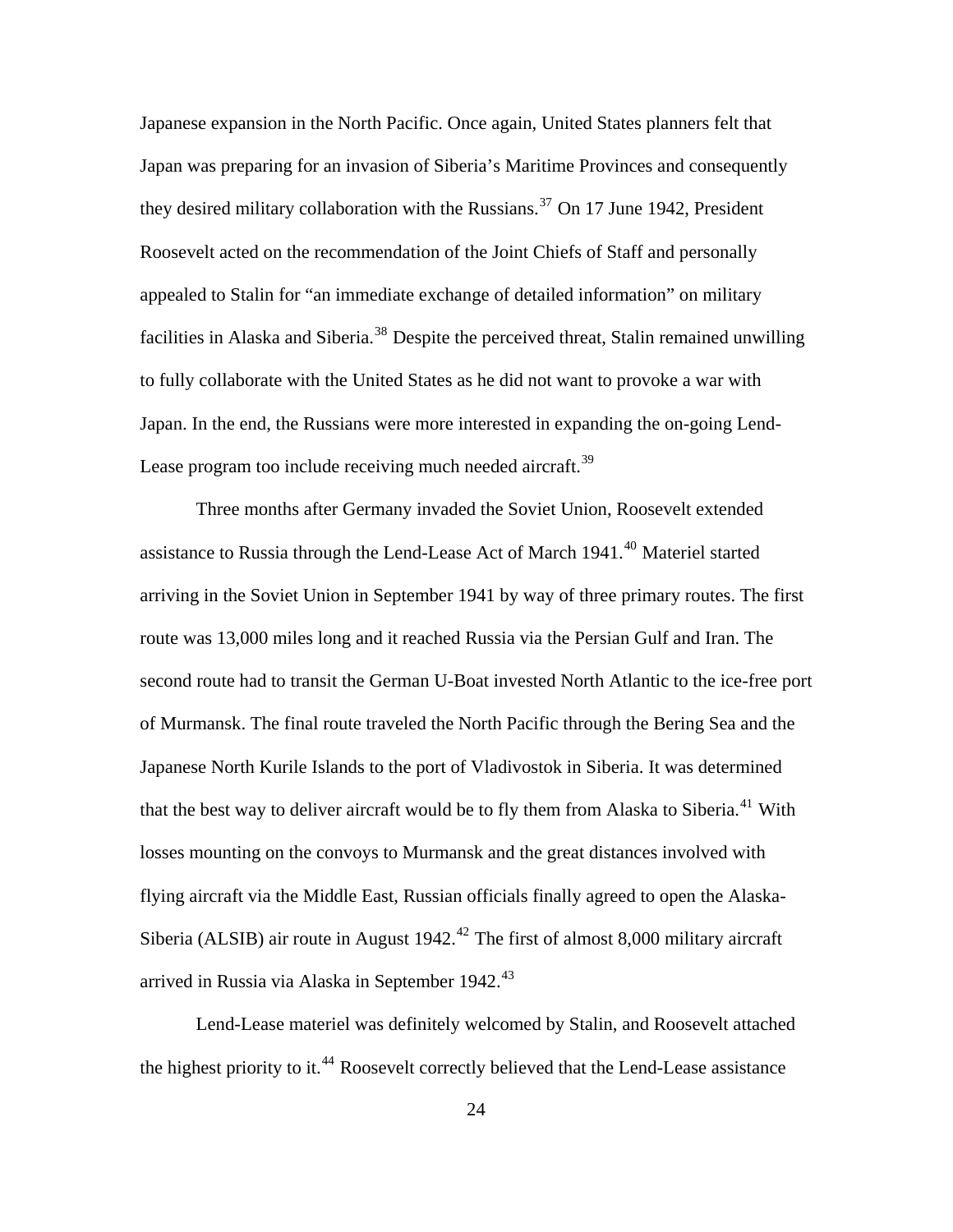Japanese expansion in the North Pacific. Once again, United States planners felt that Japan was preparing for an invasion of Siberia's Maritime Provinces and consequently they desired military collaboration with the Russians.[37] On 17 June 1942, President Roosevelt acted on the recommendation of the Joint Chiefs of Staff and personally appealed to Stalin for "an immediate exchange of detailed information" on military facilities in Alaska and Siberia.[38] Despite the perceived threat, Stalin remained unwilling to fully collaborate with the United States as he did not want to provoke a war with Japan. In the end, the Russians were more interested in expanding the on-going Lend-Lease program too include receiving much needed aircraft.[39]

Three months after Germany invaded the Soviet Union, Roosevelt extended assistance to Russia through the Lend-Lease Act of March 1941.[40] Materiel started arriving in the Soviet Union in September 1941 by way of three primary routes. The first route was 13,000 miles long and it reached Russia via the Persian Gulf and Iran. The second route had to transit the German U-Boat invested North Atlantic to the ice-free port of Murmansk. The final route traveled the North Pacific through the Bering Sea and the Japanese North Kurile Islands to the port of Vladivostok in Siberia. It was determined that the best way to deliver aircraft would be to fly them from Alaska to Siberia.[41] With losses mounting on the convoys to Murmansk and the great distances involved with flying aircraft via the Middle East, Russian officials finally agreed to open the Alaska-Siberia (ALSIB) air route in August 1942.[42] The first of almost 8,000 military aircraft arrived in Russia via Alaska in September 1942.[43]

Lend-Lease materiel was definitely welcomed by Stalin, and Roosevelt attached the highest priority to it.[44] Roosevelt correctly believed that the Lend-Lease assistance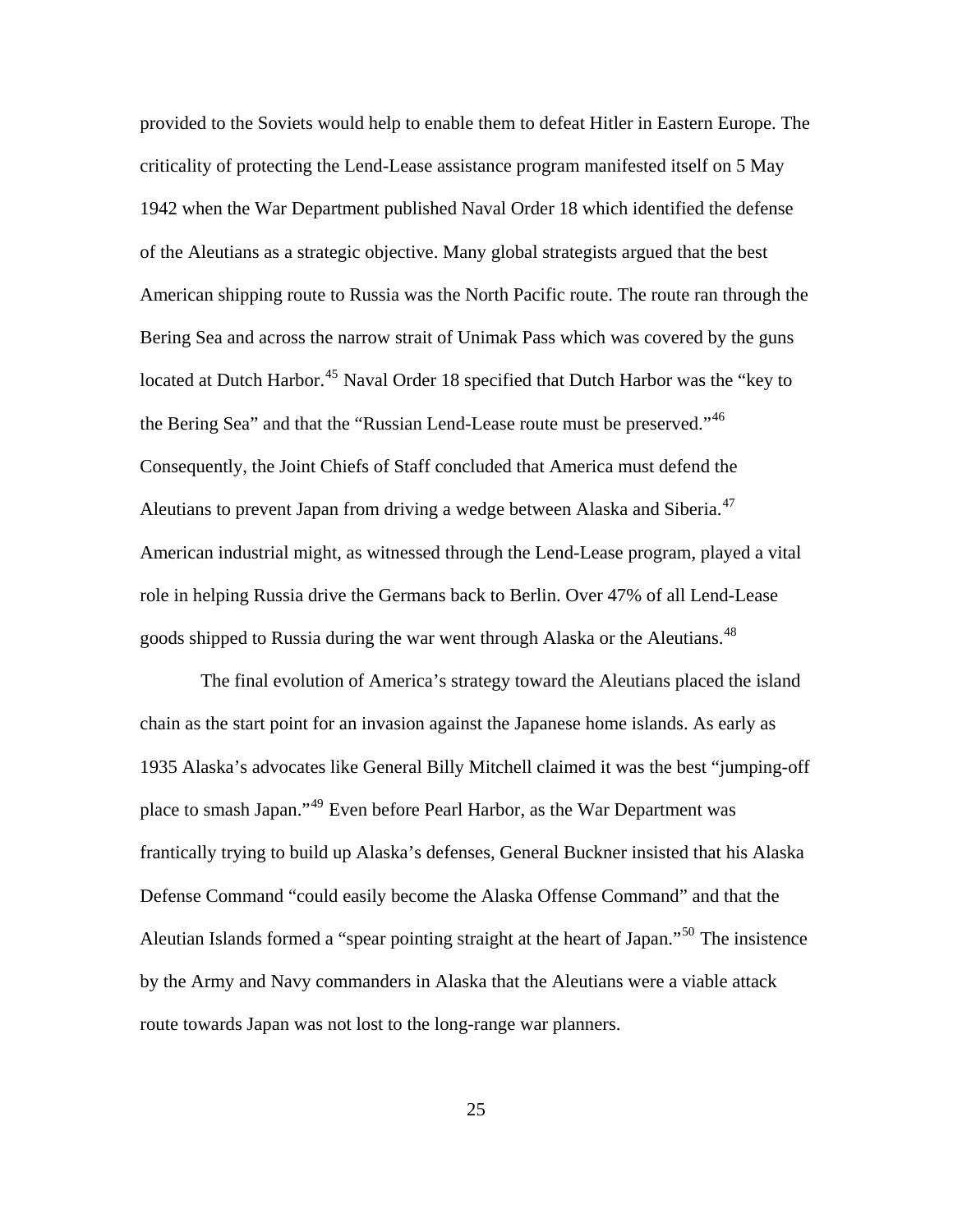provided to the Soviets would help to enable them to defeat Hitler in Eastern Europe. The criticality of protecting the Lend-Lease assistance program manifested itself on 5 May 1942 when the War Department published Naval Order 18 which identified the defense of the Aleutians as a strategic objective. Many global strategists argued that the best American shipping route to Russia was the North Pacific route. The route ran through the Bering Sea and across the narrow strait of Unimak Pass which was covered by the guns located at Dutch Harbor.[45] Naval Order 18 specified that Dutch Harbor was the "key to the Bering Sea" and that the "Russian Lend-Lease route must be preserved."[46] Consequently, the Joint Chiefs of Staff concluded that America must defend the Aleutians to prevent Japan from driving a wedge between Alaska and Siberia.[47] American industrial might, as witnessed through the Lend-Lease program, played a vital role in helping Russia drive the Germans back to Berlin. Over 47% of all Lend-Lease goods shipped to Russia during the war went through Alaska or the Aleutians.[48]

The final evolution of America's strategy toward the Aleutians placed the island chain as the start point for an invasion against the Japanese home islands. As early as 1935 Alaska's advocates like General Billy Mitchell claimed it was the best "jumping-off place to smash Japan."[49] Even before Pearl Harbor, as the War Department was frantically trying to build up Alaska's defenses, General Buckner insisted that his Alaska Defense Command "could easily become the Alaska Offense Command" and that the Aleutian Islands formed a "spear pointing straight at the heart of Japan."[50] The insistence by the Army and Navy commanders in Alaska that the Aleutians were a viable attack route towards Japan was not lost to the long-range war planners.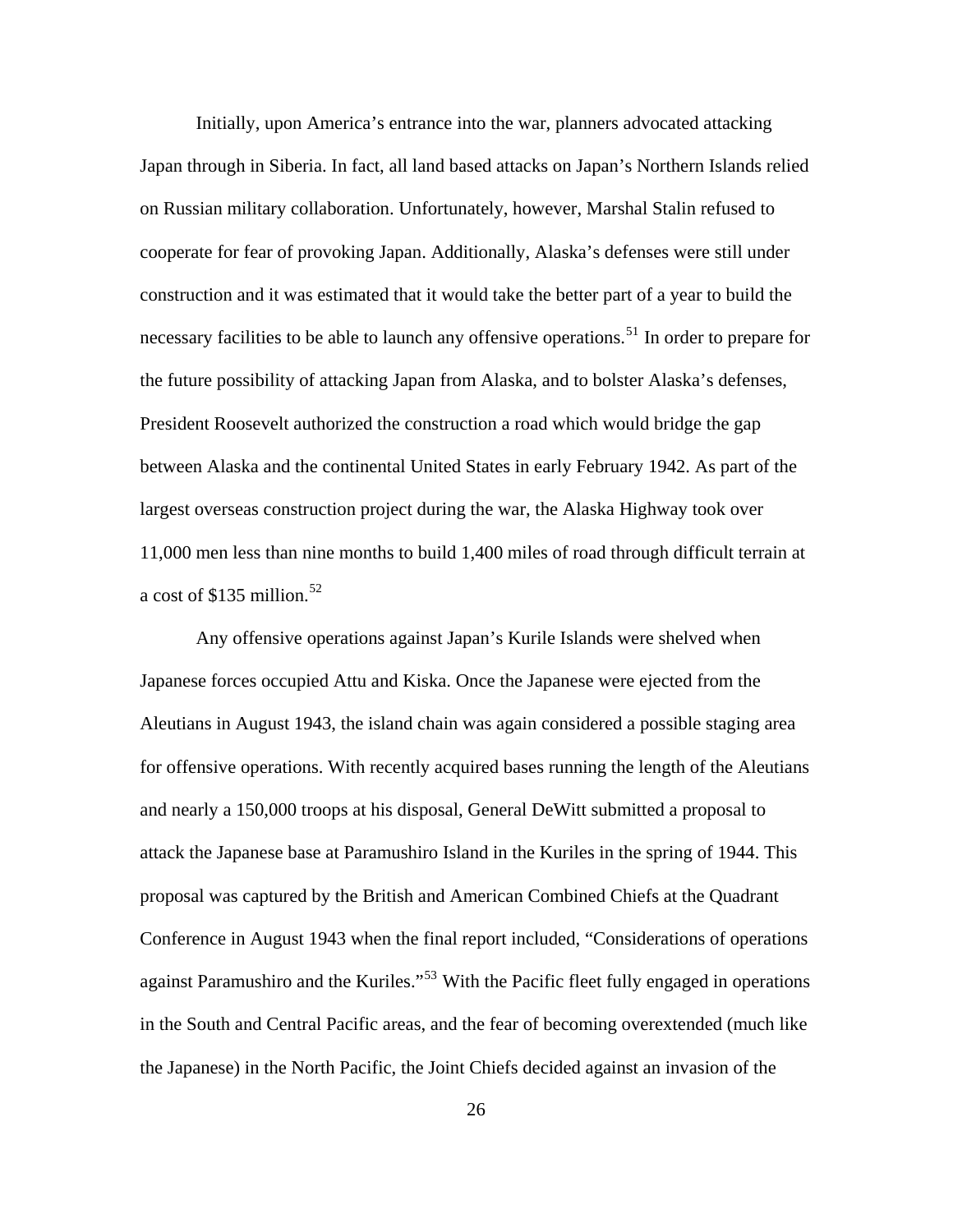Initially, upon America's entrance into the war, planners advocated attacking Japan through in Siberia. In fact, all land based attacks on Japan's Northern Islands relied on Russian military collaboration. Unfortunately, however, Marshal Stalin refused to cooperate for fear of provoking Japan. Additionally, Alaska's defenses were still under construction and it was estimated that it would take the better part of a year to build the necessary facilities to be able to launch any offensive operations.[51] In order to prepare for the future possibility of attacking Japan from Alaska, and to bolster Alaska's defenses, President Roosevelt authorized the construction a road which would bridge the gap between Alaska and the continental United States in early February 1942. As part of the largest overseas construction project during the war, the Alaska Highway took over 11,000 men less than nine months to build 1,400 miles of road through difficult terrain at a cost of $135 million.[52]

Any offensive operations against Japan's Kurile Islands were shelved when Japanese forces occupied Attu and Kiska. Once the Japanese were ejected from the Aleutians in August 1943, the island chain was again considered a possible staging area for offensive operations. With recently acquired bases running the length of the Aleutians and nearly a 150,000 troops at his disposal, General DeWitt submitted a proposal to attack the Japanese base at Paramushiro Island in the Kuriles in the spring of 1944. This proposal was captured by the British and American Combined Chiefs at the Quadrant Conference in August 1943 when the final report included, "Considerations of operations against Paramushiro and the Kuriles."[53] With the Pacific fleet fully engaged in operations in the South and Central Pacific areas, and the fear of becoming overextended (much like the Japanese) in the North Pacific, the Joint Chiefs decided against an invasion of the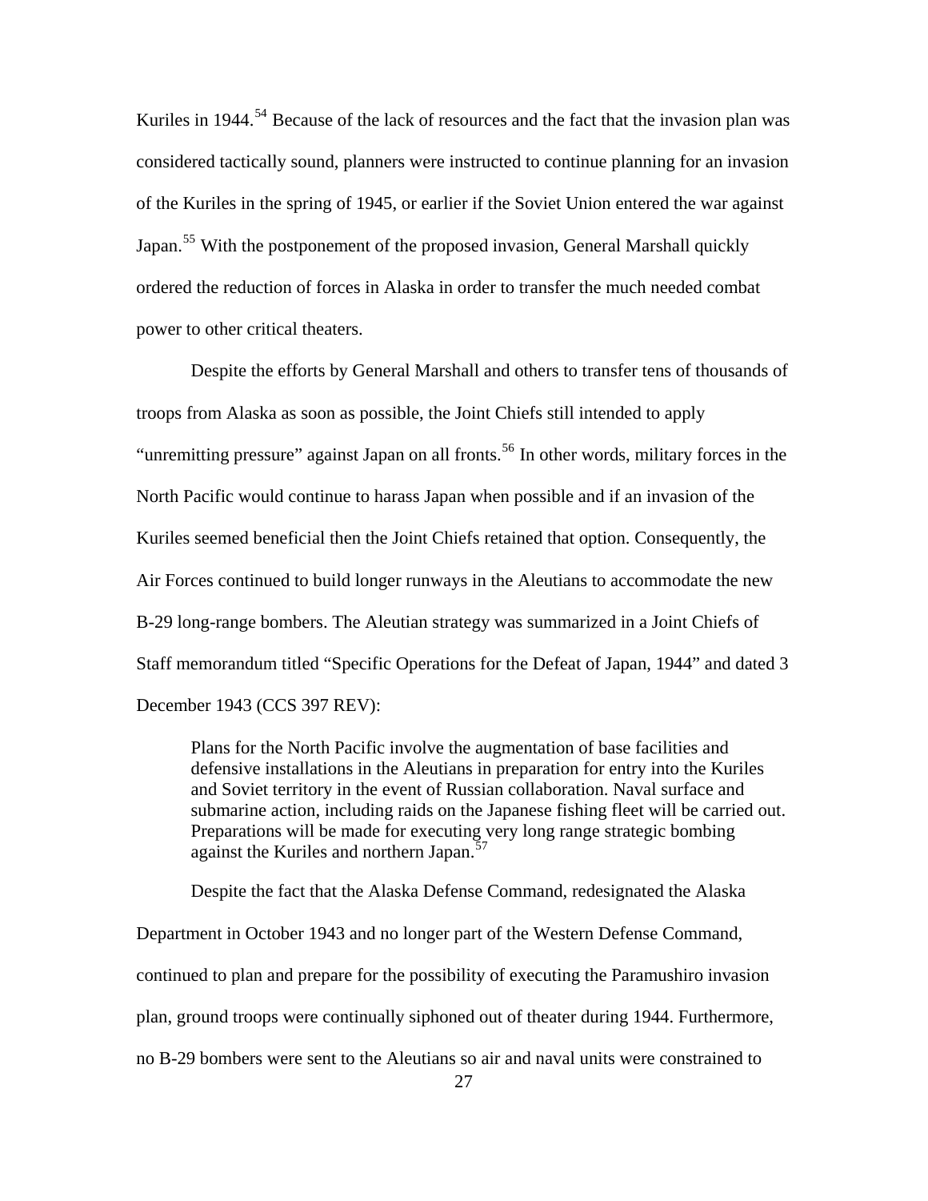Kuriles in 1944.[54] Because of the lack of resources and the fact that the invasion plan was considered tactically sound, planners were instructed to continue planning for an invasion of the Kuriles in the spring of 1945, or earlier if the Soviet Union entered the war against Japan.[55] With the postponement of the proposed invasion, General Marshall quickly ordered the reduction of forces in Alaska in order to transfer the much needed combat power to other critical theaters.

Despite the efforts by General Marshall and others to transfer tens of thousands of troops from Alaska as soon as possible, the Joint Chiefs still intended to apply "unremitting pressure" against Japan on all fronts.[56] In other words, military forces in the North Pacific would continue to harass Japan when possible and if an invasion of the Kuriles seemed beneficial then the Joint Chiefs retained that option. Consequently, the Air Forces continued to build longer runways in the Aleutians to accommodate the new B-29 long-range bombers. The Aleutian strategy was summarized in a Joint Chiefs of Staff memorandum titled "Specific Operations for the Defeat of Japan, 1944" and dated 3 December 1943 (CCS 397 REV):

> Plans for the North Pacific involve the augmentation of base facilities and defensive installations in the Aleutians in preparation for entry into the Kuriles and Soviet territory in the event of Russian collaboration. Naval surface and submarine action, including raids on the Japanese fishing fleet will be carried out. Preparations will be made for executing very long range strategic bombing against the Kuriles and northern Japan.[57]

Despite the fact that the Alaska Defense Command, redesignated the Alaska Department in October 1943 and no longer part of the Western Defense Command, continued to plan and prepare for the possibility of executing the Paramushiro invasion plan, ground troops were continually siphoned out of theater during 1944. Furthermore, no B-29 bombers were sent to the Aleutians so air and naval units were constrained to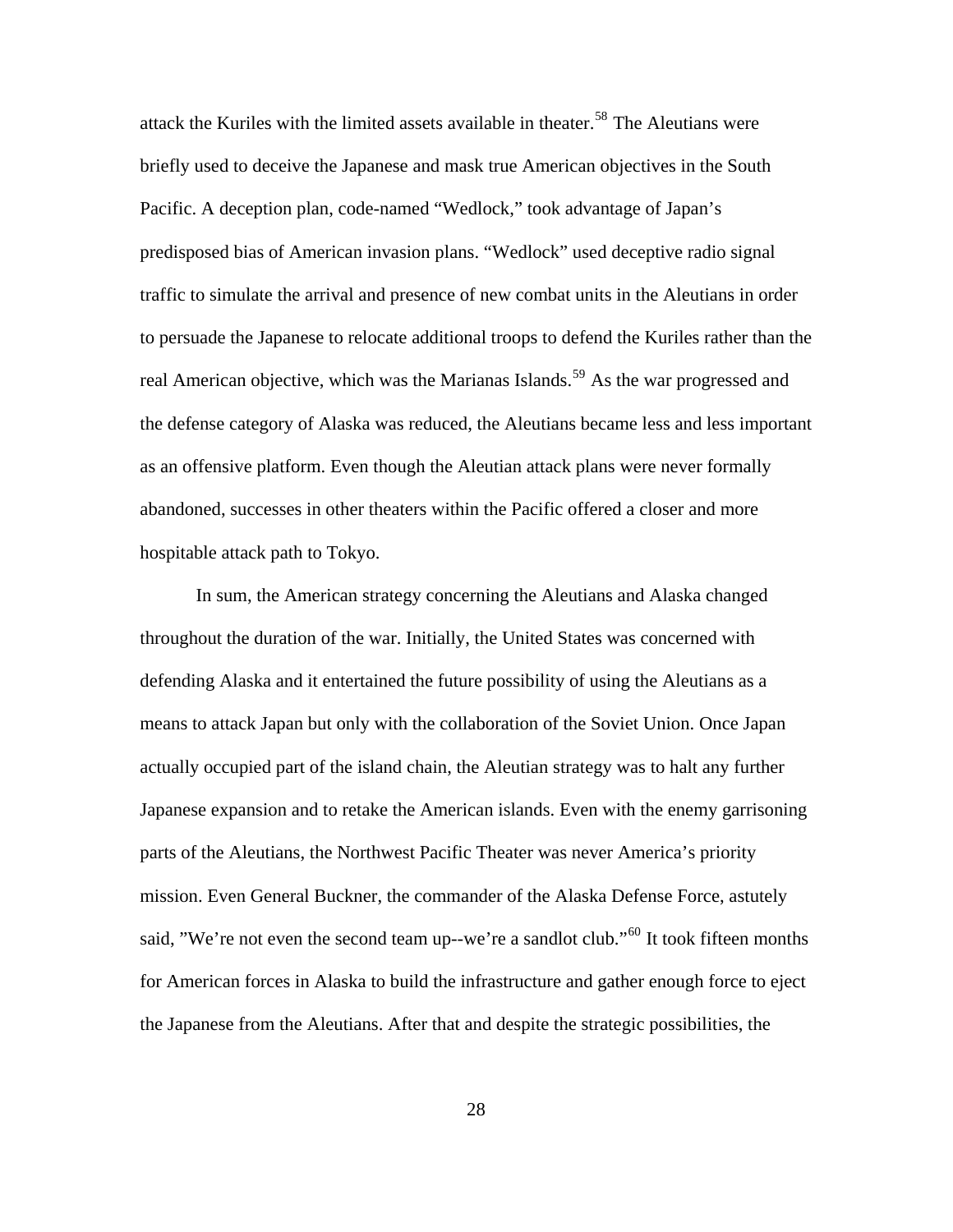attack the Kuriles with the limited assets available in theater.[58] The Aleutians were briefly used to deceive the Japanese and mask true American objectives in the South Pacific. A deception plan, code-named "Wedlock," took advantage of Japan's predisposed bias of American invasion plans. "Wedlock" used deceptive radio signal traffic to simulate the arrival and presence of new combat units in the Aleutians in order to persuade the Japanese to relocate additional troops to defend the Kuriles rather than the real American objective, which was the Marianas Islands.[59] As the war progressed and the defense category of Alaska was reduced, the Aleutians became less and less important as an offensive platform. Even though the Aleutian attack plans were never formally abandoned, successes in other theaters within the Pacific offered a closer and more hospitable attack path to Tokyo.

In sum, the American strategy concerning the Aleutians and Alaska changed throughout the duration of the war. Initially, the United States was concerned with defending Alaska and it entertained the future possibility of using the Aleutians as a means to attack Japan but only with the collaboration of the Soviet Union. Once Japan actually occupied part of the island chain, the Aleutian strategy was to halt any further Japanese expansion and to retake the American islands. Even with the enemy garrisoning parts of the Aleutians, the Northwest Pacific Theater was never America's priority mission. Even General Buckner, the commander of the Alaska Defense Force, astutely said, "We're not even the second team up--we're a sandlot club."[60] It took fifteen months for American forces in Alaska to build the infrastructure and gather enough force to eject the Japanese from the Aleutians. After that and despite the strategic possibilities, the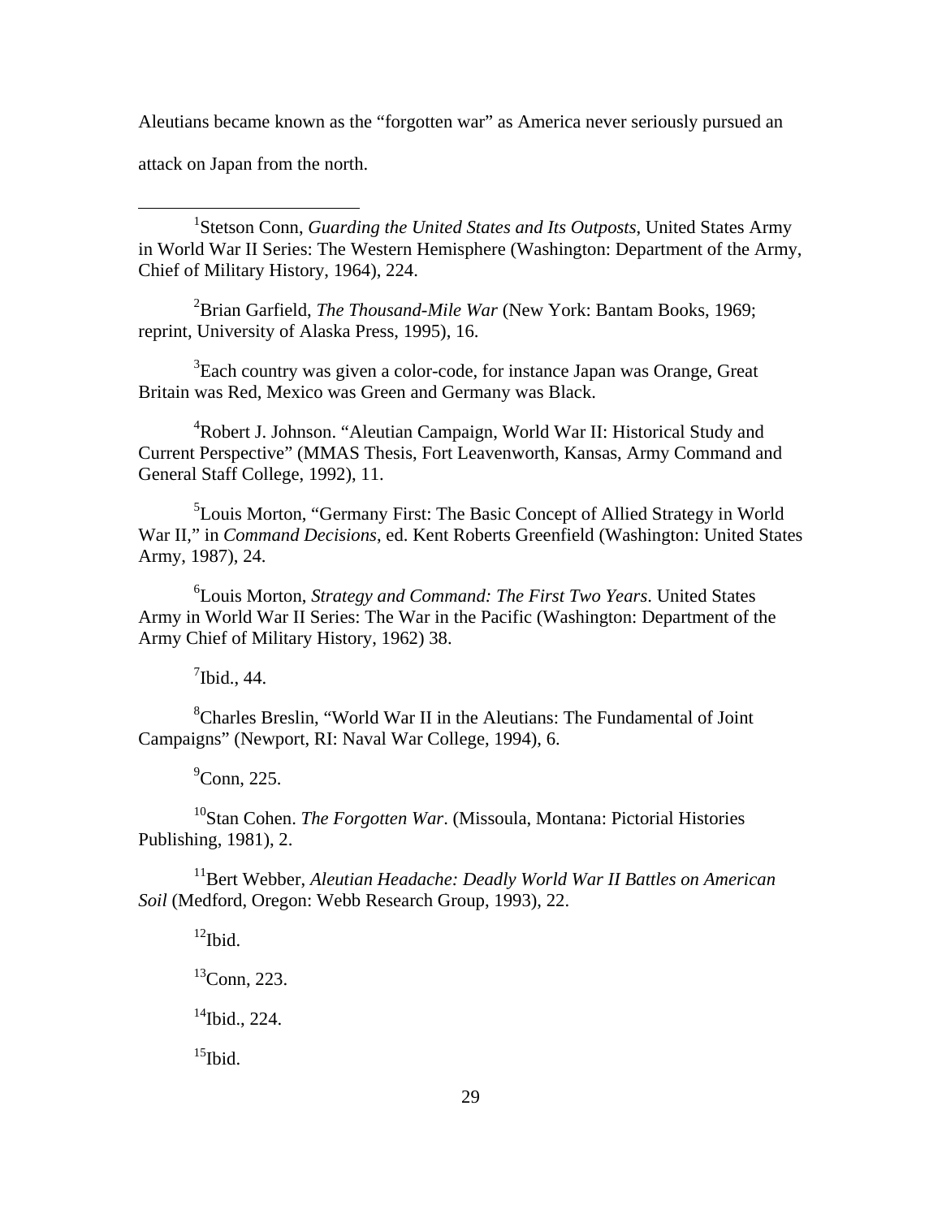Aleutians became known as the "forgotten war" as America never seriously pursued an attack on Japan from the north.

---

[1]Stetson Conn, *Guarding the United States and Its Outposts*, United States Army in World War II Series: The Western Hemisphere (Washington: Department of the Army, Chief of Military History, 1964), 224.

[2]Brian Garfield, *The Thousand-Mile War* (New York: Bantam Books, 1969; reprint, University of Alaska Press, 1995), 16.

[3]Each country was given a color-code, for instance Japan was Orange, Great Britain was Red, Mexico was Green and Germany was Black.

[4]Robert J. Johnson. "Aleutian Campaign, World War II: Historical Study and Current Perspective" (MMAS Thesis, Fort Leavenworth, Kansas, Army Command and General Staff College, 1992), 11.

[5]Louis Morton, "Germany First: The Basic Concept of Allied Strategy in World War II," in *Command Decisions*, ed. Kent Roberts Greenfield (Washington: United States Army, 1987), 24.

[6]Louis Morton, *Strategy and Command: The First Two Years*. United States Army in World War II Series: The War in the Pacific (Washington: Department of the Army Chief of Military History, 1962) 38.

[7]Ibid., 44.

[8]Charles Breslin, "World War II in the Aleutians: The Fundamental of Joint Campaigns" (Newport, RI: Naval War College, 1994), 6.

[9]Conn, 225.

[10]Stan Cohen. *The Forgotten War*. (Missoula, Montana: Pictorial Histories Publishing, 1981), 2.

[11]Bert Webber, *Aleutian Headache: Deadly World War II Battles on American Soil* (Medford, Oregon: Webb Research Group, 1993), 22.

[12]Ibid.

[13]Conn, 223.

[14]Ibid., 224.

[15]Ibid.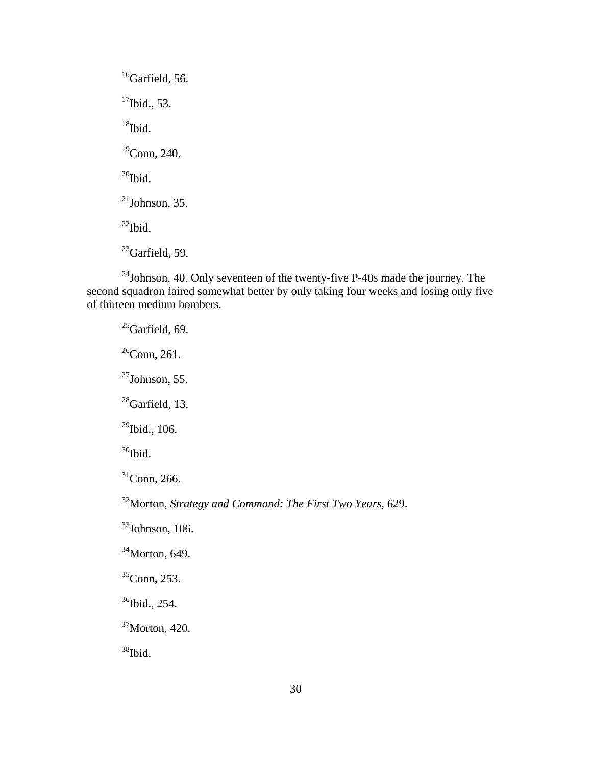[16]Garfield, 56.

[17]Ibid., 53.

[18]Ibid.

[19]Conn, 240.

[20]Ibid.

[21]Johnson, 35.

[22]Ibid.

[23]Garfield, 59.

[24]Johnson, 40. Only seventeen of the twenty-five P-40s made the journey. The second squadron faired somewhat better by only taking four weeks and losing only five of thirteen medium bombers.

[25]Garfield, 69.

[26]Conn, 261.

[27]Johnson, 55.

[28]Garfield, 13.

[29]Ibid., 106.

[30]Ibid.

[31]Conn, 266.

[32]Morton, *Strategy and Command: The First Two Years*, 629.

[33]Johnson, 106.

[34]Morton, 649.

[35]Conn, 253.

[36]Ibid., 254.

[37]Morton, 420.

[38]Ibid.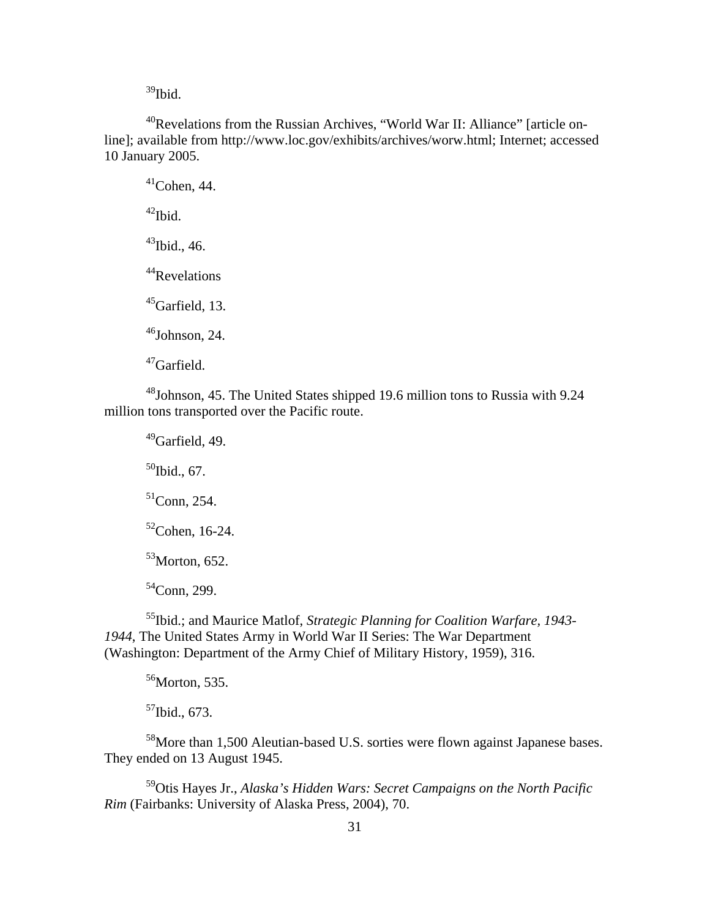[39]Ibid.

[40]Revelations from the Russian Archives, "World War II: Alliance" [article on-line]; available from http://www.loc.gov/exhibits/archives/worw.html; Internet; accessed 10 January 2005.

[41]Cohen, 44.

[42]Ibid.

[43]Ibid., 46.

[44]Revelations

[45]Garfield, 13.

[46]Johnson, 24.

[47]Garfield.

[48]Johnson, 45. The United States shipped 19.6 million tons to Russia with 9.24 million tons transported over the Pacific route.

[49]Garfield, 49.

[50]Ibid., 67.

[51]Conn, 254.

[52]Cohen, 16-24.

[53]Morton, 652.

[54]Conn, 299.

[55]Ibid.; and Maurice Matlof, *Strategic Planning for Coalition Warfare, 1943-1944*, The United States Army in World War II Series: The War Department (Washington: Department of the Army Chief of Military History, 1959), 316.

[56]Morton, 535.

[57]Ibid., 673.

[58]More than 1,500 Aleutian-based U.S. sorties were flown against Japanese bases. They ended on 13 August 1945.

[59]Otis Hayes Jr., *Alaska's Hidden Wars: Secret Campaigns on the North Pacific Rim* (Fairbanks: University of Alaska Press, 2004), 70.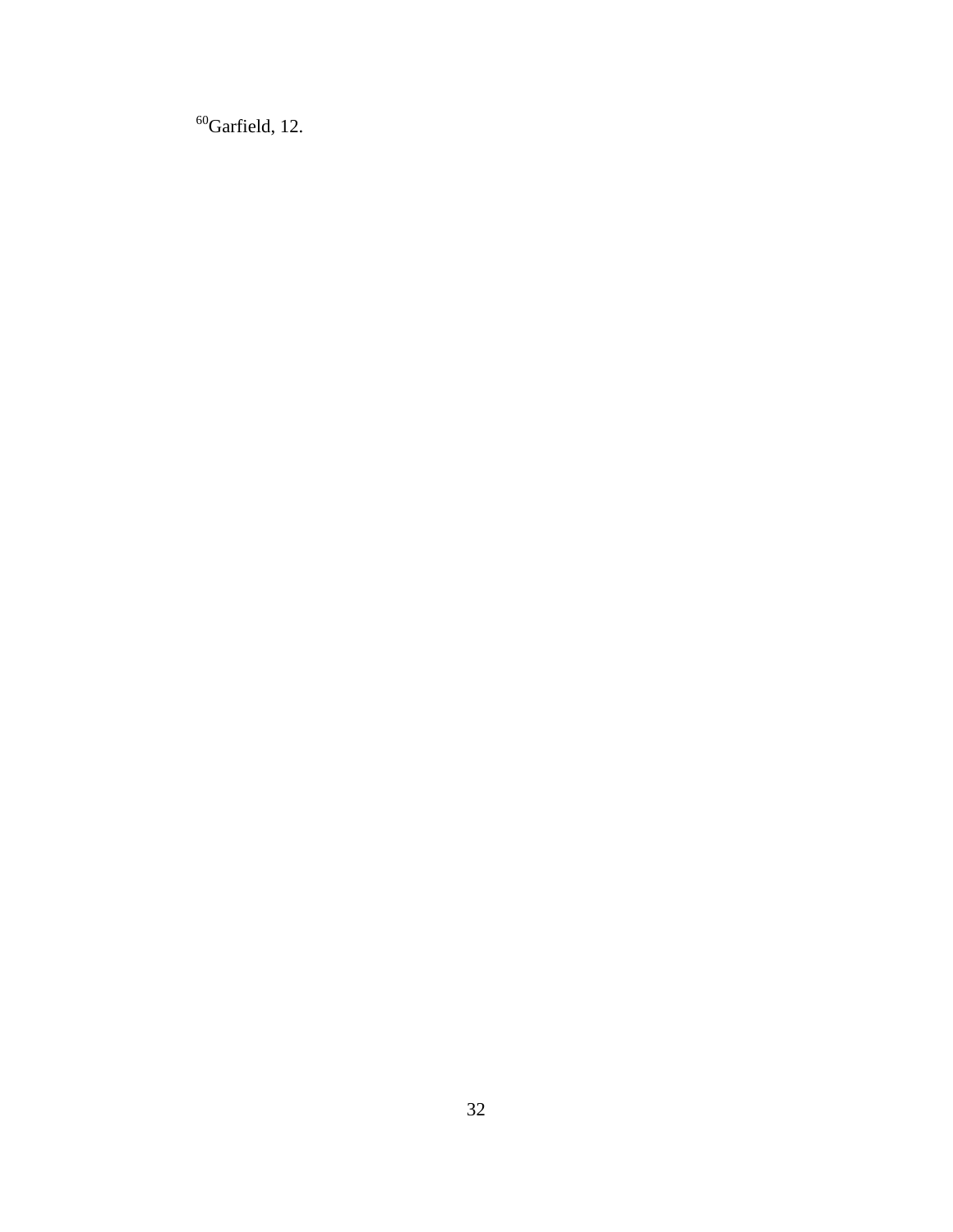[60]Garfield, 12.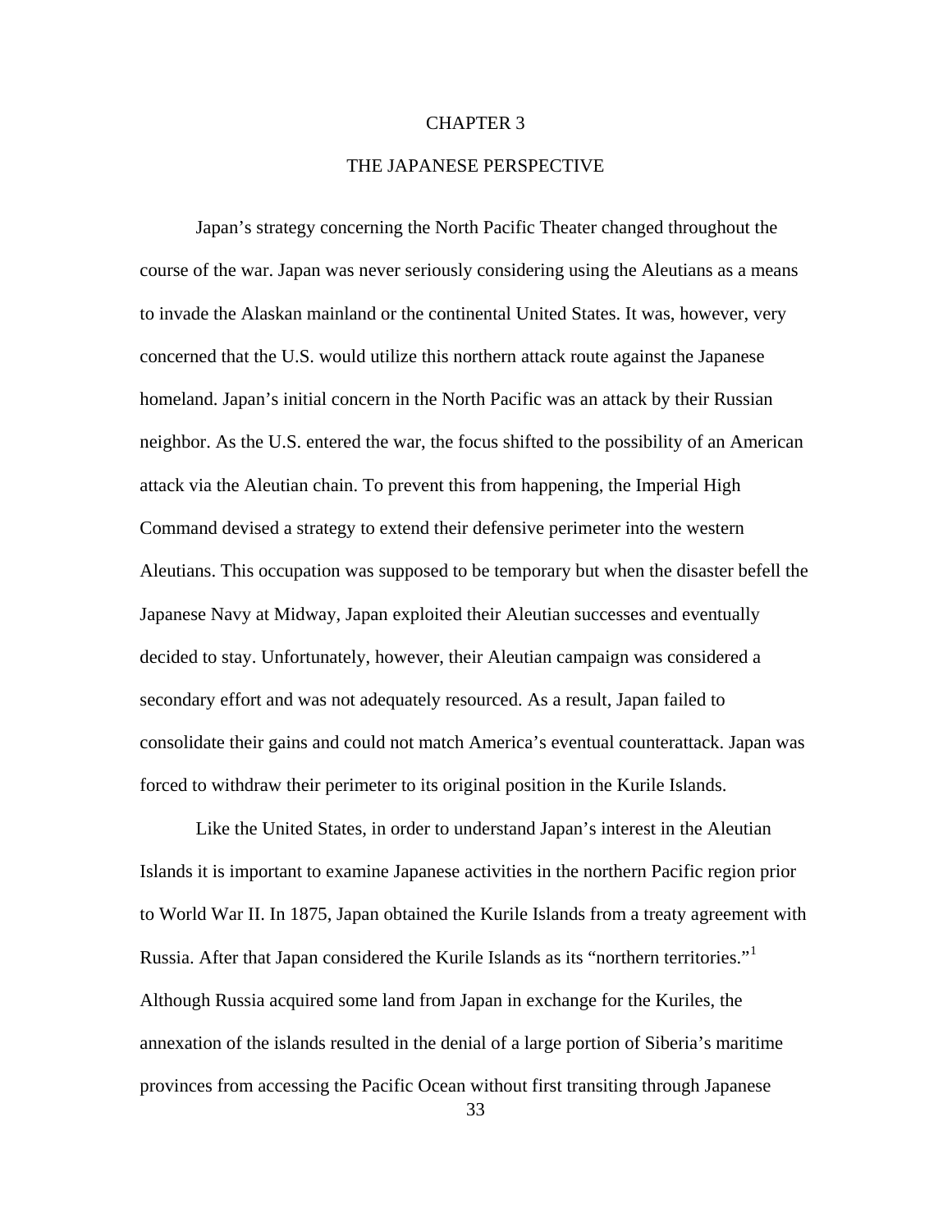# CHAPTER 3

# THE JAPANESE PERSPECTIVE

Japan's strategy concerning the North Pacific Theater changed throughout the course of the war. Japan was never seriously considering using the Aleutians as a means to invade the Alaskan mainland or the continental United States. It was, however, very concerned that the U.S. would utilize this northern attack route against the Japanese homeland. Japan's initial concern in the North Pacific was an attack by their Russian neighbor. As the U.S. entered the war, the focus shifted to the possibility of an American attack via the Aleutian chain. To prevent this from happening, the Imperial High Command devised a strategy to extend their defensive perimeter into the western Aleutians. This occupation was supposed to be temporary but when the disaster befell the Japanese Navy at Midway, Japan exploited their Aleutian successes and eventually decided to stay. Unfortunately, however, their Aleutian campaign was considered a secondary effort and was not adequately resourced. As a result, Japan failed to consolidate their gains and could not match America's eventual counterattack. Japan was forced to withdraw their perimeter to its original position in the Kurile Islands.

Like the United States, in order to understand Japan's interest in the Aleutian Islands it is important to examine Japanese activities in the northern Pacific region prior to World War II. In 1875, Japan obtained the Kurile Islands from a treaty agreement with Russia. After that Japan considered the Kurile Islands as its "northern territories."[1] Although Russia acquired some land from Japan in exchange for the Kuriles, the annexation of the islands resulted in the denial of a large portion of Siberia's maritime provinces from accessing the Pacific Ocean without first transiting through Japanese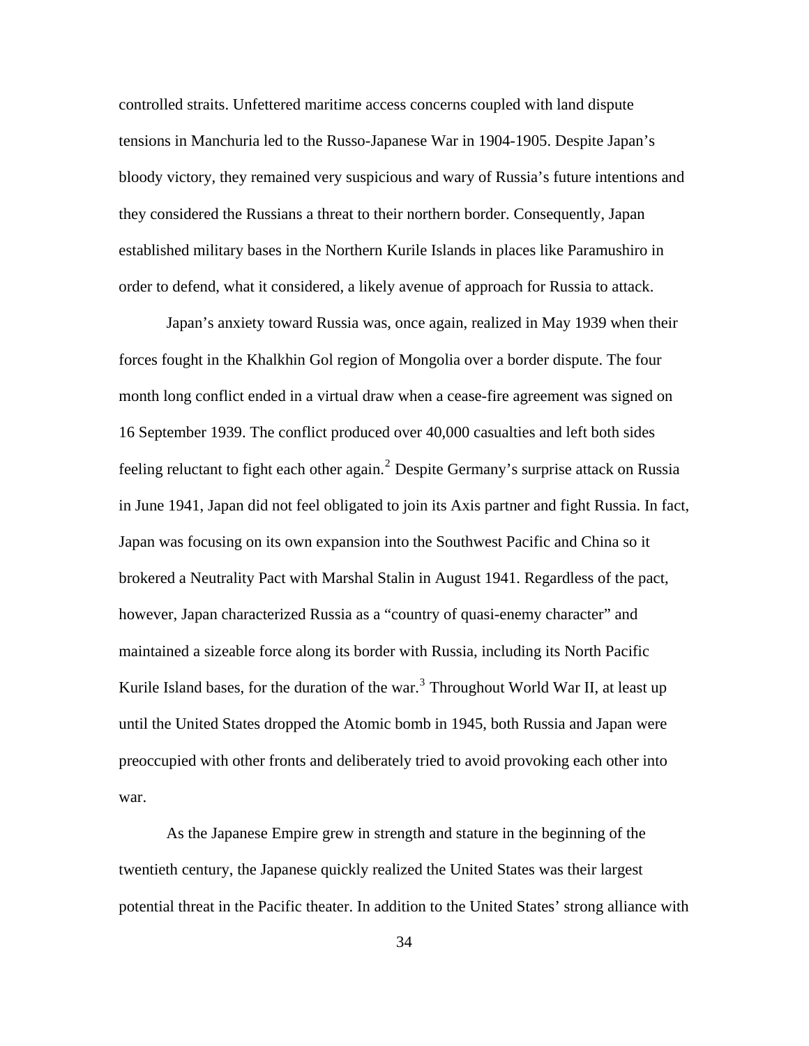controlled straits. Unfettered maritime access concerns coupled with land dispute tensions in Manchuria led to the Russo-Japanese War in 1904-1905. Despite Japan's bloody victory, they remained very suspicious and wary of Russia's future intentions and they considered the Russians a threat to their northern border. Consequently, Japan established military bases in the Northern Kurile Islands in places like Paramushiro in order to defend, what it considered, a likely avenue of approach for Russia to attack.

Japan's anxiety toward Russia was, once again, realized in May 1939 when their forces fought in the Khalkhin Gol region of Mongolia over a border dispute. The four month long conflict ended in a virtual draw when a cease-fire agreement was signed on 16 September 1939. The conflict produced over 40,000 casualties and left both sides feeling reluctant to fight each other again.[2] Despite Germany's surprise attack on Russia in June 1941, Japan did not feel obligated to join its Axis partner and fight Russia. In fact, Japan was focusing on its own expansion into the Southwest Pacific and China so it brokered a Neutrality Pact with Marshal Stalin in August 1941. Regardless of the pact, however, Japan characterized Russia as a "country of quasi-enemy character" and maintained a sizeable force along its border with Russia, including its North Pacific Kurile Island bases, for the duration of the war.[3] Throughout World War II, at least up until the United States dropped the Atomic bomb in 1945, both Russia and Japan were preoccupied with other fronts and deliberately tried to avoid provoking each other into war.

As the Japanese Empire grew in strength and stature in the beginning of the twentieth century, the Japanese quickly realized the United States was their largest potential threat in the Pacific theater. In addition to the United States' strong alliance with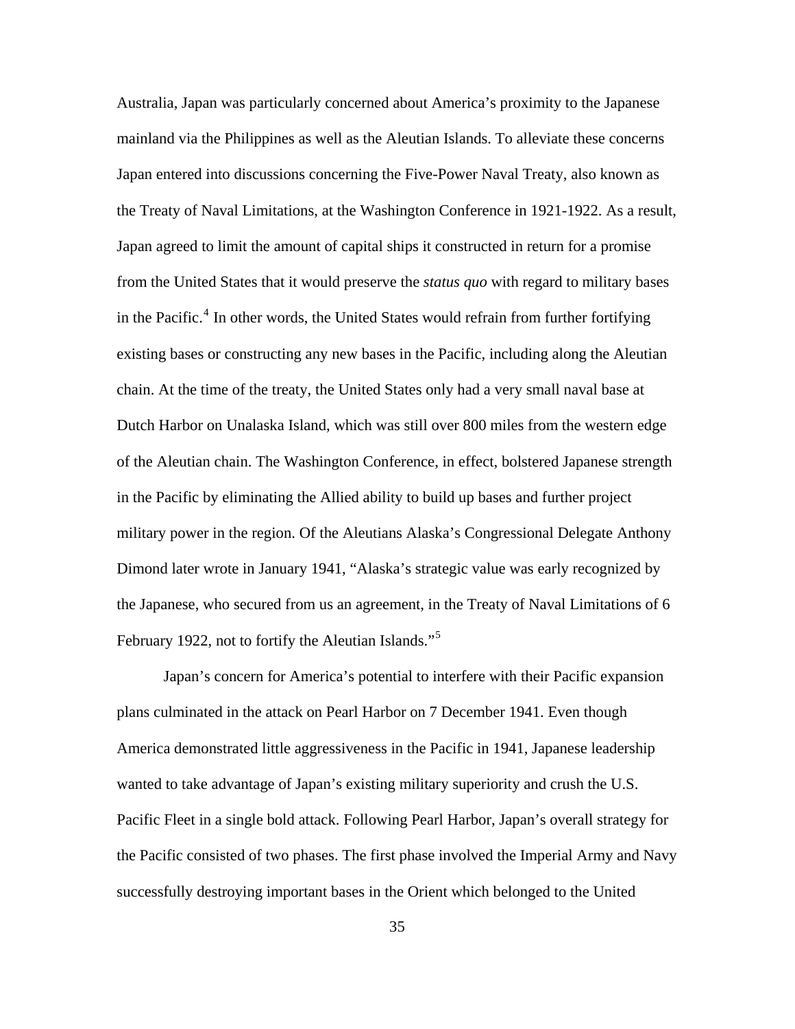Australia, Japan was particularly concerned about America's proximity to the Japanese mainland via the Philippines as well as the Aleutian Islands. To alleviate these concerns Japan entered into discussions concerning the Five-Power Naval Treaty, also known as the Treaty of Naval Limitations, at the Washington Conference in 1921-1922. As a result, Japan agreed to limit the amount of capital ships it constructed in return for a promise from the United States that it would preserve the *status quo* with regard to military bases in the Pacific.[4] In other words, the United States would refrain from further fortifying existing bases or constructing any new bases in the Pacific, including along the Aleutian chain. At the time of the treaty, the United States only had a very small naval base at Dutch Harbor on Unalaska Island, which was still over 800 miles from the western edge of the Aleutian chain. The Washington Conference, in effect, bolstered Japanese strength in the Pacific by eliminating the Allied ability to build up bases and further project military power in the region. Of the Aleutians Alaska's Congressional Delegate Anthony Dimond later wrote in January 1941, "Alaska's strategic value was early recognized by the Japanese, who secured from us an agreement, in the Treaty of Naval Limitations of 6 February 1922, not to fortify the Aleutian Islands."[5]

Japan's concern for America's potential to interfere with their Pacific expansion plans culminated in the attack on Pearl Harbor on 7 December 1941. Even though America demonstrated little aggressiveness in the Pacific in 1941, Japanese leadership wanted to take advantage of Japan's existing military superiority and crush the U.S. Pacific Fleet in a single bold attack. Following Pearl Harbor, Japan's overall strategy for the Pacific consisted of two phases. The first phase involved the Imperial Army and Navy successfully destroying important bases in the Orient which belonged to the United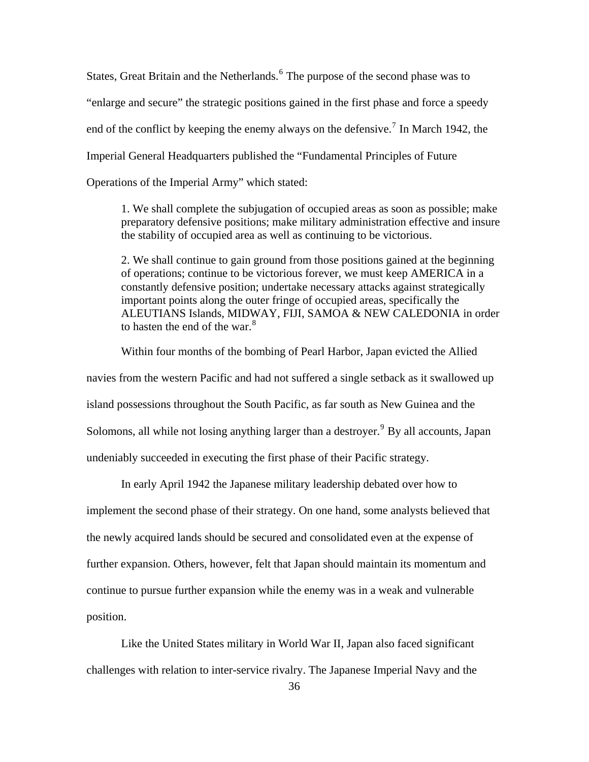States, Great Britain and the Netherlands.[6] The purpose of the second phase was to "enlarge and secure" the strategic positions gained in the first phase and force a speedy end of the conflict by keeping the enemy always on the defensive.[7] In March 1942, the Imperial General Headquarters published the "Fundamental Principles of Future Operations of the Imperial Army" which stated:

> 1. We shall complete the subjugation of occupied areas as soon as possible; make preparatory defensive positions; make military administration effective and insure the stability of occupied area as well as continuing to be victorious.
>
> 2. We shall continue to gain ground from those positions gained at the beginning of operations; continue to be victorious forever, we must keep AMERICA in a constantly defensive position; undertake necessary attacks against strategically important points along the outer fringe of occupied areas, specifically the ALEUTIANS Islands, MIDWAY, FIJI, SAMOA & NEW CALEDONIA in order to hasten the end of the war.[8]

Within four months of the bombing of Pearl Harbor, Japan evicted the Allied navies from the western Pacific and had not suffered a single setback as it swallowed up island possessions throughout the South Pacific, as far south as New Guinea and the Solomons, all while not losing anything larger than a destroyer.[9] By all accounts, Japan undeniably succeeded in executing the first phase of their Pacific strategy.

In early April 1942 the Japanese military leadership debated over how to implement the second phase of their strategy. On one hand, some analysts believed that the newly acquired lands should be secured and consolidated even at the expense of further expansion. Others, however, felt that Japan should maintain its momentum and continue to pursue further expansion while the enemy was in a weak and vulnerable position.

Like the United States military in World War II, Japan also faced significant challenges with relation to inter-service rivalry. The Japanese Imperial Navy and the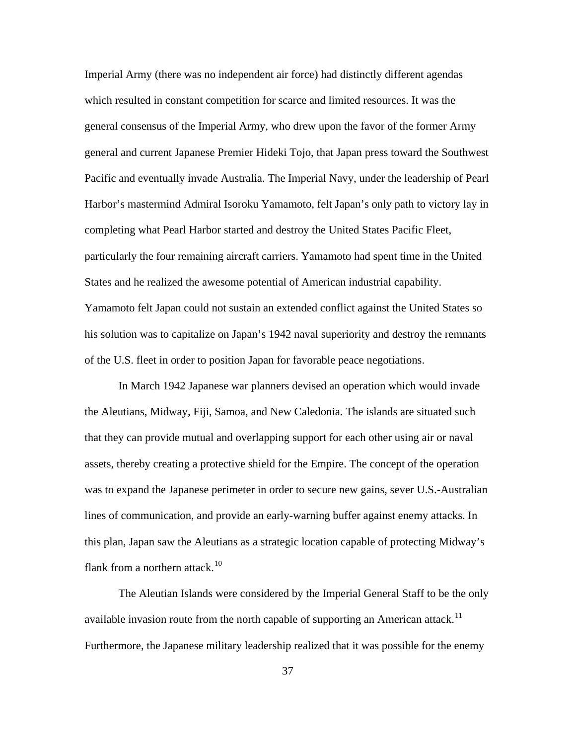Imperial Army (there was no independent air force) had distinctly different agendas which resulted in constant competition for scarce and limited resources. It was the general consensus of the Imperial Army, who drew upon the favor of the former Army general and current Japanese Premier Hideki Tojo, that Japan press toward the Southwest Pacific and eventually invade Australia. The Imperial Navy, under the leadership of Pearl Harbor's mastermind Admiral Isoroku Yamamoto, felt Japan's only path to victory lay in completing what Pearl Harbor started and destroy the United States Pacific Fleet, particularly the four remaining aircraft carriers. Yamamoto had spent time in the United States and he realized the awesome potential of American industrial capability. Yamamoto felt Japan could not sustain an extended conflict against the United States so his solution was to capitalize on Japan's 1942 naval superiority and destroy the remnants of the U.S. fleet in order to position Japan for favorable peace negotiations.

In March 1942 Japanese war planners devised an operation which would invade the Aleutians, Midway, Fiji, Samoa, and New Caledonia. The islands are situated such that they can provide mutual and overlapping support for each other using air or naval assets, thereby creating a protective shield for the Empire. The concept of the operation was to expand the Japanese perimeter in order to secure new gains, sever U.S.-Australian lines of communication, and provide an early-warning buffer against enemy attacks. In this plan, Japan saw the Aleutians as a strategic location capable of protecting Midway's flank from a northern attack.[10]

The Aleutian Islands were considered by the Imperial General Staff to be the only available invasion route from the north capable of supporting an American attack.[11] Furthermore, the Japanese military leadership realized that it was possible for the enemy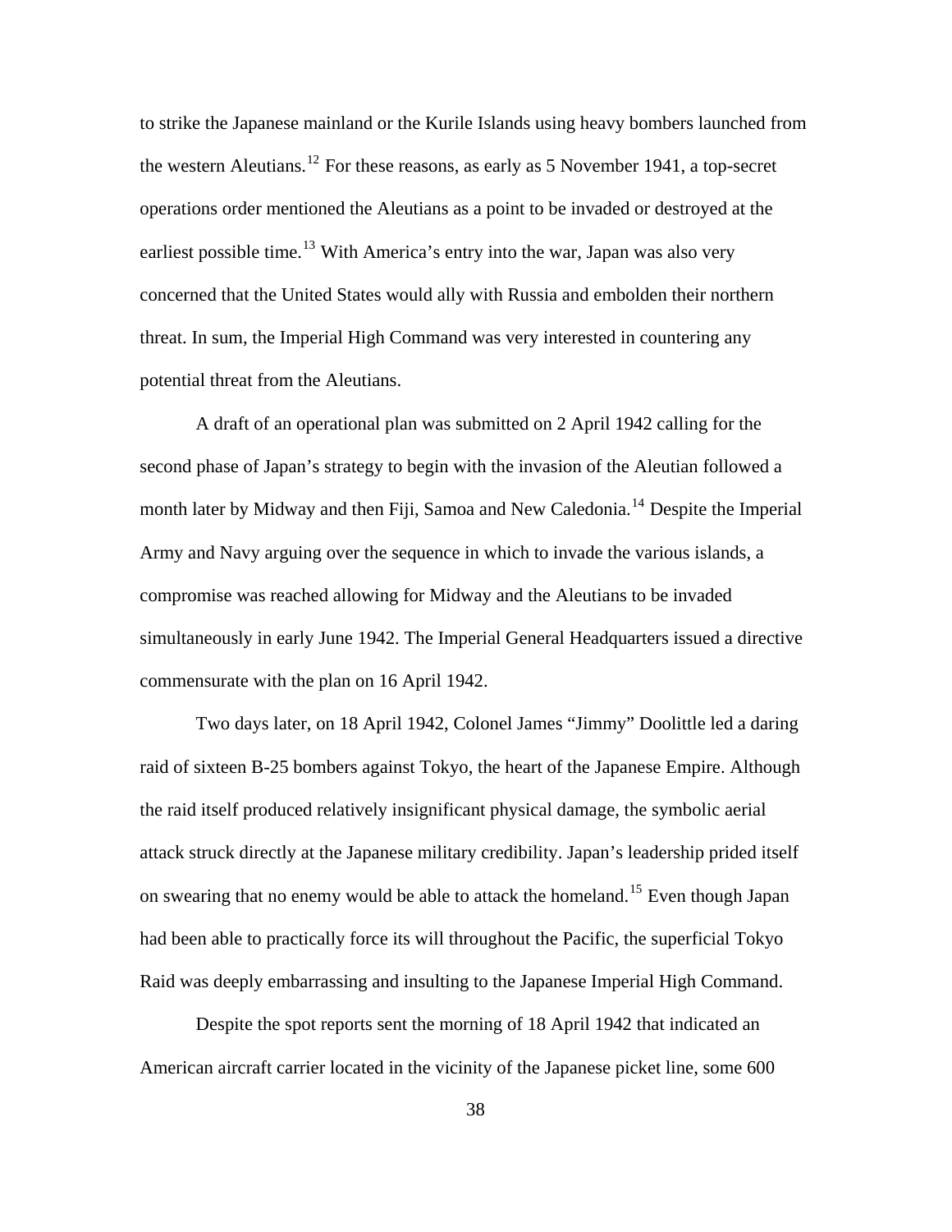to strike the Japanese mainland or the Kurile Islands using heavy bombers launched from the western Aleutians.[12] For these reasons, as early as 5 November 1941, a top-secret operations order mentioned the Aleutians as a point to be invaded or destroyed at the earliest possible time.[13] With America's entry into the war, Japan was also very concerned that the United States would ally with Russia and embolden their northern threat. In sum, the Imperial High Command was very interested in countering any potential threat from the Aleutians.

A draft of an operational plan was submitted on 2 April 1942 calling for the second phase of Japan's strategy to begin with the invasion of the Aleutian followed a month later by Midway and then Fiji, Samoa and New Caledonia.[14] Despite the Imperial Army and Navy arguing over the sequence in which to invade the various islands, a compromise was reached allowing for Midway and the Aleutians to be invaded simultaneously in early June 1942. The Imperial General Headquarters issued a directive commensurate with the plan on 16 April 1942.

Two days later, on 18 April 1942, Colonel James "Jimmy" Doolittle led a daring raid of sixteen B-25 bombers against Tokyo, the heart of the Japanese Empire. Although the raid itself produced relatively insignificant physical damage, the symbolic aerial attack struck directly at the Japanese military credibility. Japan's leadership prided itself on swearing that no enemy would be able to attack the homeland.[15] Even though Japan had been able to practically force its will throughout the Pacific, the superficial Tokyo Raid was deeply embarrassing and insulting to the Japanese Imperial High Command.

Despite the spot reports sent the morning of 18 April 1942 that indicated an American aircraft carrier located in the vicinity of the Japanese picket line, some 600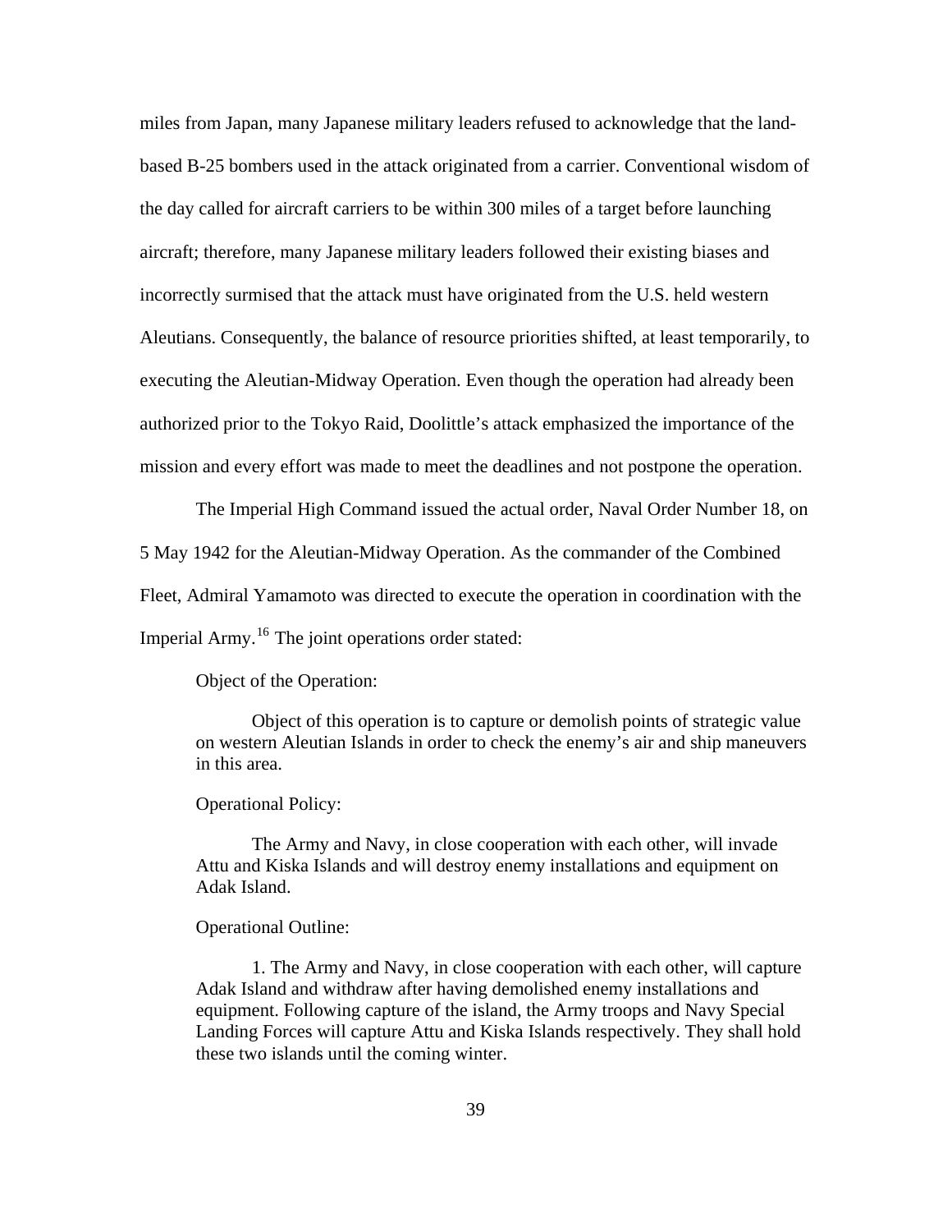miles from Japan, many Japanese military leaders refused to acknowledge that the land-based B-25 bombers used in the attack originated from a carrier. Conventional wisdom of the day called for aircraft carriers to be within 300 miles of a target before launching aircraft; therefore, many Japanese military leaders followed their existing biases and incorrectly surmised that the attack must have originated from the U.S. held western Aleutians. Consequently, the balance of resource priorities shifted, at least temporarily, to executing the Aleutian-Midway Operation. Even though the operation had already been authorized prior to the Tokyo Raid, Doolittle's attack emphasized the importance of the mission and every effort was made to meet the deadlines and not postpone the operation.

The Imperial High Command issued the actual order, Naval Order Number 18, on 5 May 1942 for the Aleutian-Midway Operation. As the commander of the Combined Fleet, Admiral Yamamoto was directed to execute the operation in coordination with the Imperial Army.[16] The joint operations order stated:

> Object of the Operation:
>
> Object of this operation is to capture or demolish points of strategic value on western Aleutian Islands in order to check the enemy's air and ship maneuvers in this area.
>
> Operational Policy:
>
> The Army and Navy, in close cooperation with each other, will invade Attu and Kiska Islands and will destroy enemy installations and equipment on Adak Island.
>
> Operational Outline:
>
> 1. The Army and Navy, in close cooperation with each other, will capture Adak Island and withdraw after having demolished enemy installations and equipment. Following capture of the island, the Army troops and Navy Special Landing Forces will capture Attu and Kiska Islands respectively. They shall hold these two islands until the coming winter.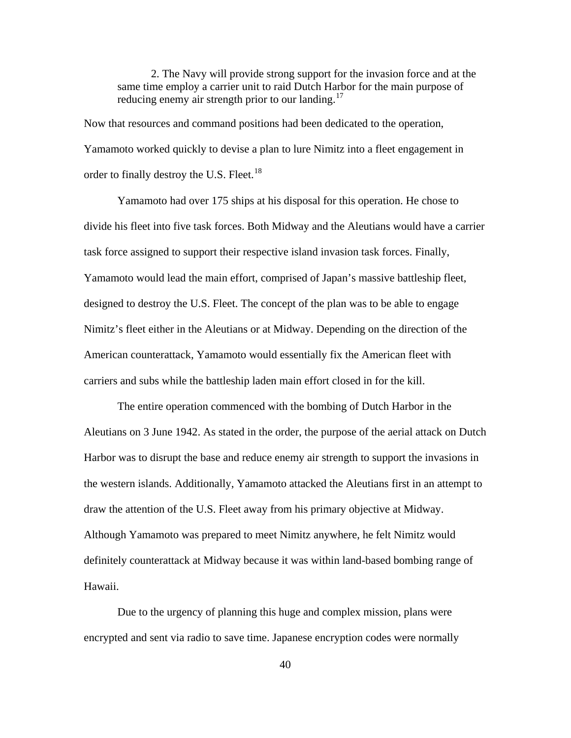> 2. The Navy will provide strong support for the invasion force and at the same time employ a carrier unit to raid Dutch Harbor for the main purpose of reducing enemy air strength prior to our landing.[17]

Now that resources and command positions had been dedicated to the operation, Yamamoto worked quickly to devise a plan to lure Nimitz into a fleet engagement in order to finally destroy the U.S. Fleet.[18]

Yamamoto had over 175 ships at his disposal for this operation. He chose to divide his fleet into five task forces. Both Midway and the Aleutians would have a carrier task force assigned to support their respective island invasion task forces. Finally, Yamamoto would lead the main effort, comprised of Japan's massive battleship fleet, designed to destroy the U.S. Fleet. The concept of the plan was to be able to engage Nimitz's fleet either in the Aleutians or at Midway. Depending on the direction of the American counterattack, Yamamoto would essentially fix the American fleet with carriers and subs while the battleship laden main effort closed in for the kill.

The entire operation commenced with the bombing of Dutch Harbor in the Aleutians on 3 June 1942. As stated in the order, the purpose of the aerial attack on Dutch Harbor was to disrupt the base and reduce enemy air strength to support the invasions in the western islands. Additionally, Yamamoto attacked the Aleutians first in an attempt to draw the attention of the U.S. Fleet away from his primary objective at Midway. Although Yamamoto was prepared to meet Nimitz anywhere, he felt Nimitz would definitely counterattack at Midway because it was within land-based bombing range of Hawaii.

Due to the urgency of planning this huge and complex mission, plans were encrypted and sent via radio to save time. Japanese encryption codes were normally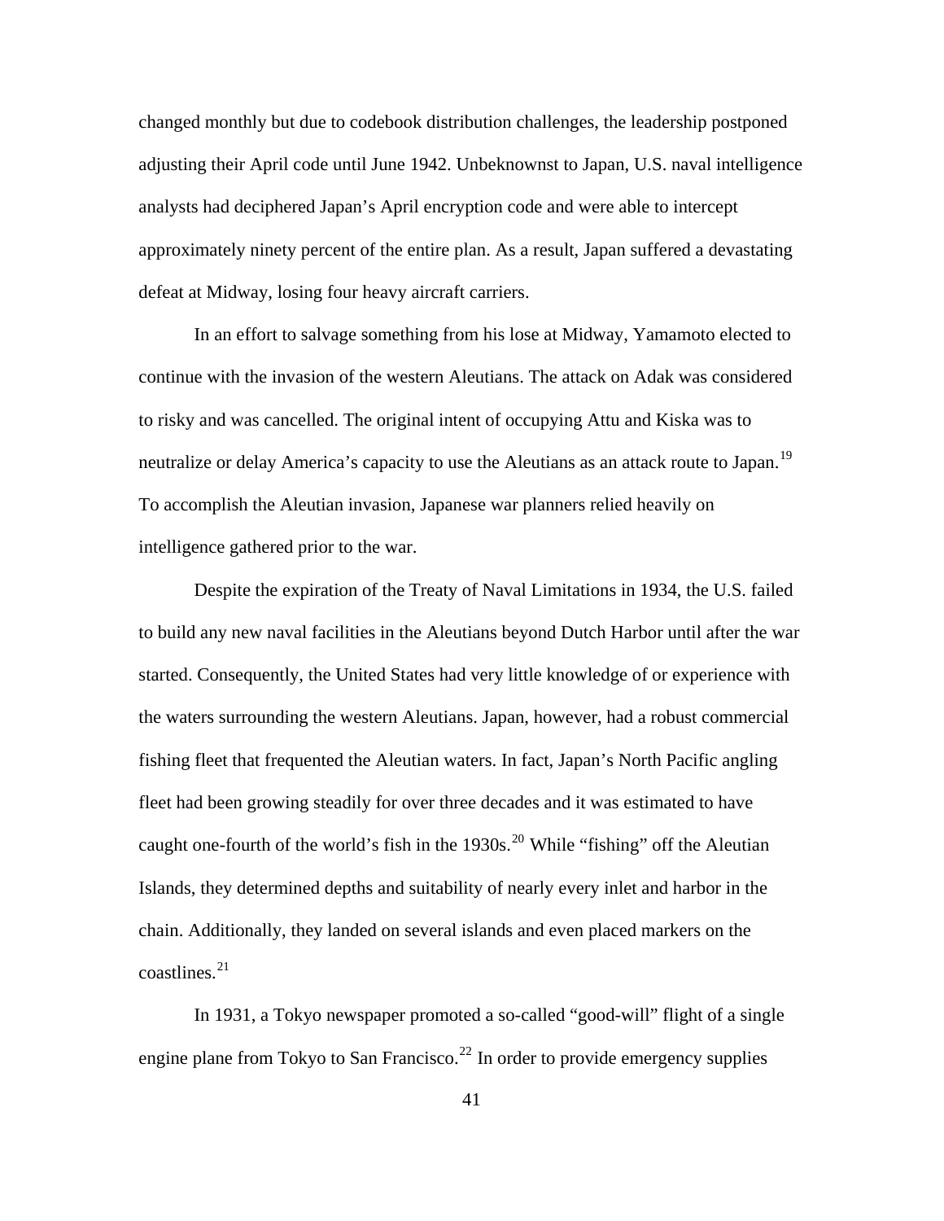changed monthly but due to codebook distribution challenges, the leadership postponed adjusting their April code until June 1942. Unbeknownst to Japan, U.S. naval intelligence analysts had deciphered Japan's April encryption code and were able to intercept approximately ninety percent of the entire plan. As a result, Japan suffered a devastating defeat at Midway, losing four heavy aircraft carriers.

In an effort to salvage something from his lose at Midway, Yamamoto elected to continue with the invasion of the western Aleutians. The attack on Adak was considered to risky and was cancelled. The original intent of occupying Attu and Kiska was to neutralize or delay America's capacity to use the Aleutians as an attack route to Japan.[19] To accomplish the Aleutian invasion, Japanese war planners relied heavily on intelligence gathered prior to the war.

Despite the expiration of the Treaty of Naval Limitations in 1934, the U.S. failed to build any new naval facilities in the Aleutians beyond Dutch Harbor until after the war started. Consequently, the United States had very little knowledge of or experience with the waters surrounding the western Aleutians. Japan, however, had a robust commercial fishing fleet that frequented the Aleutian waters. In fact, Japan's North Pacific angling fleet had been growing steadily for over three decades and it was estimated to have caught one-fourth of the world's fish in the 1930s.[20] While "fishing" off the Aleutian Islands, they determined depths and suitability of nearly every inlet and harbor in the chain. Additionally, they landed on several islands and even placed markers on the coastlines.[21]

In 1931, a Tokyo newspaper promoted a so-called "good-will" flight of a single engine plane from Tokyo to San Francisco.[22] In order to provide emergency supplies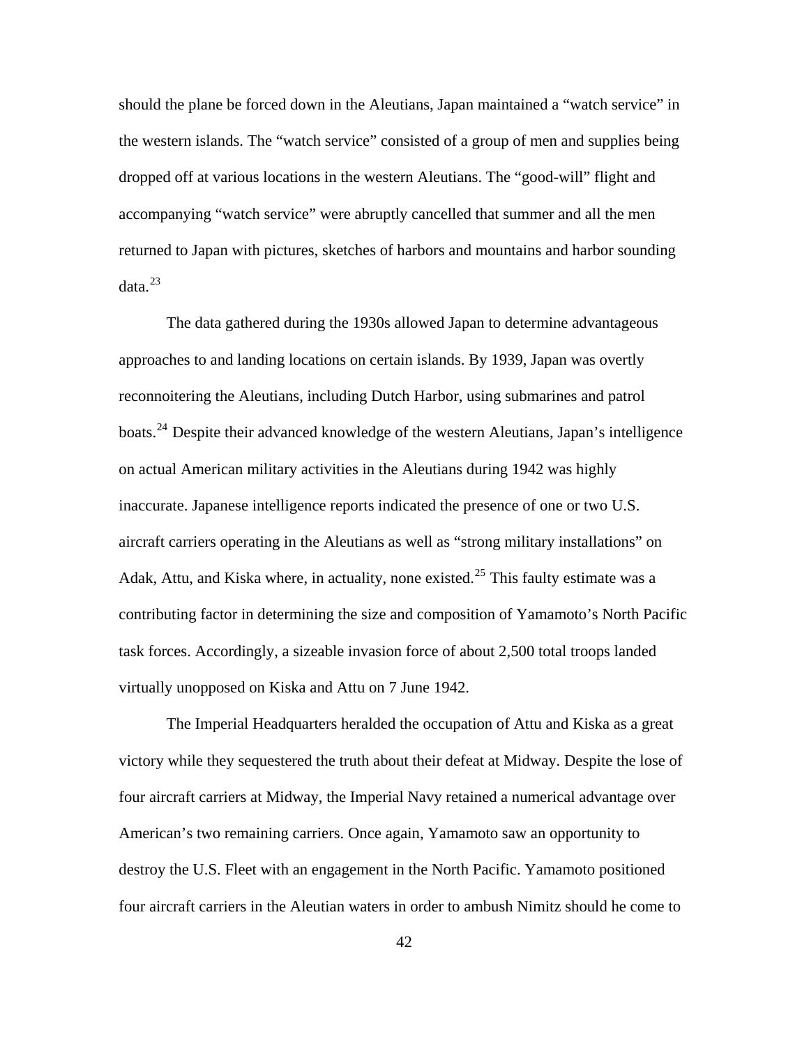should the plane be forced down in the Aleutians, Japan maintained a "watch service" in the western islands. The "watch service" consisted of a group of men and supplies being dropped off at various locations in the western Aleutians. The "good-will" flight and accompanying "watch service" were abruptly cancelled that summer and all the men returned to Japan with pictures, sketches of harbors and mountains and harbor sounding data.[23]

The data gathered during the 1930s allowed Japan to determine advantageous approaches to and landing locations on certain islands. By 1939, Japan was overtly reconnoitering the Aleutians, including Dutch Harbor, using submarines and patrol boats.[24] Despite their advanced knowledge of the western Aleutians, Japan's intelligence on actual American military activities in the Aleutians during 1942 was highly inaccurate. Japanese intelligence reports indicated the presence of one or two U.S. aircraft carriers operating in the Aleutians as well as "strong military installations" on Adak, Attu, and Kiska where, in actuality, none existed.[25] This faulty estimate was a contributing factor in determining the size and composition of Yamamoto's North Pacific task forces. Accordingly, a sizeable invasion force of about 2,500 total troops landed virtually unopposed on Kiska and Attu on 7 June 1942.

The Imperial Headquarters heralded the occupation of Attu and Kiska as a great victory while they sequestered the truth about their defeat at Midway. Despite the lose of four aircraft carriers at Midway, the Imperial Navy retained a numerical advantage over American's two remaining carriers. Once again, Yamamoto saw an opportunity to destroy the U.S. Fleet with an engagement in the North Pacific. Yamamoto positioned four aircraft carriers in the Aleutian waters in order to ambush Nimitz should he come to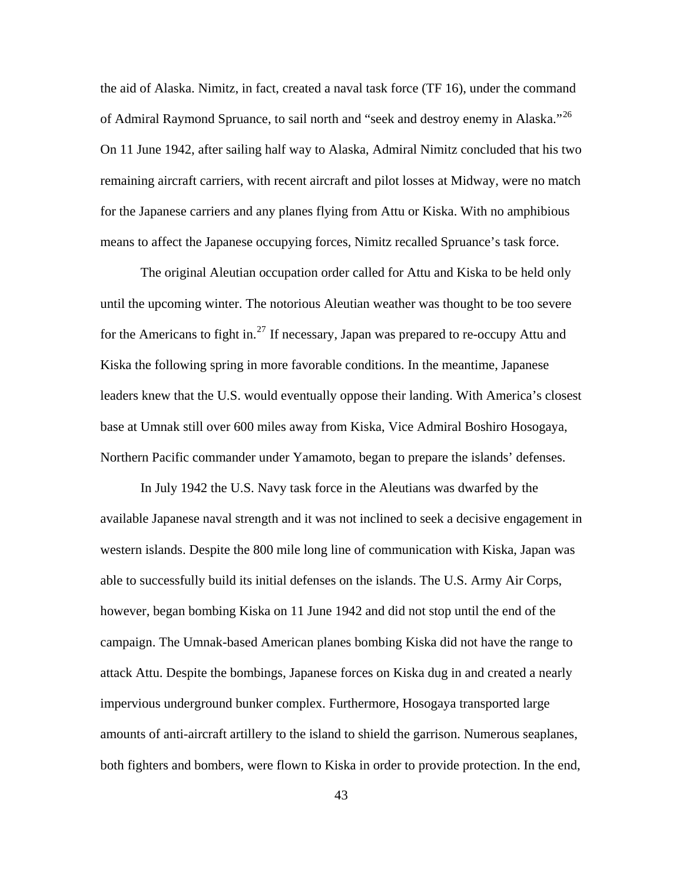the aid of Alaska. Nimitz, in fact, created a naval task force (TF 16), under the command of Admiral Raymond Spruance, to sail north and "seek and destroy enemy in Alaska."[26] On 11 June 1942, after sailing half way to Alaska, Admiral Nimitz concluded that his two remaining aircraft carriers, with recent aircraft and pilot losses at Midway, were no match for the Japanese carriers and any planes flying from Attu or Kiska. With no amphibious means to affect the Japanese occupying forces, Nimitz recalled Spruance's task force.

The original Aleutian occupation order called for Attu and Kiska to be held only until the upcoming winter. The notorious Aleutian weather was thought to be too severe for the Americans to fight in.[27] If necessary, Japan was prepared to re-occupy Attu and Kiska the following spring in more favorable conditions. In the meantime, Japanese leaders knew that the U.S. would eventually oppose their landing. With America's closest base at Umnak still over 600 miles away from Kiska, Vice Admiral Boshiro Hosogaya, Northern Pacific commander under Yamamoto, began to prepare the islands' defenses.

In July 1942 the U.S. Navy task force in the Aleutians was dwarfed by the available Japanese naval strength and it was not inclined to seek a decisive engagement in western islands. Despite the 800 mile long line of communication with Kiska, Japan was able to successfully build its initial defenses on the islands. The U.S. Army Air Corps, however, began bombing Kiska on 11 June 1942 and did not stop until the end of the campaign. The Umnak-based American planes bombing Kiska did not have the range to attack Attu. Despite the bombings, Japanese forces on Kiska dug in and created a nearly impervious underground bunker complex. Furthermore, Hosogaya transported large amounts of anti-aircraft artillery to the island to shield the garrison. Numerous seaplanes, both fighters and bombers, were flown to Kiska in order to provide protection. In the end,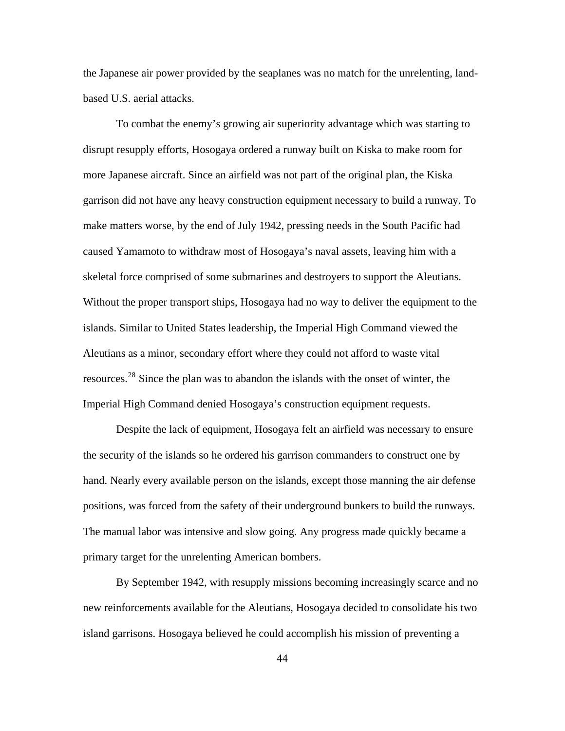the Japanese air power provided by the seaplanes was no match for the unrelenting, land-based U.S. aerial attacks.

To combat the enemy's growing air superiority advantage which was starting to disrupt resupply efforts, Hosogaya ordered a runway built on Kiska to make room for more Japanese aircraft. Since an airfield was not part of the original plan, the Kiska garrison did not have any heavy construction equipment necessary to build a runway. To make matters worse, by the end of July 1942, pressing needs in the South Pacific had caused Yamamoto to withdraw most of Hosogaya's naval assets, leaving him with a skeletal force comprised of some submarines and destroyers to support the Aleutians. Without the proper transport ships, Hosogaya had no way to deliver the equipment to the islands. Similar to United States leadership, the Imperial High Command viewed the Aleutians as a minor, secondary effort where they could not afford to waste vital resources.[28] Since the plan was to abandon the islands with the onset of winter, the Imperial High Command denied Hosogaya's construction equipment requests.

Despite the lack of equipment, Hosogaya felt an airfield was necessary to ensure the security of the islands so he ordered his garrison commanders to construct one by hand. Nearly every available person on the islands, except those manning the air defense positions, was forced from the safety of their underground bunkers to build the runways. The manual labor was intensive and slow going. Any progress made quickly became a primary target for the unrelenting American bombers.

By September 1942, with resupply missions becoming increasingly scarce and no new reinforcements available for the Aleutians, Hosogaya decided to consolidate his two island garrisons. Hosogaya believed he could accomplish his mission of preventing a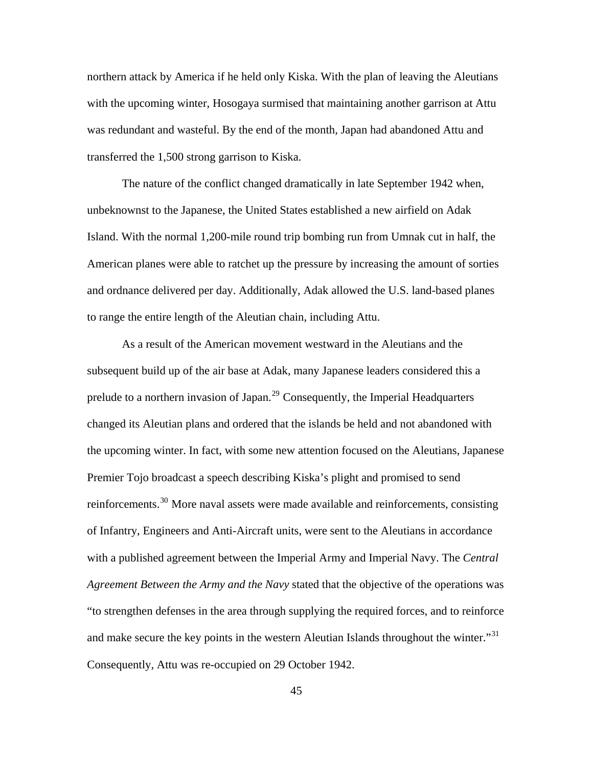northern attack by America if he held only Kiska. With the plan of leaving the Aleutians with the upcoming winter, Hosogaya surmised that maintaining another garrison at Attu was redundant and wasteful. By the end of the month, Japan had abandoned Attu and transferred the 1,500 strong garrison to Kiska.

The nature of the conflict changed dramatically in late September 1942 when, unbeknownst to the Japanese, the United States established a new airfield on Adak Island. With the normal 1,200-mile round trip bombing run from Umnak cut in half, the American planes were able to ratchet up the pressure by increasing the amount of sorties and ordnance delivered per day. Additionally, Adak allowed the U.S. land-based planes to range the entire length of the Aleutian chain, including Attu.

As a result of the American movement westward in the Aleutians and the subsequent build up of the air base at Adak, many Japanese leaders considered this a prelude to a northern invasion of Japan.[29] Consequently, the Imperial Headquarters changed its Aleutian plans and ordered that the islands be held and not abandoned with the upcoming winter. In fact, with some new attention focused on the Aleutians, Japanese Premier Tojo broadcast a speech describing Kiska's plight and promised to send reinforcements.[30] More naval assets were made available and reinforcements, consisting of Infantry, Engineers and Anti-Aircraft units, were sent to the Aleutians in accordance with a published agreement between the Imperial Army and Imperial Navy. The *Central Agreement Between the Army and the Navy* stated that the objective of the operations was "to strengthen defenses in the area through supplying the required forces, and to reinforce and make secure the key points in the western Aleutian Islands throughout the winter."[31] Consequently, Attu was re-occupied on 29 October 1942.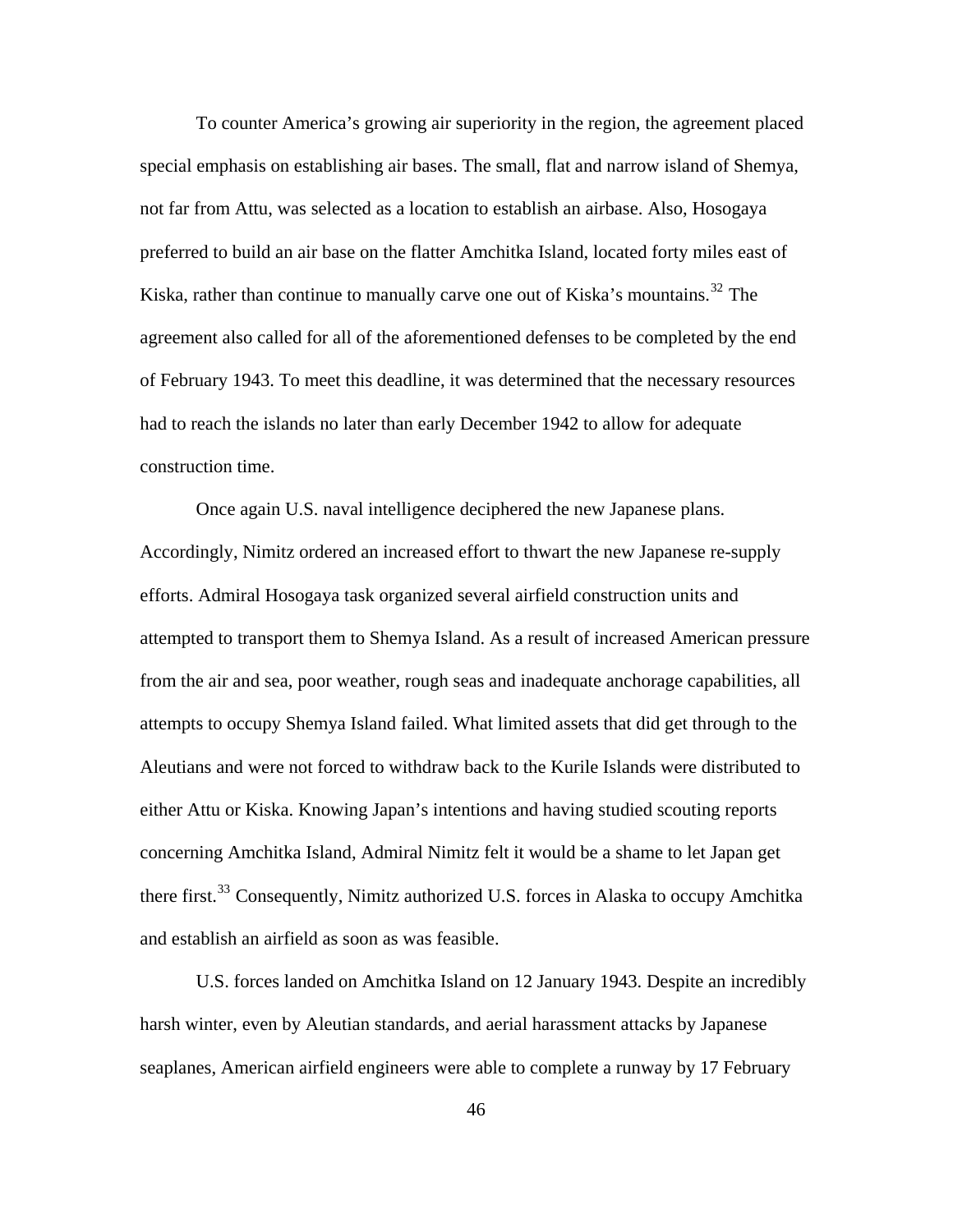To counter America's growing air superiority in the region, the agreement placed special emphasis on establishing air bases. The small, flat and narrow island of Shemya, not far from Attu, was selected as a location to establish an airbase. Also, Hosogaya preferred to build an air base on the flatter Amchitka Island, located forty miles east of Kiska, rather than continue to manually carve one out of Kiska's mountains.[32] The agreement also called for all of the aforementioned defenses to be completed by the end of February 1943. To meet this deadline, it was determined that the necessary resources had to reach the islands no later than early December 1942 to allow for adequate construction time.

Once again U.S. naval intelligence deciphered the new Japanese plans. Accordingly, Nimitz ordered an increased effort to thwart the new Japanese re-supply efforts. Admiral Hosogaya task organized several airfield construction units and attempted to transport them to Shemya Island. As a result of increased American pressure from the air and sea, poor weather, rough seas and inadequate anchorage capabilities, all attempts to occupy Shemya Island failed. What limited assets that did get through to the Aleutians and were not forced to withdraw back to the Kurile Islands were distributed to either Attu or Kiska. Knowing Japan's intentions and having studied scouting reports concerning Amchitka Island, Admiral Nimitz felt it would be a shame to let Japan get there first.[33] Consequently, Nimitz authorized U.S. forces in Alaska to occupy Amchitka and establish an airfield as soon as was feasible.

U.S. forces landed on Amchitka Island on 12 January 1943. Despite an incredibly harsh winter, even by Aleutian standards, and aerial harassment attacks by Japanese seaplanes, American airfield engineers were able to complete a runway by 17 February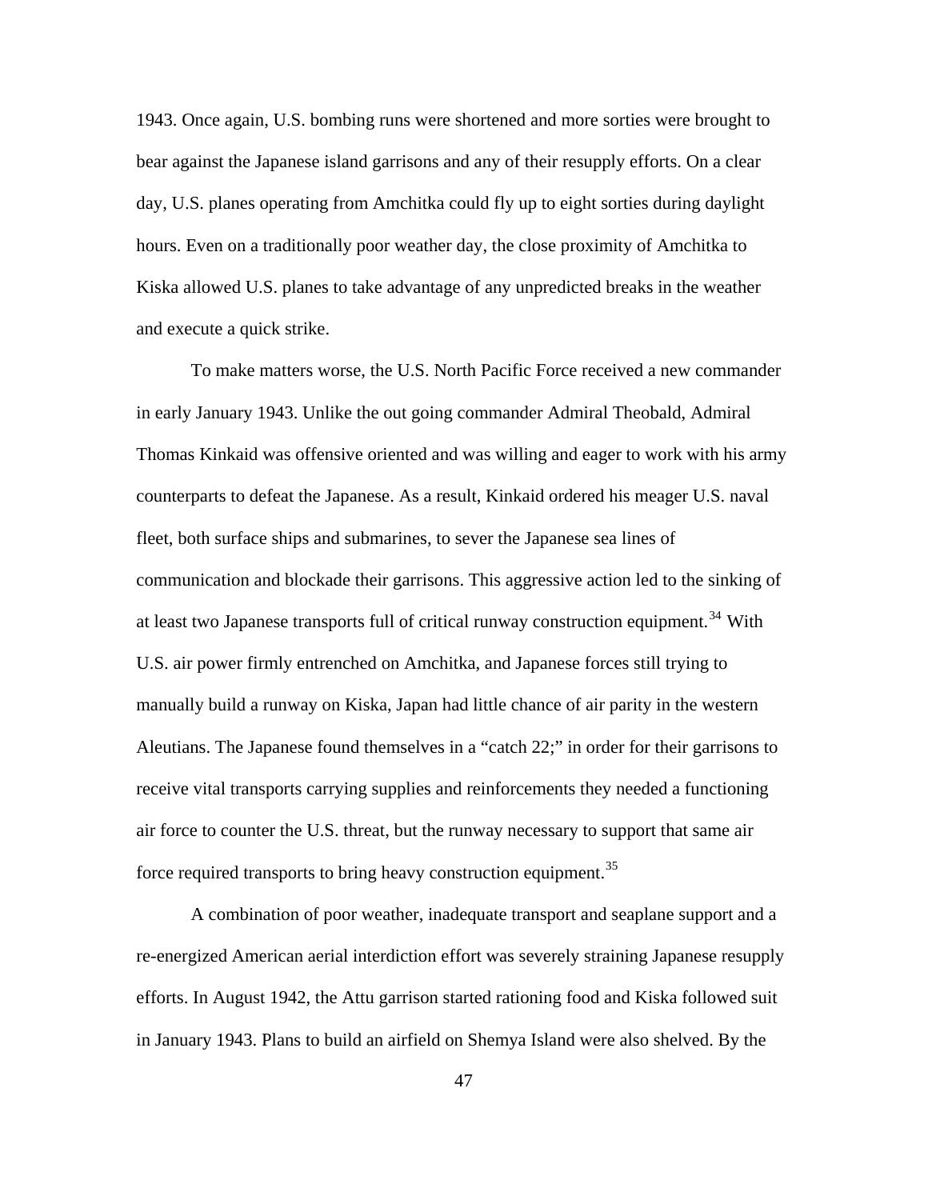1943. Once again, U.S. bombing runs were shortened and more sorties were brought to bear against the Japanese island garrisons and any of their resupply efforts. On a clear day, U.S. planes operating from Amchitka could fly up to eight sorties during daylight hours. Even on a traditionally poor weather day, the close proximity of Amchitka to Kiska allowed U.S. planes to take advantage of any unpredicted breaks in the weather and execute a quick strike.

To make matters worse, the U.S. North Pacific Force received a new commander in early January 1943. Unlike the out going commander Admiral Theobald, Admiral Thomas Kinkaid was offensive oriented and was willing and eager to work with his army counterparts to defeat the Japanese. As a result, Kinkaid ordered his meager U.S. naval fleet, both surface ships and submarines, to sever the Japanese sea lines of communication and blockade their garrisons. This aggressive action led to the sinking of at least two Japanese transports full of critical runway construction equipment.[34] With U.S. air power firmly entrenched on Amchitka, and Japanese forces still trying to manually build a runway on Kiska, Japan had little chance of air parity in the western Aleutians. The Japanese found themselves in a "catch 22;" in order for their garrisons to receive vital transports carrying supplies and reinforcements they needed a functioning air force to counter the U.S. threat, but the runway necessary to support that same air force required transports to bring heavy construction equipment.[35]

A combination of poor weather, inadequate transport and seaplane support and a re-energized American aerial interdiction effort was severely straining Japanese resupply efforts. In August 1942, the Attu garrison started rationing food and Kiska followed suit in January 1943. Plans to build an airfield on Shemya Island were also shelved. By the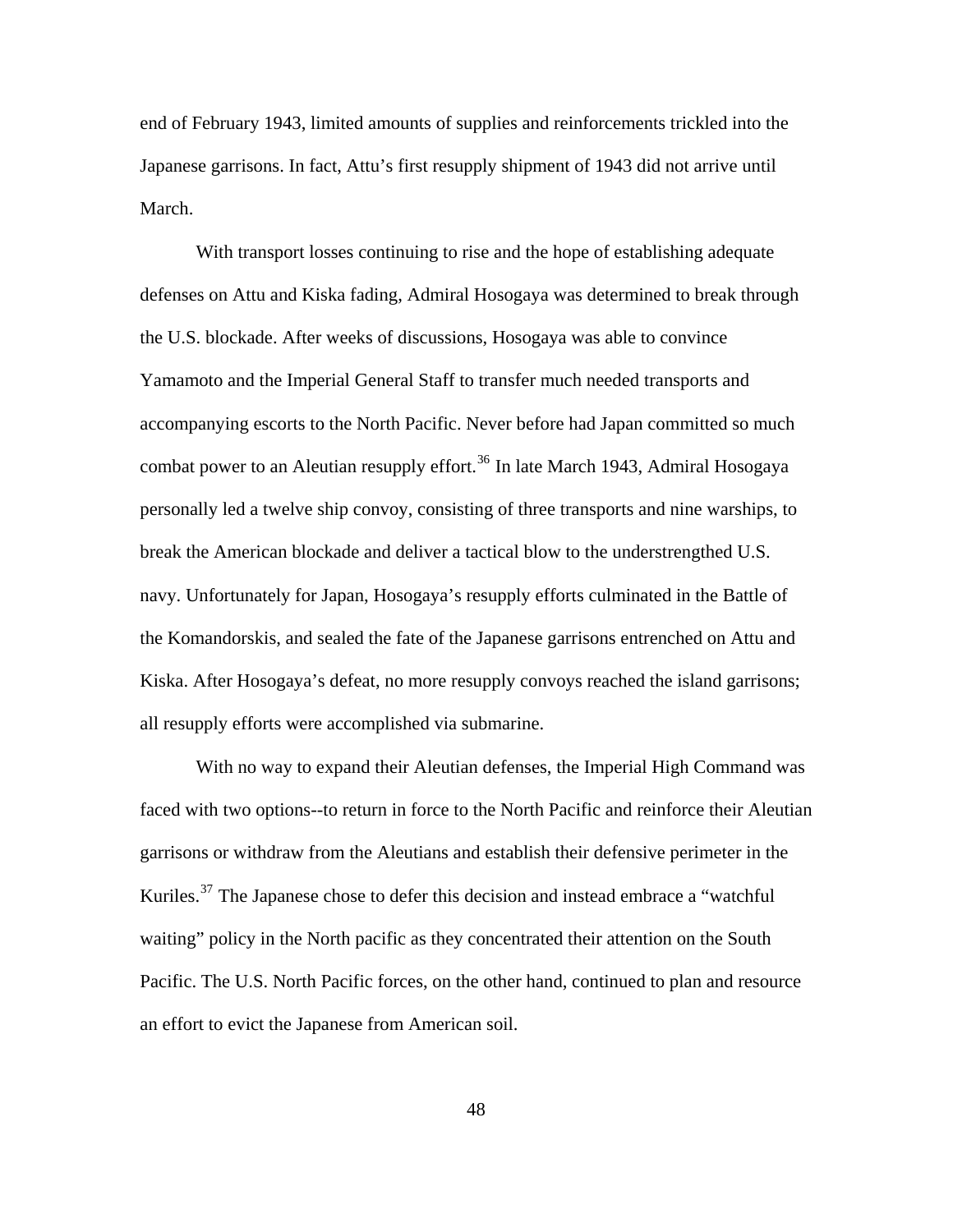end of February 1943, limited amounts of supplies and reinforcements trickled into the Japanese garrisons. In fact, Attu's first resupply shipment of 1943 did not arrive until March.

With transport losses continuing to rise and the hope of establishing adequate defenses on Attu and Kiska fading, Admiral Hosogaya was determined to break through the U.S. blockade. After weeks of discussions, Hosogaya was able to convince Yamamoto and the Imperial General Staff to transfer much needed transports and accompanying escorts to the North Pacific. Never before had Japan committed so much combat power to an Aleutian resupply effort.[36] In late March 1943, Admiral Hosogaya personally led a twelve ship convoy, consisting of three transports and nine warships, to break the American blockade and deliver a tactical blow to the understrengthed U.S. navy. Unfortunately for Japan, Hosogaya's resupply efforts culminated in the Battle of the Komandorskis, and sealed the fate of the Japanese garrisons entrenched on Attu and Kiska. After Hosogaya's defeat, no more resupply convoys reached the island garrisons; all resupply efforts were accomplished via submarine.

With no way to expand their Aleutian defenses, the Imperial High Command was faced with two options--to return in force to the North Pacific and reinforce their Aleutian garrisons or withdraw from the Aleutians and establish their defensive perimeter in the Kuriles.[37] The Japanese chose to defer this decision and instead embrace a "watchful waiting" policy in the North pacific as they concentrated their attention on the South Pacific. The U.S. North Pacific forces, on the other hand, continued to plan and resource an effort to evict the Japanese from American soil.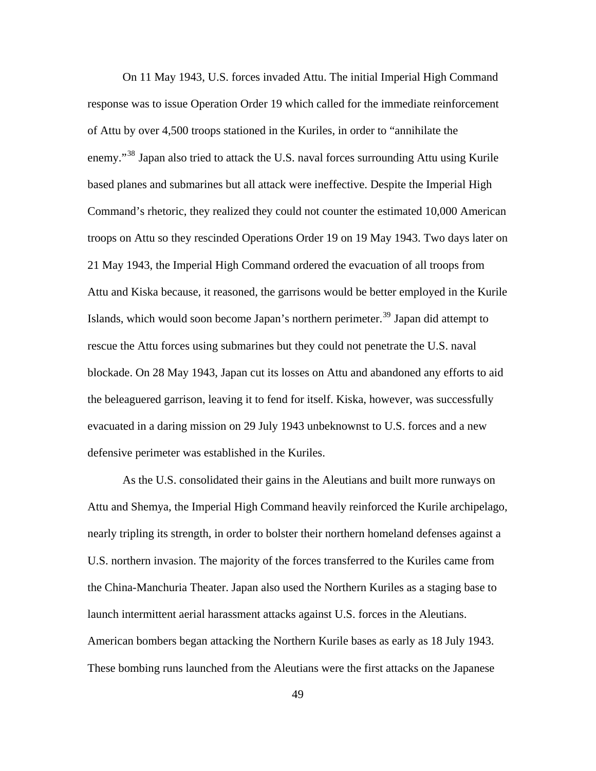On 11 May 1943, U.S. forces invaded Attu. The initial Imperial High Command response was to issue Operation Order 19 which called for the immediate reinforcement of Attu by over 4,500 troops stationed in the Kuriles, in order to “annihilate the enemy.”[38] Japan also tried to attack the U.S. naval forces surrounding Attu using Kurile based planes and submarines but all attack were ineffective. Despite the Imperial High Command’s rhetoric, they realized they could not counter the estimated 10,000 American troops on Attu so they rescinded Operations Order 19 on 19 May 1943. Two days later on 21 May 1943, the Imperial High Command ordered the evacuation of all troops from Attu and Kiska because, it reasoned, the garrisons would be better employed in the Kurile Islands, which would soon become Japan’s northern perimeter.[39] Japan did attempt to rescue the Attu forces using submarines but they could not penetrate the U.S. naval blockade. On 28 May 1943, Japan cut its losses on Attu and abandoned any efforts to aid the beleaguered garrison, leaving it to fend for itself. Kiska, however, was successfully evacuated in a daring mission on 29 July 1943 unbeknownst to U.S. forces and a new defensive perimeter was established in the Kuriles.

As the U.S. consolidated their gains in the Aleutians and built more runways on Attu and Shemya, the Imperial High Command heavily reinforced the Kurile archipelago, nearly tripling its strength, in order to bolster their northern homeland defenses against a U.S. northern invasion. The majority of the forces transferred to the Kuriles came from the China-Manchuria Theater. Japan also used the Northern Kuriles as a staging base to launch intermittent aerial harassment attacks against U.S. forces in the Aleutians. American bombers began attacking the Northern Kurile bases as early as 18 July 1943. These bombing runs launched from the Aleutians were the first attacks on the Japanese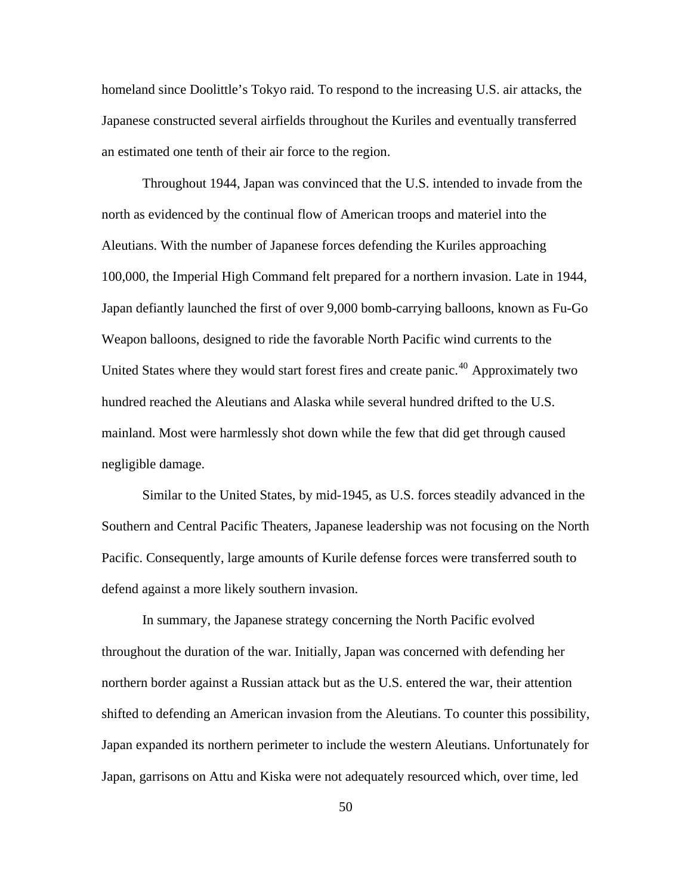homeland since Doolittle's Tokyo raid. To respond to the increasing U.S. air attacks, the Japanese constructed several airfields throughout the Kuriles and eventually transferred an estimated one tenth of their air force to the region.

Throughout 1944, Japan was convinced that the U.S. intended to invade from the north as evidenced by the continual flow of American troops and materiel into the Aleutians. With the number of Japanese forces defending the Kuriles approaching 100,000, the Imperial High Command felt prepared for a northern invasion. Late in 1944, Japan defiantly launched the first of over 9,000 bomb-carrying balloons, known as Fu-Go Weapon balloons, designed to ride the favorable North Pacific wind currents to the United States where they would start forest fires and create panic.[40] Approximately two hundred reached the Aleutians and Alaska while several hundred drifted to the U.S. mainland. Most were harmlessly shot down while the few that did get through caused negligible damage.

Similar to the United States, by mid-1945, as U.S. forces steadily advanced in the Southern and Central Pacific Theaters, Japanese leadership was not focusing on the North Pacific. Consequently, large amounts of Kurile defense forces were transferred south to defend against a more likely southern invasion.

In summary, the Japanese strategy concerning the North Pacific evolved throughout the duration of the war. Initially, Japan was concerned with defending her northern border against a Russian attack but as the U.S. entered the war, their attention shifted to defending an American invasion from the Aleutians. To counter this possibility, Japan expanded its northern perimeter to include the western Aleutians. Unfortunately for Japan, garrisons on Attu and Kiska were not adequately resourced which, over time, led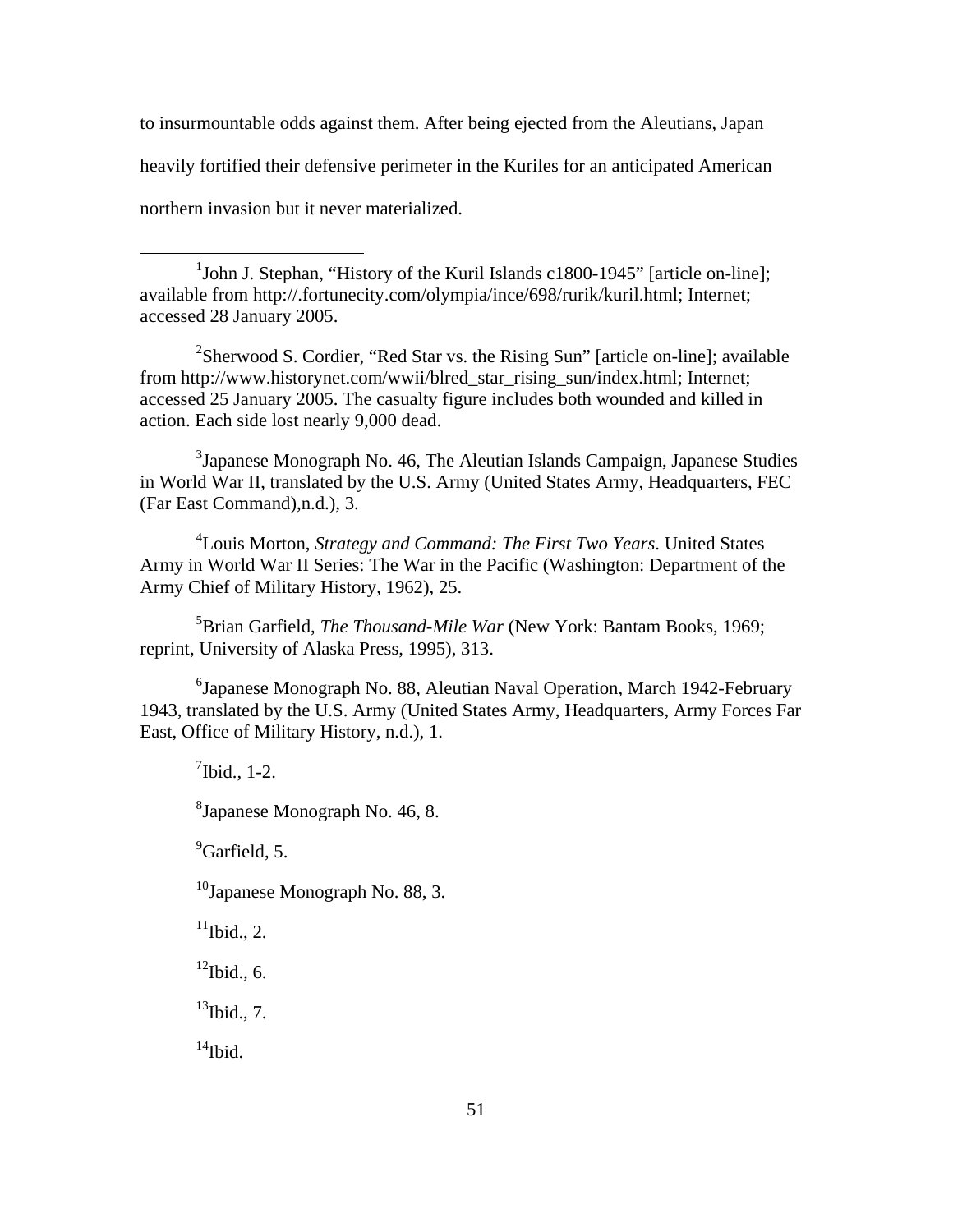to insurmountable odds against them. After being ejected from the Aleutians, Japan heavily fortified their defensive perimeter in the Kuriles for an anticipated American northern invasion but it never materialized.

---

[1]John J. Stephan, "History of the Kuril Islands c1800-1945" [article on-line]; available from http://.fortunecity.com/olympia/ince/698/rurik/kuril.html; Internet; accessed 28 January 2005.

[2]Sherwood S. Cordier, "Red Star vs. the Rising Sun" [article on-line]; available from http://www.historynet.com/wwii/blred_star_rising_sun/index.html; Internet; accessed 25 January 2005. The casualty figure includes both wounded and killed in action. Each side lost nearly 9,000 dead.

[3]Japanese Monograph No. 46, The Aleutian Islands Campaign, Japanese Studies in World War II, translated by the U.S. Army (United States Army, Headquarters, FEC (Far East Command),n.d.), 3.

[4]Louis Morton, *Strategy and Command: The First Two Years*. United States Army in World War II Series: The War in the Pacific (Washington: Department of the Army Chief of Military History, 1962), 25.

[5]Brian Garfield, *The Thousand-Mile War* (New York: Bantam Books, 1969; reprint, University of Alaska Press, 1995), 313.

[6]Japanese Monograph No. 88, Aleutian Naval Operation, March 1942-February 1943, translated by the U.S. Army (United States Army, Headquarters, Army Forces Far East, Office of Military History, n.d.), 1.

[7]Ibid., 1-2.

[8]Japanese Monograph No. 46, 8.

[9]Garfield, 5.

[10]Japanese Monograph No. 88, 3.

[11]Ibid., 2.

[12]Ibid., 6.

[13]Ibid., 7.

[14]Ibid.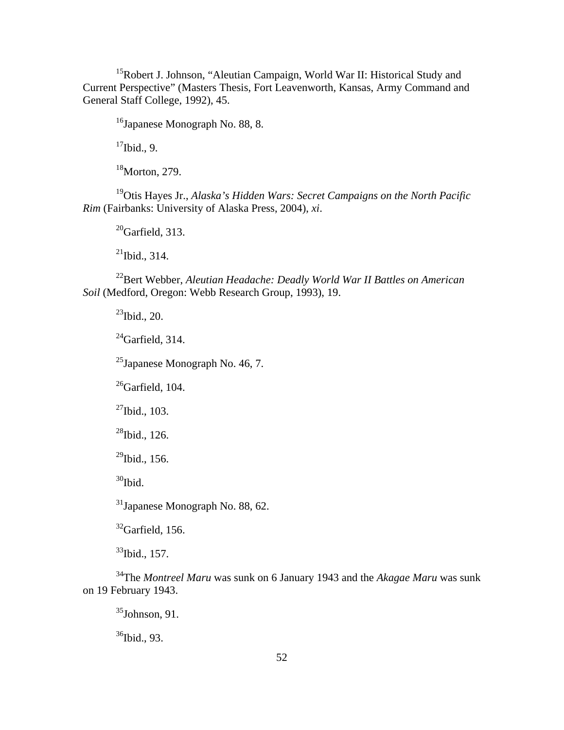[15]Robert J. Johnson, "Aleutian Campaign, World War II: Historical Study and Current Perspective" (Masters Thesis, Fort Leavenworth, Kansas, Army Command and General Staff College, 1992), 45.

[16]Japanese Monograph No. 88, 8.

[17]Ibid., 9.

[18]Morton, 279.

[19]Otis Hayes Jr., *Alaska's Hidden Wars: Secret Campaigns on the North Pacific Rim* (Fairbanks: University of Alaska Press, 2004), *xi*.

[20]Garfield, 313.

[21]Ibid., 314.

[22]Bert Webber, *Aleutian Headache: Deadly World War II Battles on American Soil* (Medford, Oregon: Webb Research Group, 1993), 19.

[23]Ibid., 20.

[24]Garfield, 314.

[25]Japanese Monograph No. 46, 7.

[26]Garfield, 104.

[27]Ibid., 103.

[28]Ibid., 126.

[29]Ibid., 156.

[30]Ibid.

[31]Japanese Monograph No. 88, 62.

[32]Garfield, 156.

[33]Ibid., 157.

[34]The *Montreel Maru* was sunk on 6 January 1943 and the *Akagae Maru* was sunk on 19 February 1943.

[35]Johnson, 91.

[36]Ibid., 93.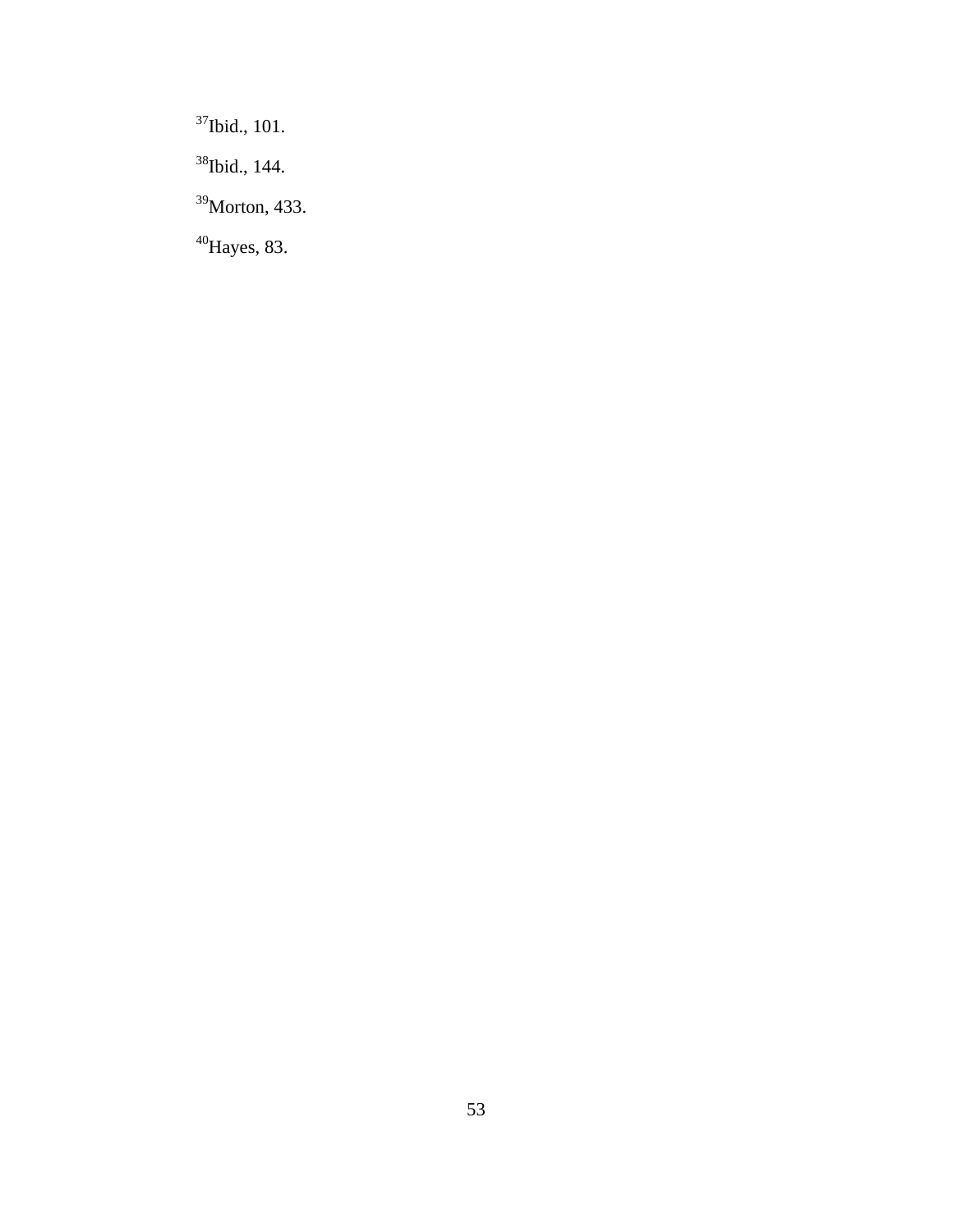[37]Ibid., 101.

[38]Ibid., 144.

[39]Morton, 433.

[40]Hayes, 83.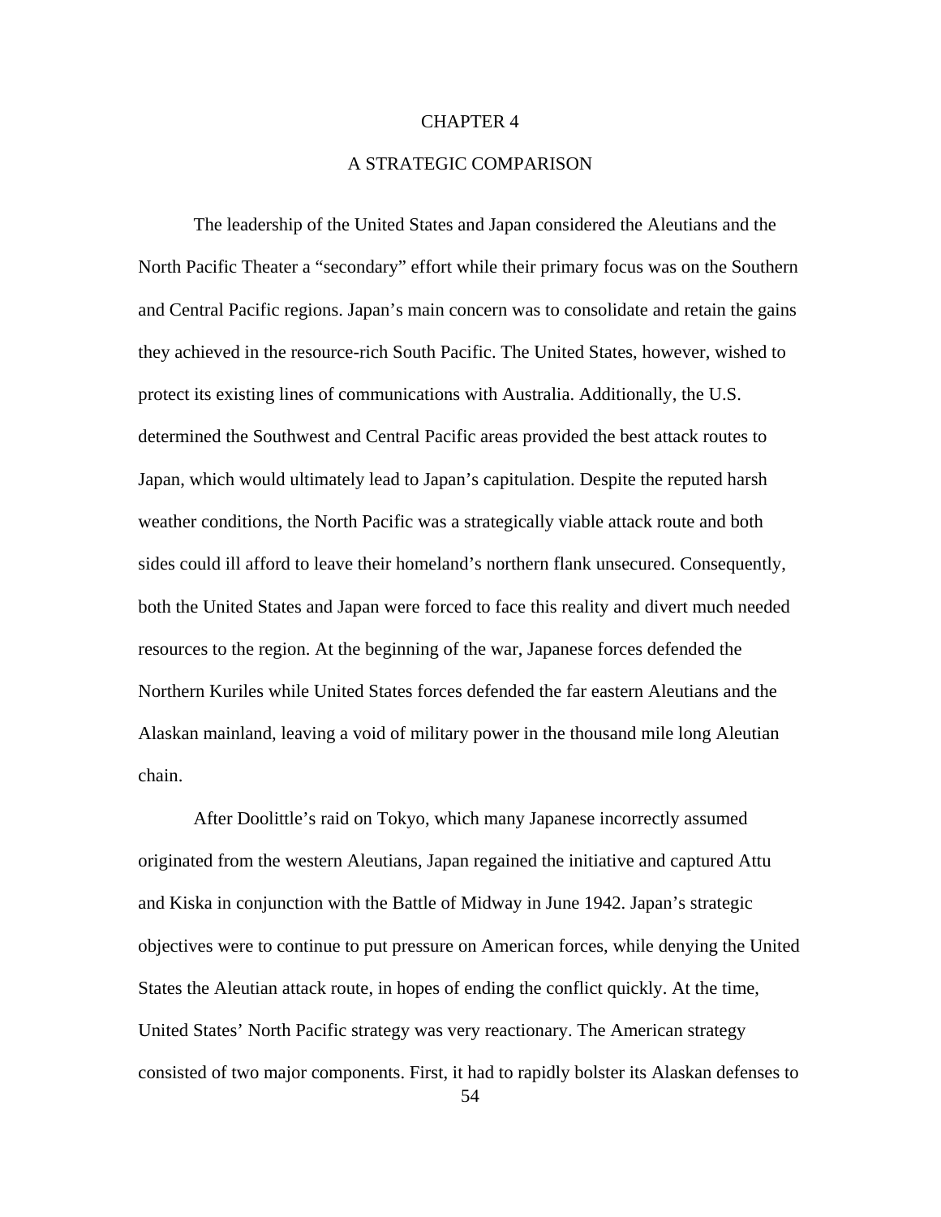# CHAPTER 4

## A STRATEGIC COMPARISON

The leadership of the United States and Japan considered the Aleutians and the North Pacific Theater a "secondary" effort while their primary focus was on the Southern and Central Pacific regions. Japan's main concern was to consolidate and retain the gains they achieved in the resource-rich South Pacific. The United States, however, wished to protect its existing lines of communications with Australia. Additionally, the U.S. determined the Southwest and Central Pacific areas provided the best attack routes to Japan, which would ultimately lead to Japan's capitulation. Despite the reputed harsh weather conditions, the North Pacific was a strategically viable attack route and both sides could ill afford to leave their homeland's northern flank unsecured. Consequently, both the United States and Japan were forced to face this reality and divert much needed resources to the region. At the beginning of the war, Japanese forces defended the Northern Kuriles while United States forces defended the far eastern Aleutians and the Alaskan mainland, leaving a void of military power in the thousand mile long Aleutian chain.

After Doolittle's raid on Tokyo, which many Japanese incorrectly assumed originated from the western Aleutians, Japan regained the initiative and captured Attu and Kiska in conjunction with the Battle of Midway in June 1942. Japan's strategic objectives were to continue to put pressure on American forces, while denying the United States the Aleutian attack route, in hopes of ending the conflict quickly. At the time, United States' North Pacific strategy was very reactionary. The American strategy consisted of two major components. First, it had to rapidly bolster its Alaskan defenses to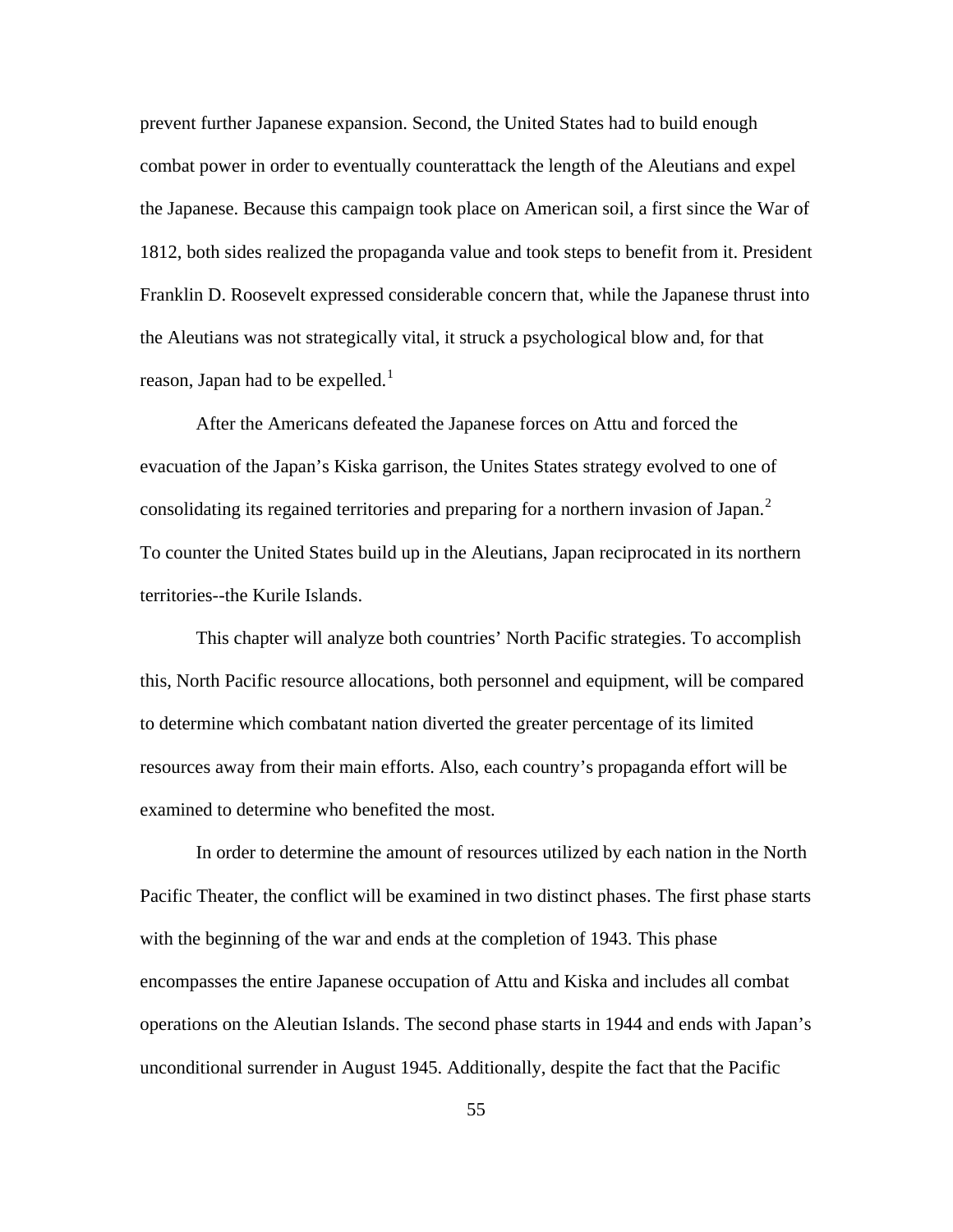prevent further Japanese expansion. Second, the United States had to build enough combat power in order to eventually counterattack the length of the Aleutians and expel the Japanese. Because this campaign took place on American soil, a first since the War of 1812, both sides realized the propaganda value and took steps to benefit from it. President Franklin D. Roosevelt expressed considerable concern that, while the Japanese thrust into the Aleutians was not strategically vital, it struck a psychological blow and, for that reason, Japan had to be expelled.[1]

After the Americans defeated the Japanese forces on Attu and forced the evacuation of the Japan's Kiska garrison, the Unites States strategy evolved to one of consolidating its regained territories and preparing for a northern invasion of Japan.[2] To counter the United States build up in the Aleutians, Japan reciprocated in its northern territories--the Kurile Islands.

This chapter will analyze both countries' North Pacific strategies. To accomplish this, North Pacific resource allocations, both personnel and equipment, will be compared to determine which combatant nation diverted the greater percentage of its limited resources away from their main efforts. Also, each country's propaganda effort will be examined to determine who benefited the most.

In order to determine the amount of resources utilized by each nation in the North Pacific Theater, the conflict will be examined in two distinct phases. The first phase starts with the beginning of the war and ends at the completion of 1943. This phase encompasses the entire Japanese occupation of Attu and Kiska and includes all combat operations on the Aleutian Islands. The second phase starts in 1944 and ends with Japan's unconditional surrender in August 1945. Additionally, despite the fact that the Pacific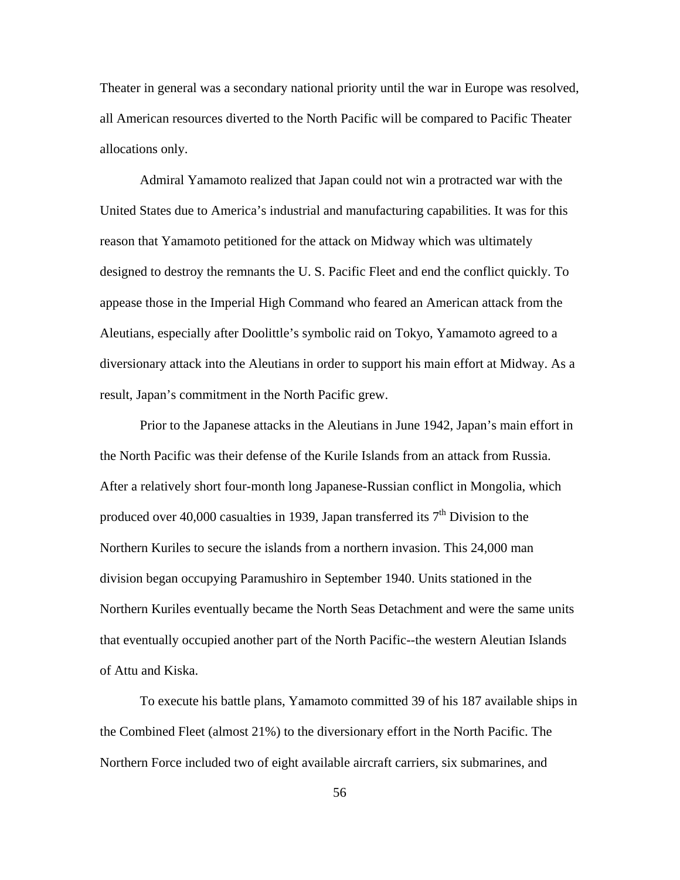Theater in general was a secondary national priority until the war in Europe was resolved, all American resources diverted to the North Pacific will be compared to Pacific Theater allocations only.

Admiral Yamamoto realized that Japan could not win a protracted war with the United States due to America's industrial and manufacturing capabilities. It was for this reason that Yamamoto petitioned for the attack on Midway which was ultimately designed to destroy the remnants the U. S. Pacific Fleet and end the conflict quickly. To appease those in the Imperial High Command who feared an American attack from the Aleutians, especially after Doolittle's symbolic raid on Tokyo, Yamamoto agreed to a diversionary attack into the Aleutians in order to support his main effort at Midway. As a result, Japan's commitment in the North Pacific grew.

Prior to the Japanese attacks in the Aleutians in June 1942, Japan's main effort in the North Pacific was their defense of the Kurile Islands from an attack from Russia. After a relatively short four-month long Japanese-Russian conflict in Mongolia, which produced over 40,000 casualties in 1939, Japan transferred its 7th Division to the Northern Kuriles to secure the islands from a northern invasion. This 24,000 man division began occupying Paramushiro in September 1940. Units stationed in the Northern Kuriles eventually became the North Seas Detachment and were the same units that eventually occupied another part of the North Pacific--the western Aleutian Islands of Attu and Kiska.

To execute his battle plans, Yamamoto committed 39 of his 187 available ships in the Combined Fleet (almost 21%) to the diversionary effort in the North Pacific. The Northern Force included two of eight available aircraft carriers, six submarines, and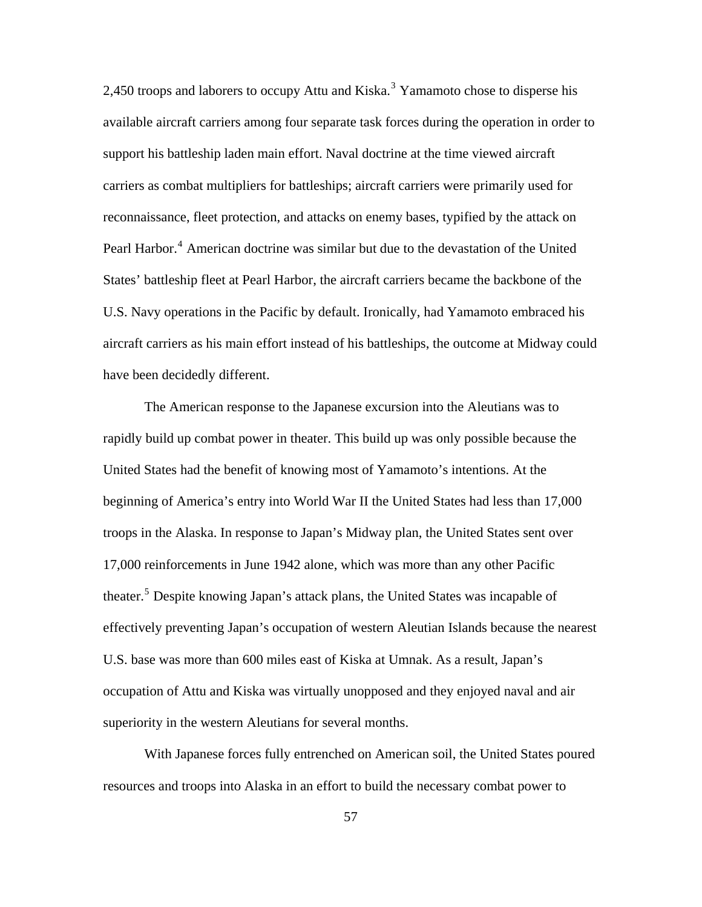2,450 troops and laborers to occupy Attu and Kiska.[3] Yamamoto chose to disperse his available aircraft carriers among four separate task forces during the operation in order to support his battleship laden main effort. Naval doctrine at the time viewed aircraft carriers as combat multipliers for battleships; aircraft carriers were primarily used for reconnaissance, fleet protection, and attacks on enemy bases, typified by the attack on Pearl Harbor.[4] American doctrine was similar but due to the devastation of the United States' battleship fleet at Pearl Harbor, the aircraft carriers became the backbone of the U.S. Navy operations in the Pacific by default. Ironically, had Yamamoto embraced his aircraft carriers as his main effort instead of his battleships, the outcome at Midway could have been decidedly different.

The American response to the Japanese excursion into the Aleutians was to rapidly build up combat power in theater. This build up was only possible because the United States had the benefit of knowing most of Yamamoto's intentions. At the beginning of America's entry into World War II the United States had less than 17,000 troops in the Alaska. In response to Japan's Midway plan, the United States sent over 17,000 reinforcements in June 1942 alone, which was more than any other Pacific theater.[5] Despite knowing Japan's attack plans, the United States was incapable of effectively preventing Japan's occupation of western Aleutian Islands because the nearest U.S. base was more than 600 miles east of Kiska at Umnak. As a result, Japan's occupation of Attu and Kiska was virtually unopposed and they enjoyed naval and air superiority in the western Aleutians for several months.

With Japanese forces fully entrenched on American soil, the United States poured resources and troops into Alaska in an effort to build the necessary combat power to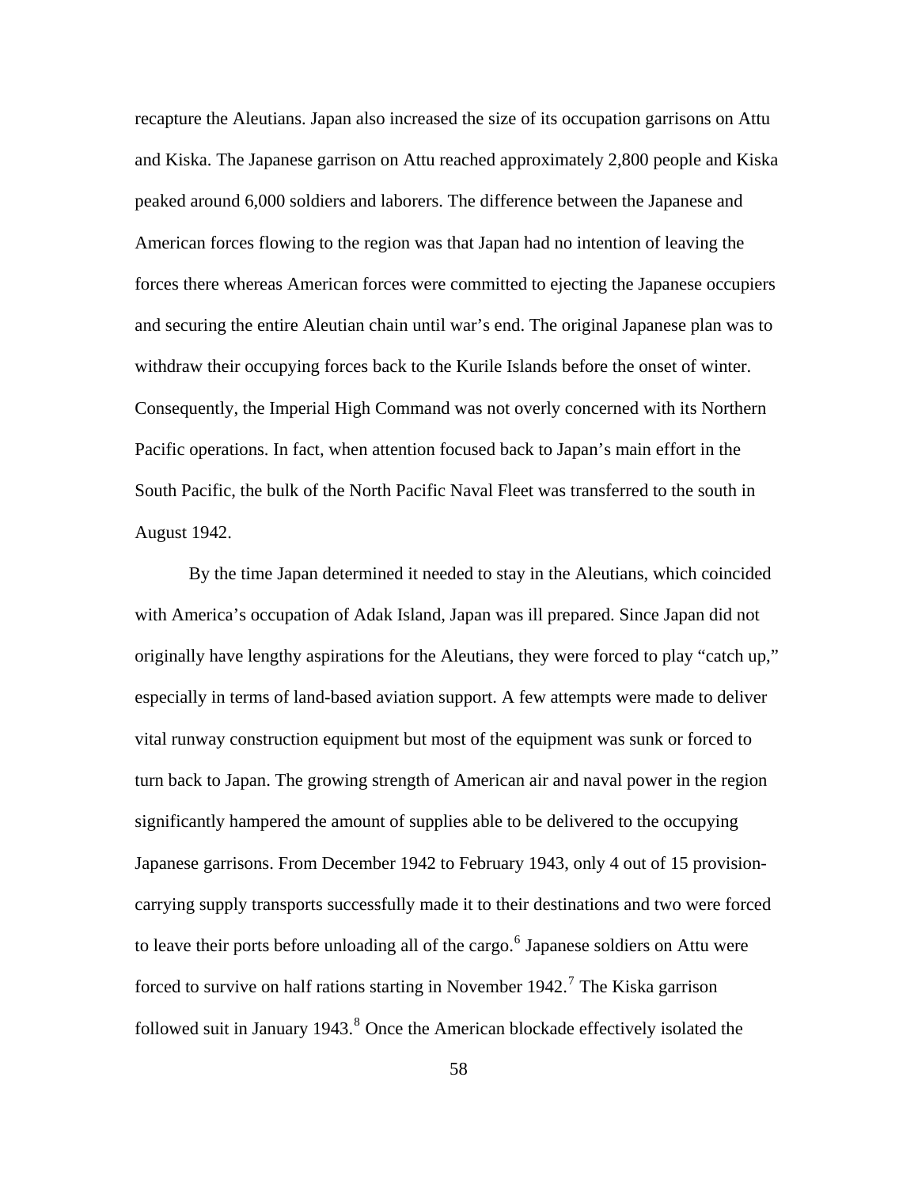recapture the Aleutians. Japan also increased the size of its occupation garrisons on Attu and Kiska. The Japanese garrison on Attu reached approximately 2,800 people and Kiska peaked around 6,000 soldiers and laborers. The difference between the Japanese and American forces flowing to the region was that Japan had no intention of leaving the forces there whereas American forces were committed to ejecting the Japanese occupiers and securing the entire Aleutian chain until war's end. The original Japanese plan was to withdraw their occupying forces back to the Kurile Islands before the onset of winter. Consequently, the Imperial High Command was not overly concerned with its Northern Pacific operations. In fact, when attention focused back to Japan's main effort in the South Pacific, the bulk of the North Pacific Naval Fleet was transferred to the south in August 1942.

By the time Japan determined it needed to stay in the Aleutians, which coincided with America's occupation of Adak Island, Japan was ill prepared. Since Japan did not originally have lengthy aspirations for the Aleutians, they were forced to play "catch up," especially in terms of land-based aviation support. A few attempts were made to deliver vital runway construction equipment but most of the equipment was sunk or forced to turn back to Japan. The growing strength of American air and naval power in the region significantly hampered the amount of supplies able to be delivered to the occupying Japanese garrisons. From December 1942 to February 1943, only 4 out of 15 provision-carrying supply transports successfully made it to their destinations and two were forced to leave their ports before unloading all of the cargo.[6] Japanese soldiers on Attu were forced to survive on half rations starting in November 1942.[7] The Kiska garrison followed suit in January 1943.[8] Once the American blockade effectively isolated the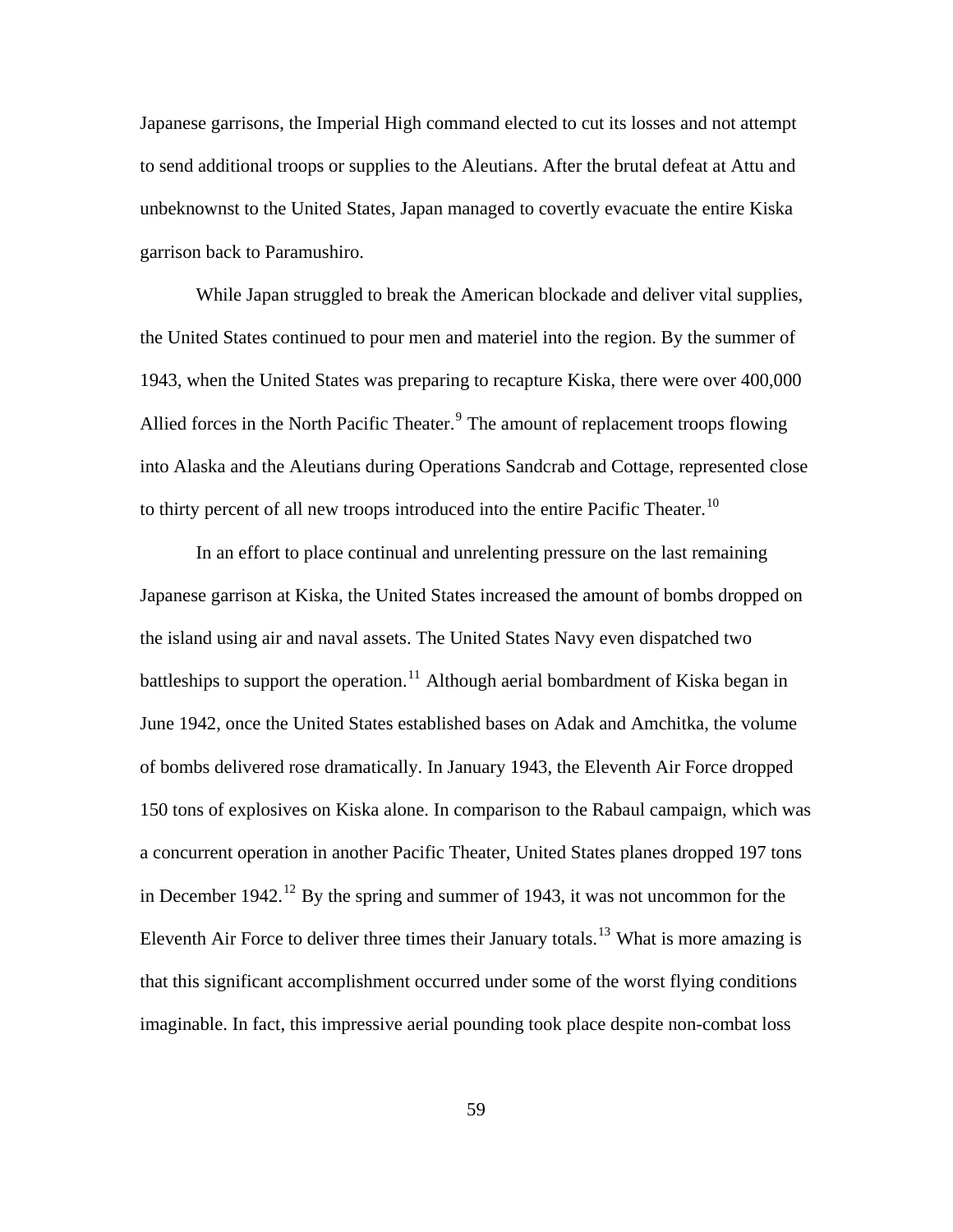Japanese garrisons, the Imperial High command elected to cut its losses and not attempt to send additional troops or supplies to the Aleutians. After the brutal defeat at Attu and unbeknownst to the United States, Japan managed to covertly evacuate the entire Kiska garrison back to Paramushiro.

While Japan struggled to break the American blockade and deliver vital supplies, the United States continued to pour men and materiel into the region. By the summer of 1943, when the United States was preparing to recapture Kiska, there were over 400,000 Allied forces in the North Pacific Theater.[9] The amount of replacement troops flowing into Alaska and the Aleutians during Operations Sandcrab and Cottage, represented close to thirty percent of all new troops introduced into the entire Pacific Theater.[10]

In an effort to place continual and unrelenting pressure on the last remaining Japanese garrison at Kiska, the United States increased the amount of bombs dropped on the island using air and naval assets. The United States Navy even dispatched two battleships to support the operation.[11] Although aerial bombardment of Kiska began in June 1942, once the United States established bases on Adak and Amchitka, the volume of bombs delivered rose dramatically. In January 1943, the Eleventh Air Force dropped 150 tons of explosives on Kiska alone. In comparison to the Rabaul campaign, which was a concurrent operation in another Pacific Theater, United States planes dropped 197 tons in December 1942.[12] By the spring and summer of 1943, it was not uncommon for the Eleventh Air Force to deliver three times their January totals.[13] What is more amazing is that this significant accomplishment occurred under some of the worst flying conditions imaginable. In fact, this impressive aerial pounding took place despite non-combat loss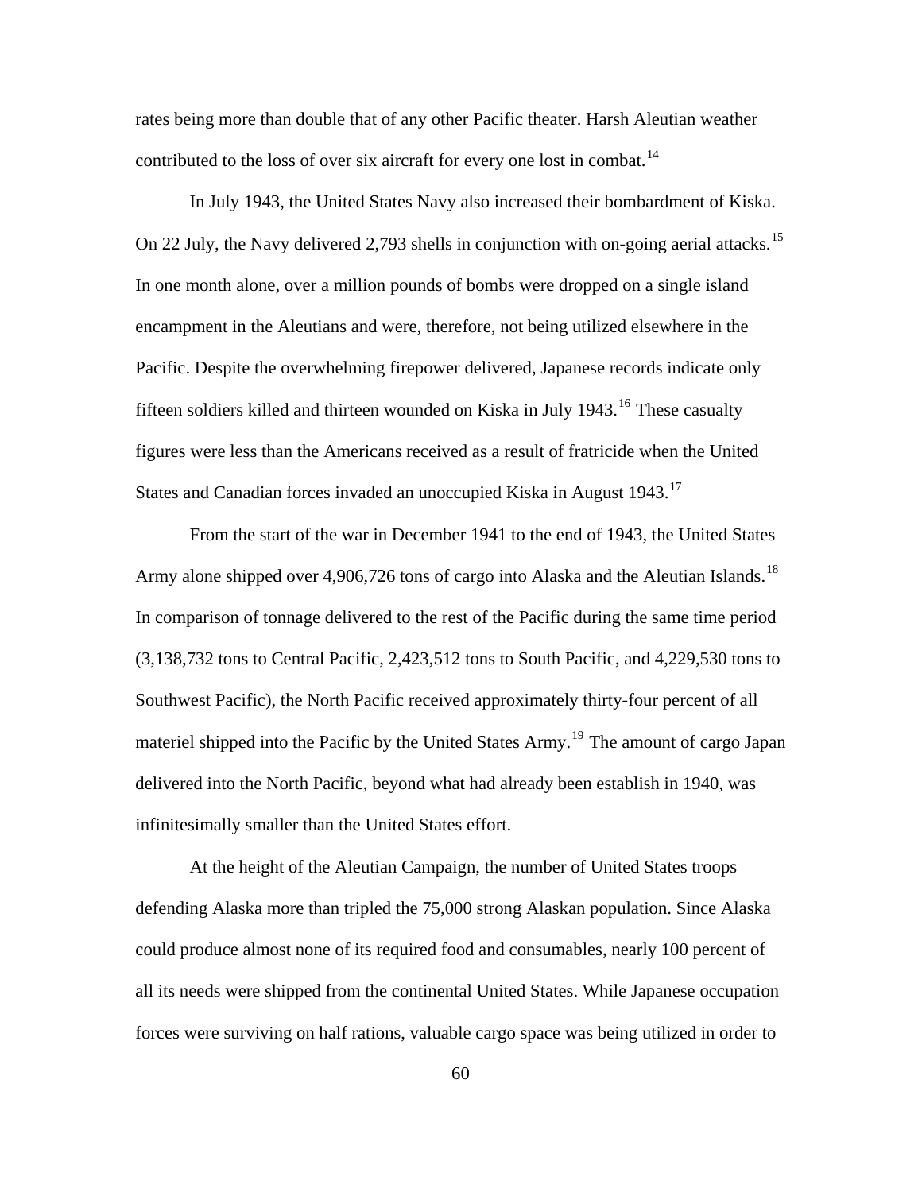rates being more than double that of any other Pacific theater. Harsh Aleutian weather contributed to the loss of over six aircraft for every one lost in combat.[14]

In July 1943, the United States Navy also increased their bombardment of Kiska. On 22 July, the Navy delivered 2,793 shells in conjunction with on-going aerial attacks.[15] In one month alone, over a million pounds of bombs were dropped on a single island encampment in the Aleutians and were, therefore, not being utilized elsewhere in the Pacific. Despite the overwhelming firepower delivered, Japanese records indicate only fifteen soldiers killed and thirteen wounded on Kiska in July 1943.[16] These casualty figures were less than the Americans received as a result of fratricide when the United States and Canadian forces invaded an unoccupied Kiska in August 1943.[17]

From the start of the war in December 1941 to the end of 1943, the United States Army alone shipped over 4,906,726 tons of cargo into Alaska and the Aleutian Islands.[18] In comparison of tonnage delivered to the rest of the Pacific during the same time period (3,138,732 tons to Central Pacific, 2,423,512 tons to South Pacific, and 4,229,530 tons to Southwest Pacific), the North Pacific received approximately thirty-four percent of all materiel shipped into the Pacific by the United States Army.[19] The amount of cargo Japan delivered into the North Pacific, beyond what had already been establish in 1940, was infinitesimally smaller than the United States effort.

At the height of the Aleutian Campaign, the number of United States troops defending Alaska more than tripled the 75,000 strong Alaskan population. Since Alaska could produce almost none of its required food and consumables, nearly 100 percent of all its needs were shipped from the continental United States. While Japanese occupation forces were surviving on half rations, valuable cargo space was being utilized in order to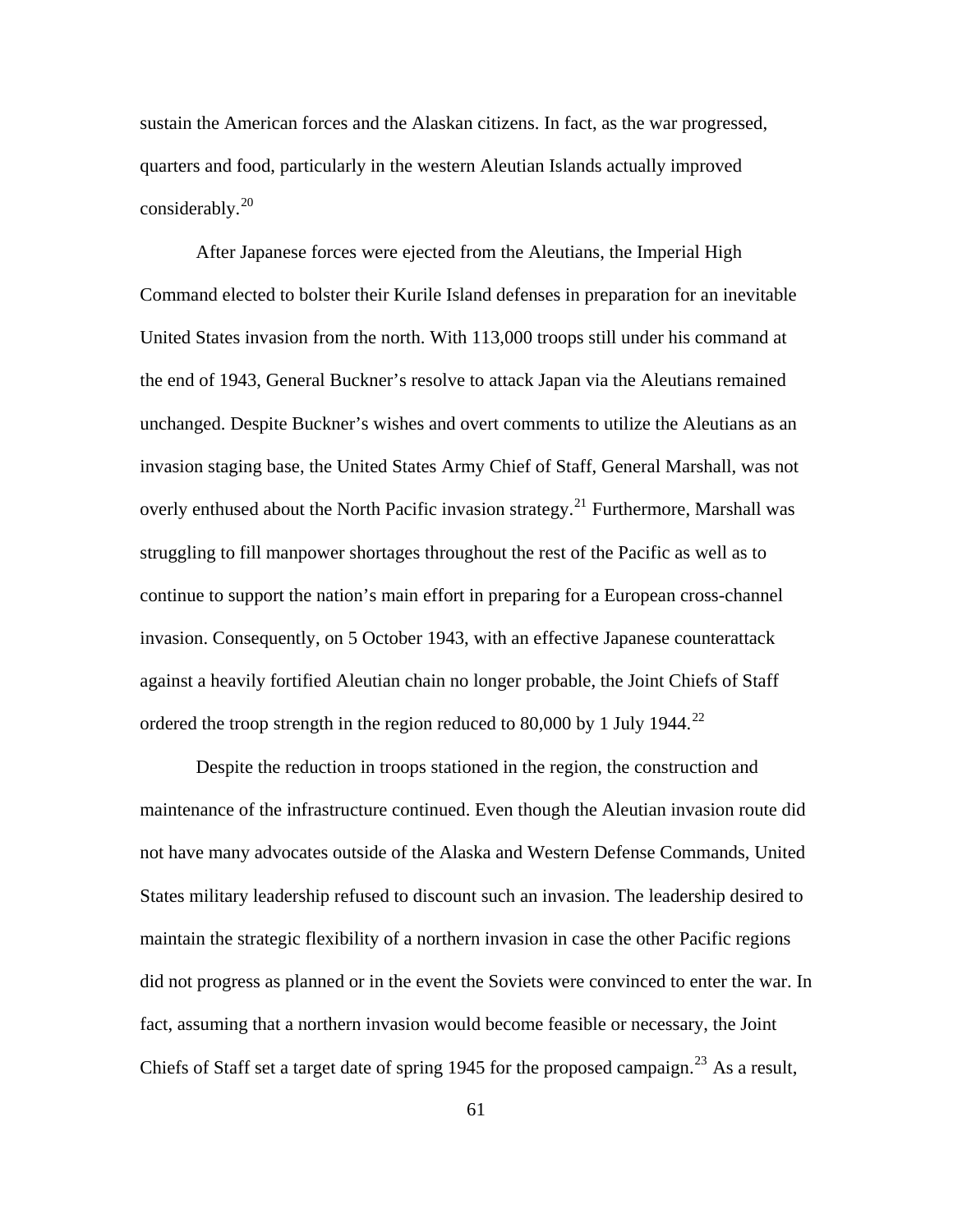sustain the American forces and the Alaskan citizens. In fact, as the war progressed, quarters and food, particularly in the western Aleutian Islands actually improved considerably.[20]

After Japanese forces were ejected from the Aleutians, the Imperial High Command elected to bolster their Kurile Island defenses in preparation for an inevitable United States invasion from the north. With 113,000 troops still under his command at the end of 1943, General Buckner's resolve to attack Japan via the Aleutians remained unchanged. Despite Buckner's wishes and overt comments to utilize the Aleutians as an invasion staging base, the United States Army Chief of Staff, General Marshall, was not overly enthused about the North Pacific invasion strategy.[21] Furthermore, Marshall was struggling to fill manpower shortages throughout the rest of the Pacific as well as to continue to support the nation's main effort in preparing for a European cross-channel invasion. Consequently, on 5 October 1943, with an effective Japanese counterattack against a heavily fortified Aleutian chain no longer probable, the Joint Chiefs of Staff ordered the troop strength in the region reduced to 80,000 by 1 July 1944.[22]

Despite the reduction in troops stationed in the region, the construction and maintenance of the infrastructure continued. Even though the Aleutian invasion route did not have many advocates outside of the Alaska and Western Defense Commands, United States military leadership refused to discount such an invasion. The leadership desired to maintain the strategic flexibility of a northern invasion in case the other Pacific regions did not progress as planned or in the event the Soviets were convinced to enter the war. In fact, assuming that a northern invasion would become feasible or necessary, the Joint Chiefs of Staff set a target date of spring 1945 for the proposed campaign.[23] As a result,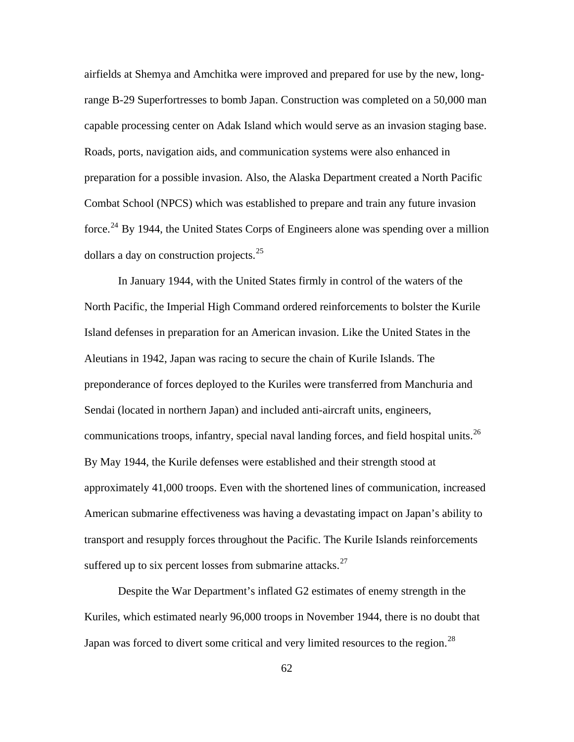airfields at Shemya and Amchitka were improved and prepared for use by the new, long-range B-29 Superfortresses to bomb Japan. Construction was completed on a 50,000 man capable processing center on Adak Island which would serve as an invasion staging base. Roads, ports, navigation aids, and communication systems were also enhanced in preparation for a possible invasion. Also, the Alaska Department created a North Pacific Combat School (NPCS) which was established to prepare and train any future invasion force.[24] By 1944, the United States Corps of Engineers alone was spending over a million dollars a day on construction projects.[25]

In January 1944, with the United States firmly in control of the waters of the North Pacific, the Imperial High Command ordered reinforcements to bolster the Kurile Island defenses in preparation for an American invasion. Like the United States in the Aleutians in 1942, Japan was racing to secure the chain of Kurile Islands. The preponderance of forces deployed to the Kuriles were transferred from Manchuria and Sendai (located in northern Japan) and included anti-aircraft units, engineers, communications troops, infantry, special naval landing forces, and field hospital units.[26] By May 1944, the Kurile defenses were established and their strength stood at approximately 41,000 troops. Even with the shortened lines of communication, increased American submarine effectiveness was having a devastating impact on Japan's ability to transport and resupply forces throughout the Pacific. The Kurile Islands reinforcements suffered up to six percent losses from submarine attacks.[27]

Despite the War Department's inflated G2 estimates of enemy strength in the Kuriles, which estimated nearly 96,000 troops in November 1944, there is no doubt that Japan was forced to divert some critical and very limited resources to the region.[28]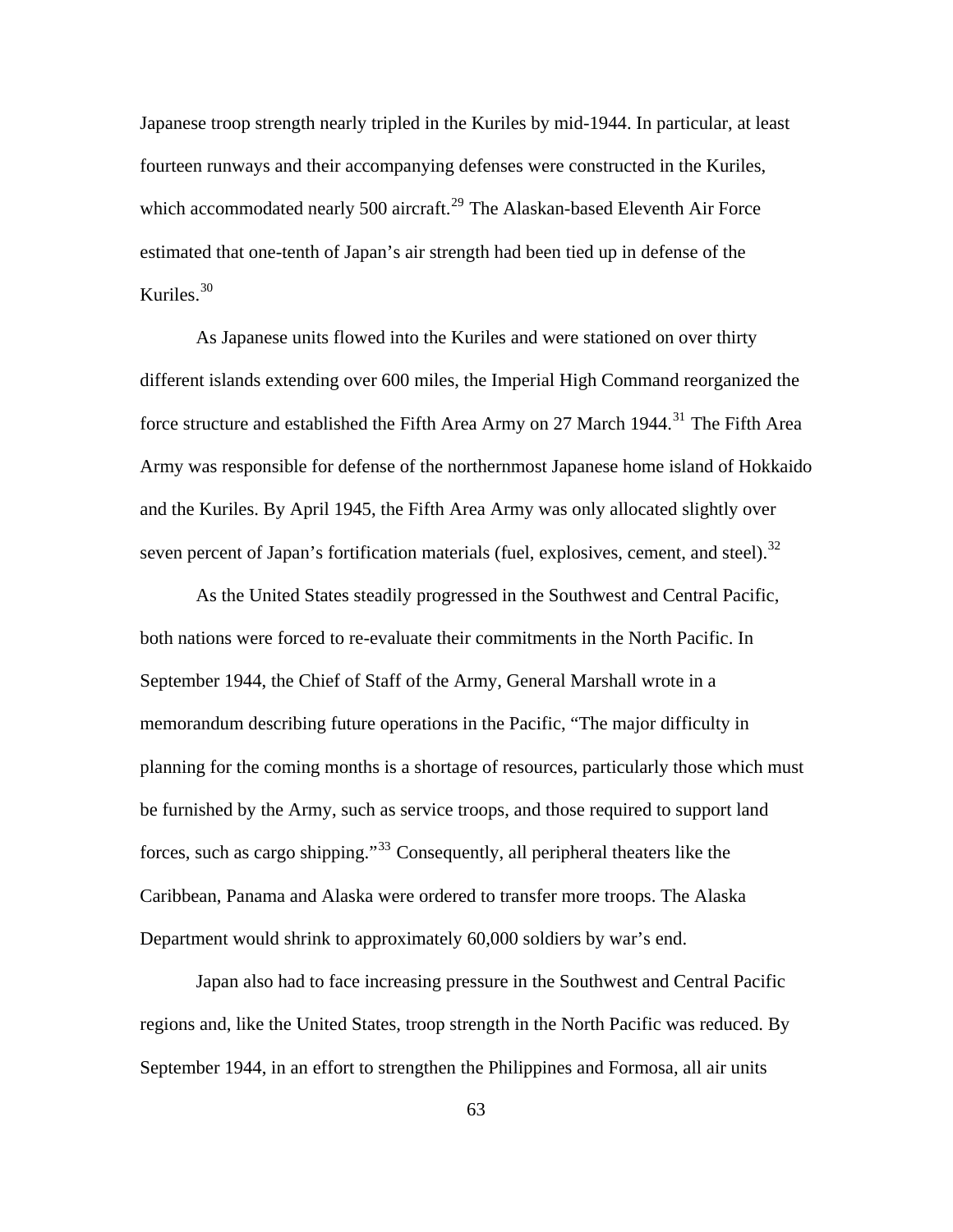Japanese troop strength nearly tripled in the Kuriles by mid-1944. In particular, at least fourteen runways and their accompanying defenses were constructed in the Kuriles, which accommodated nearly 500 aircraft.[29] The Alaskan-based Eleventh Air Force estimated that one-tenth of Japan's air strength had been tied up in defense of the Kuriles.[30]

As Japanese units flowed into the Kuriles and were stationed on over thirty different islands extending over 600 miles, the Imperial High Command reorganized the force structure and established the Fifth Area Army on 27 March 1944.[31] The Fifth Area Army was responsible for defense of the northernmost Japanese home island of Hokkaido and the Kuriles. By April 1945, the Fifth Area Army was only allocated slightly over seven percent of Japan's fortification materials (fuel, explosives, cement, and steel).[32]

As the United States steadily progressed in the Southwest and Central Pacific, both nations were forced to re-evaluate their commitments in the North Pacific. In September 1944, the Chief of Staff of the Army, General Marshall wrote in a memorandum describing future operations in the Pacific, "The major difficulty in planning for the coming months is a shortage of resources, particularly those which must be furnished by the Army, such as service troops, and those required to support land forces, such as cargo shipping."[33] Consequently, all peripheral theaters like the Caribbean, Panama and Alaska were ordered to transfer more troops. The Alaska Department would shrink to approximately 60,000 soldiers by war's end.

Japan also had to face increasing pressure in the Southwest and Central Pacific regions and, like the United States, troop strength in the North Pacific was reduced. By September 1944, in an effort to strengthen the Philippines and Formosa, all air units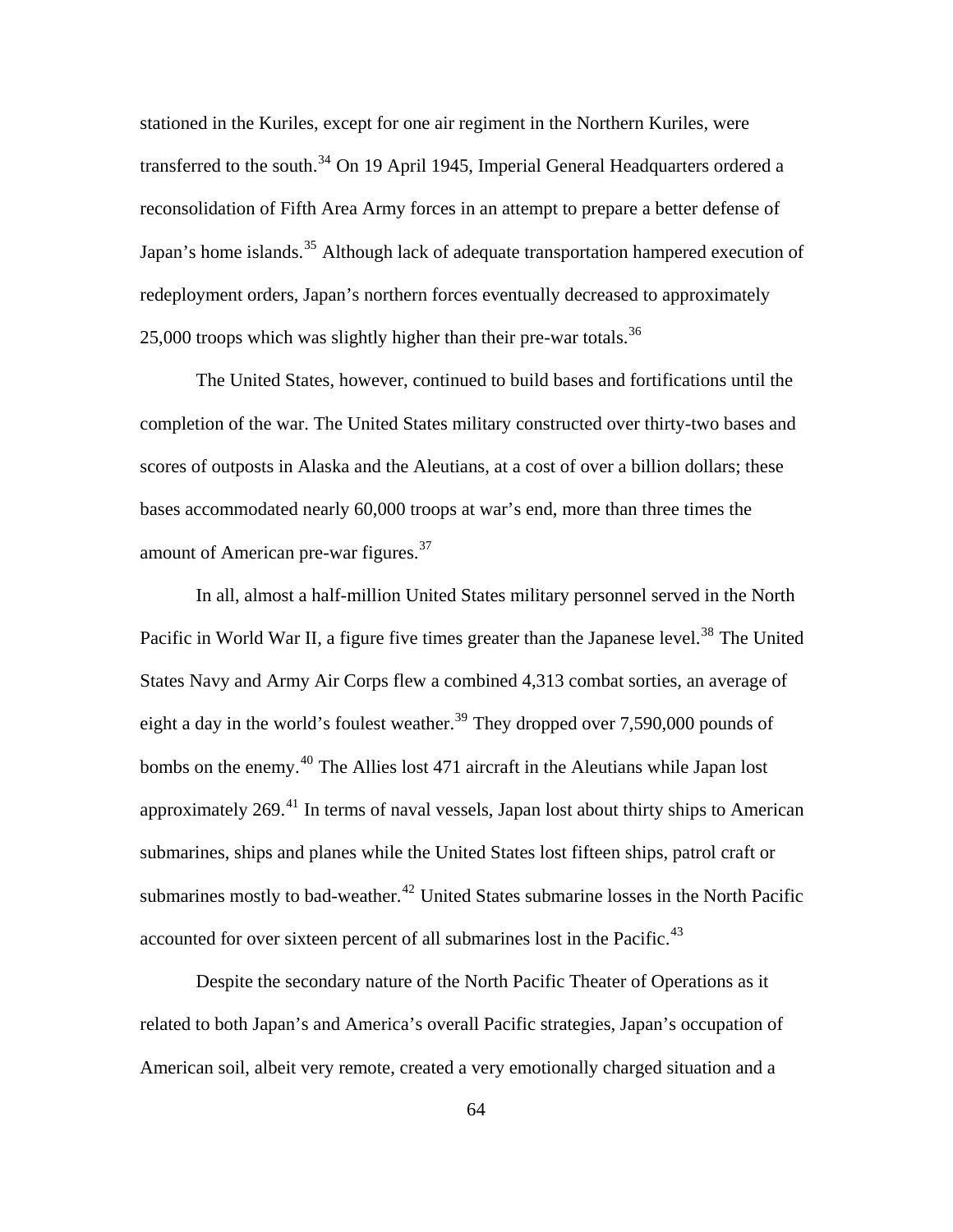stationed in the Kuriles, except for one air regiment in the Northern Kuriles, were transferred to the south.[34] On 19 April 1945, Imperial General Headquarters ordered a reconsolidation of Fifth Area Army forces in an attempt to prepare a better defense of Japan's home islands.[35] Although lack of adequate transportation hampered execution of redeployment orders, Japan's northern forces eventually decreased to approximately 25,000 troops which was slightly higher than their pre-war totals.[36]

The United States, however, continued to build bases and fortifications until the completion of the war. The United States military constructed over thirty-two bases and scores of outposts in Alaska and the Aleutians, at a cost of over a billion dollars; these bases accommodated nearly 60,000 troops at war's end, more than three times the amount of American pre-war figures.[37]

In all, almost a half-million United States military personnel served in the North Pacific in World War II, a figure five times greater than the Japanese level.[38] The United States Navy and Army Air Corps flew a combined 4,313 combat sorties, an average of eight a day in the world's foulest weather.[39] They dropped over 7,590,000 pounds of bombs on the enemy.[40] The Allies lost 471 aircraft in the Aleutians while Japan lost approximately 269.[41] In terms of naval vessels, Japan lost about thirty ships to American submarines, ships and planes while the United States lost fifteen ships, patrol craft or submarines mostly to bad-weather.[42] United States submarine losses in the North Pacific accounted for over sixteen percent of all submarines lost in the Pacific.[43]

Despite the secondary nature of the North Pacific Theater of Operations as it related to both Japan's and America's overall Pacific strategies, Japan's occupation of American soil, albeit very remote, created a very emotionally charged situation and a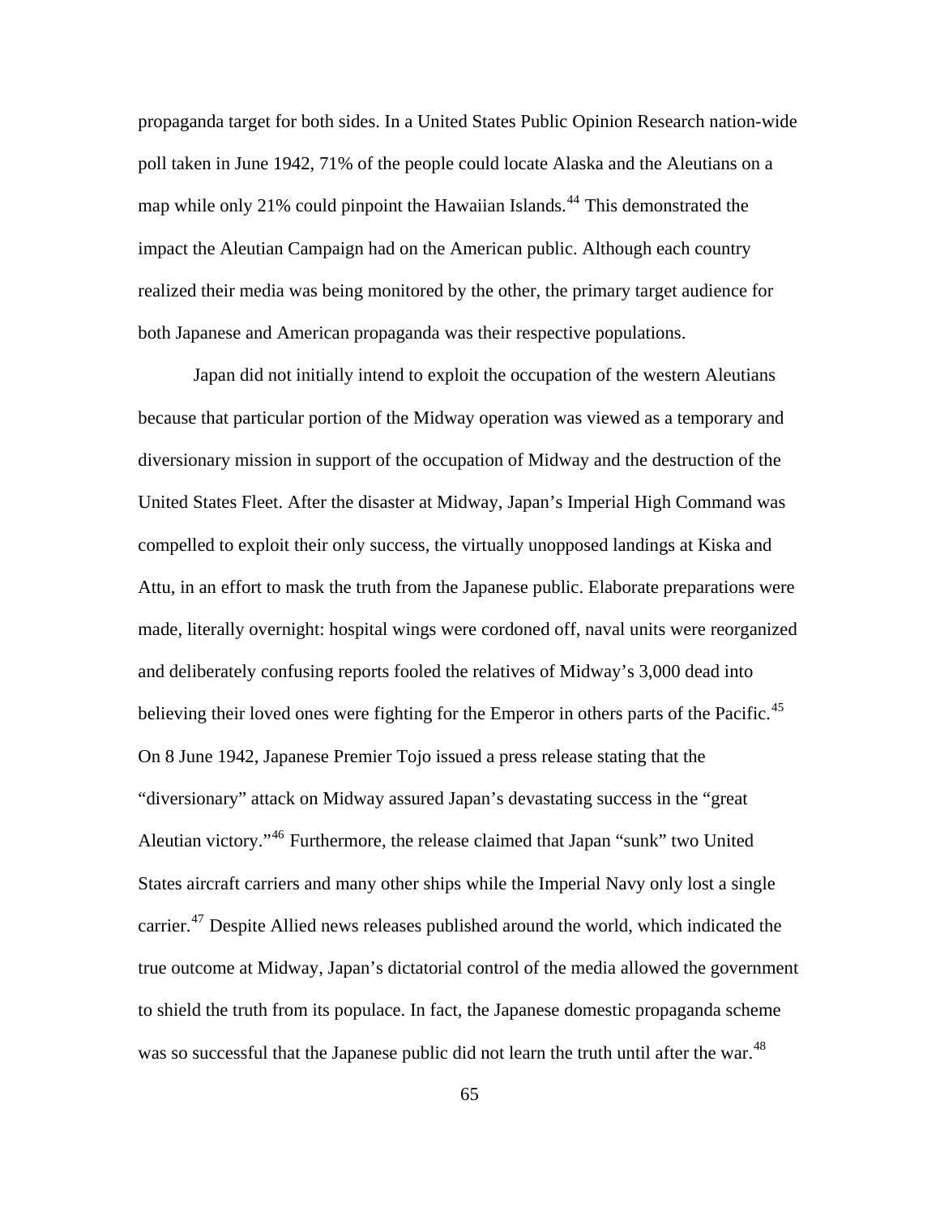propaganda target for both sides. In a United States Public Opinion Research nation-wide poll taken in June 1942, 71% of the people could locate Alaska and the Aleutians on a map while only 21% could pinpoint the Hawaiian Islands.[44] This demonstrated the impact the Aleutian Campaign had on the American public. Although each country realized their media was being monitored by the other, the primary target audience for both Japanese and American propaganda was their respective populations.

Japan did not initially intend to exploit the occupation of the western Aleutians because that particular portion of the Midway operation was viewed as a temporary and diversionary mission in support of the occupation of Midway and the destruction of the United States Fleet. After the disaster at Midway, Japan's Imperial High Command was compelled to exploit their only success, the virtually unopposed landings at Kiska and Attu, in an effort to mask the truth from the Japanese public. Elaborate preparations were made, literally overnight: hospital wings were cordoned off, naval units were reorganized and deliberately confusing reports fooled the relatives of Midway's 3,000 dead into believing their loved ones were fighting for the Emperor in others parts of the Pacific.[45] On 8 June 1942, Japanese Premier Tojo issued a press release stating that the "diversionary" attack on Midway assured Japan's devastating success in the "great Aleutian victory."[46] Furthermore, the release claimed that Japan "sunk" two United States aircraft carriers and many other ships while the Imperial Navy only lost a single carrier.[47] Despite Allied news releases published around the world, which indicated the true outcome at Midway, Japan's dictatorial control of the media allowed the government to shield the truth from its populace. In fact, the Japanese domestic propaganda scheme was so successful that the Japanese public did not learn the truth until after the war.[48]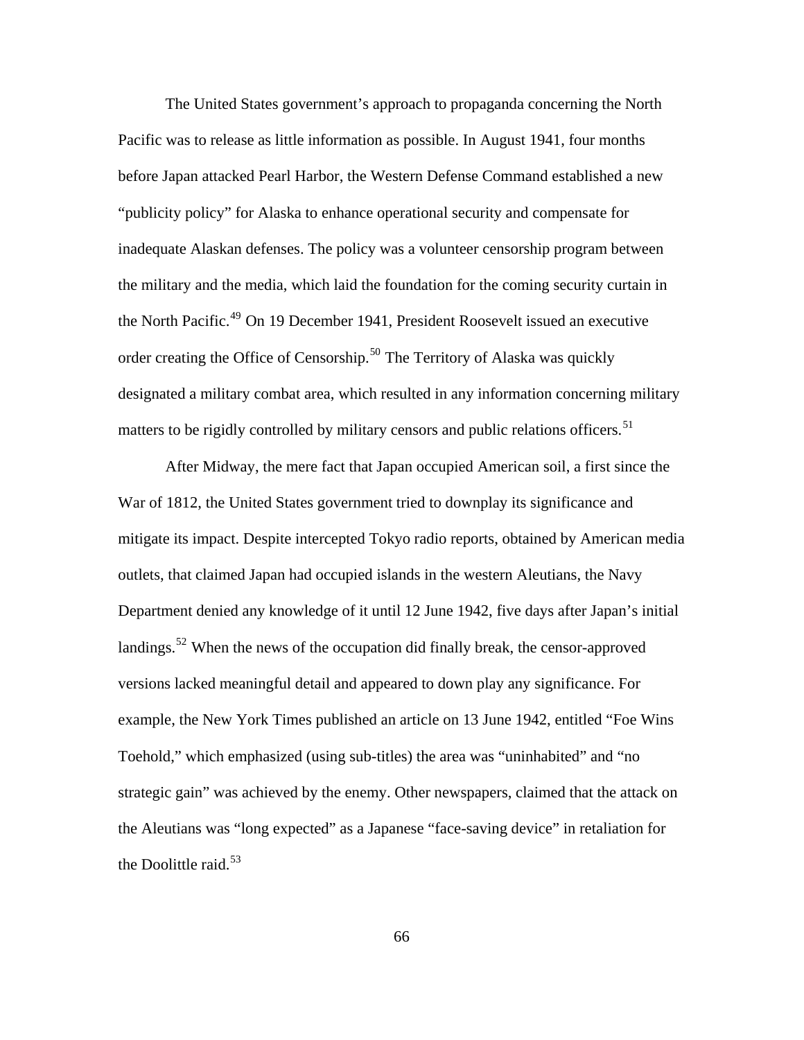The United States government's approach to propaganda concerning the North Pacific was to release as little information as possible. In August 1941, four months before Japan attacked Pearl Harbor, the Western Defense Command established a new "publicity policy" for Alaska to enhance operational security and compensate for inadequate Alaskan defenses. The policy was a volunteer censorship program between the military and the media, which laid the foundation for the coming security curtain in the North Pacific.[49] On 19 December 1941, President Roosevelt issued an executive order creating the Office of Censorship.[50] The Territory of Alaska was quickly designated a military combat area, which resulted in any information concerning military matters to be rigidly controlled by military censors and public relations officers.[51]

After Midway, the mere fact that Japan occupied American soil, a first since the War of 1812, the United States government tried to downplay its significance and mitigate its impact. Despite intercepted Tokyo radio reports, obtained by American media outlets, that claimed Japan had occupied islands in the western Aleutians, the Navy Department denied any knowledge of it until 12 June 1942, five days after Japan's initial landings.[52] When the news of the occupation did finally break, the censor-approved versions lacked meaningful detail and appeared to down play any significance. For example, the New York Times published an article on 13 June 1942, entitled "Foe Wins Toehold," which emphasized (using sub-titles) the area was "uninhabited" and "no strategic gain" was achieved by the enemy. Other newspapers, claimed that the attack on the Aleutians was "long expected" as a Japanese "face-saving device" in retaliation for the Doolittle raid.[53]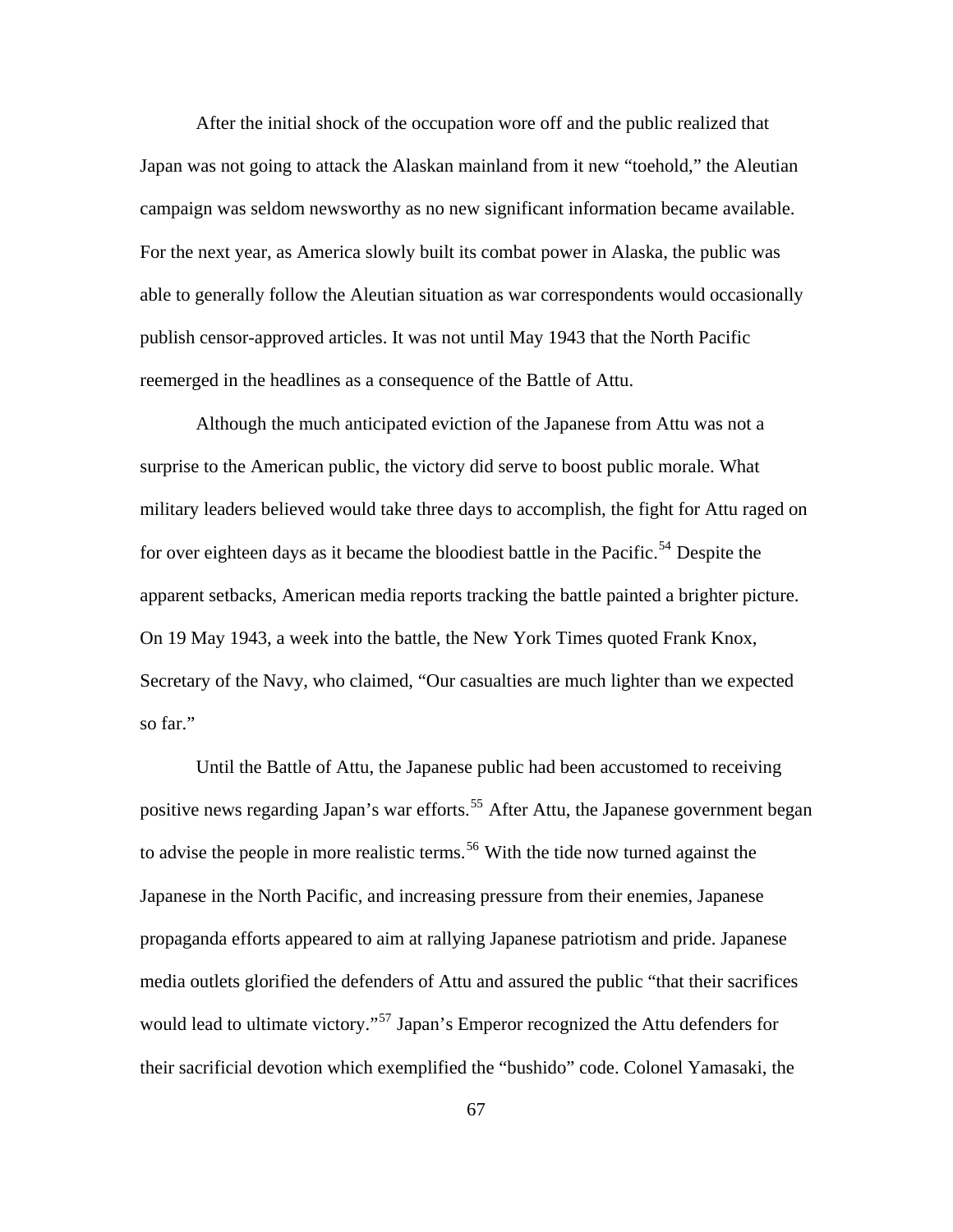After the initial shock of the occupation wore off and the public realized that Japan was not going to attack the Alaskan mainland from it new "toehold," the Aleutian campaign was seldom newsworthy as no new significant information became available. For the next year, as America slowly built its combat power in Alaska, the public was able to generally follow the Aleutian situation as war correspondents would occasionally publish censor-approved articles. It was not until May 1943 that the North Pacific reemerged in the headlines as a consequence of the Battle of Attu.

Although the much anticipated eviction of the Japanese from Attu was not a surprise to the American public, the victory did serve to boost public morale. What military leaders believed would take three days to accomplish, the fight for Attu raged on for over eighteen days as it became the bloodiest battle in the Pacific.[54] Despite the apparent setbacks, American media reports tracking the battle painted a brighter picture. On 19 May 1943, a week into the battle, the New York Times quoted Frank Knox, Secretary of the Navy, who claimed, "Our casualties are much lighter than we expected so far."

Until the Battle of Attu, the Japanese public had been accustomed to receiving positive news regarding Japan's war efforts.[55] After Attu, the Japanese government began to advise the people in more realistic terms.[56] With the tide now turned against the Japanese in the North Pacific, and increasing pressure from their enemies, Japanese propaganda efforts appeared to aim at rallying Japanese patriotism and pride. Japanese media outlets glorified the defenders of Attu and assured the public "that their sacrifices would lead to ultimate victory."[57] Japan's Emperor recognized the Attu defenders for their sacrificial devotion which exemplified the "bushido" code. Colonel Yamasaki, the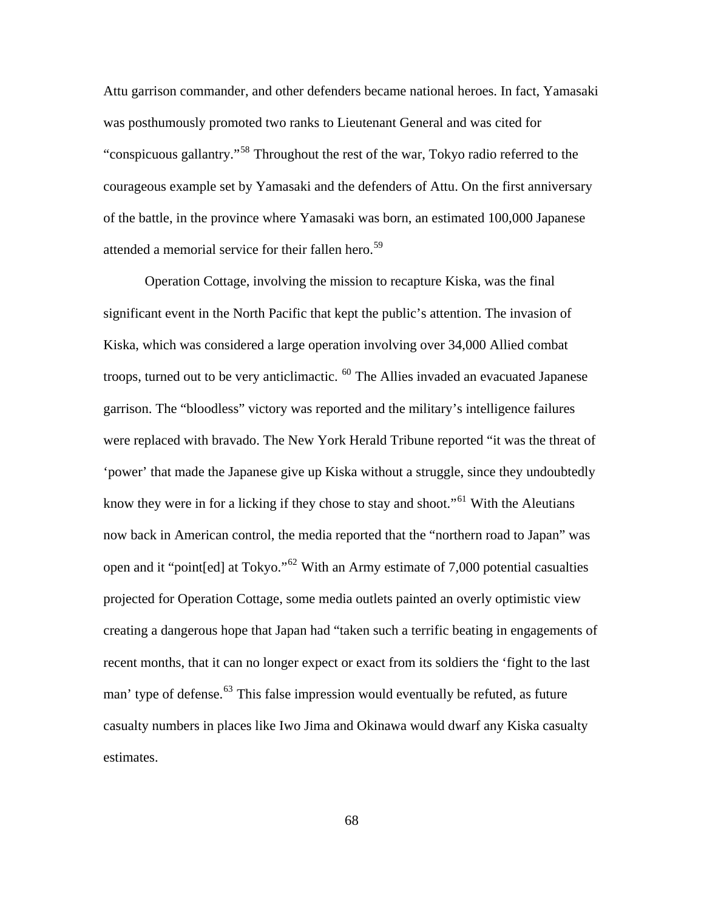Attu garrison commander, and other defenders became national heroes. In fact, Yamasaki was posthumously promoted two ranks to Lieutenant General and was cited for "conspicuous gallantry."[58] Throughout the rest of the war, Tokyo radio referred to the courageous example set by Yamasaki and the defenders of Attu. On the first anniversary of the battle, in the province where Yamasaki was born, an estimated 100,000 Japanese attended a memorial service for their fallen hero.[59]

Operation Cottage, involving the mission to recapture Kiska, was the final significant event in the North Pacific that kept the public's attention. The invasion of Kiska, which was considered a large operation involving over 34,000 Allied combat troops, turned out to be very anticlimactic. [60] The Allies invaded an evacuated Japanese garrison. The "bloodless" victory was reported and the military's intelligence failures were replaced with bravado. The New York Herald Tribune reported "it was the threat of 'power' that made the Japanese give up Kiska without a struggle, since they undoubtedly know they were in for a licking if they chose to stay and shoot."[61] With the Aleutians now back in American control, the media reported that the "northern road to Japan" was open and it "point[ed] at Tokyo."[62] With an Army estimate of 7,000 potential casualties projected for Operation Cottage, some media outlets painted an overly optimistic view creating a dangerous hope that Japan had "taken such a terrific beating in engagements of recent months, that it can no longer expect or exact from its soldiers the 'fight to the last man' type of defense.[63] This false impression would eventually be refuted, as future casualty numbers in places like Iwo Jima and Okinawa would dwarf any Kiska casualty estimates.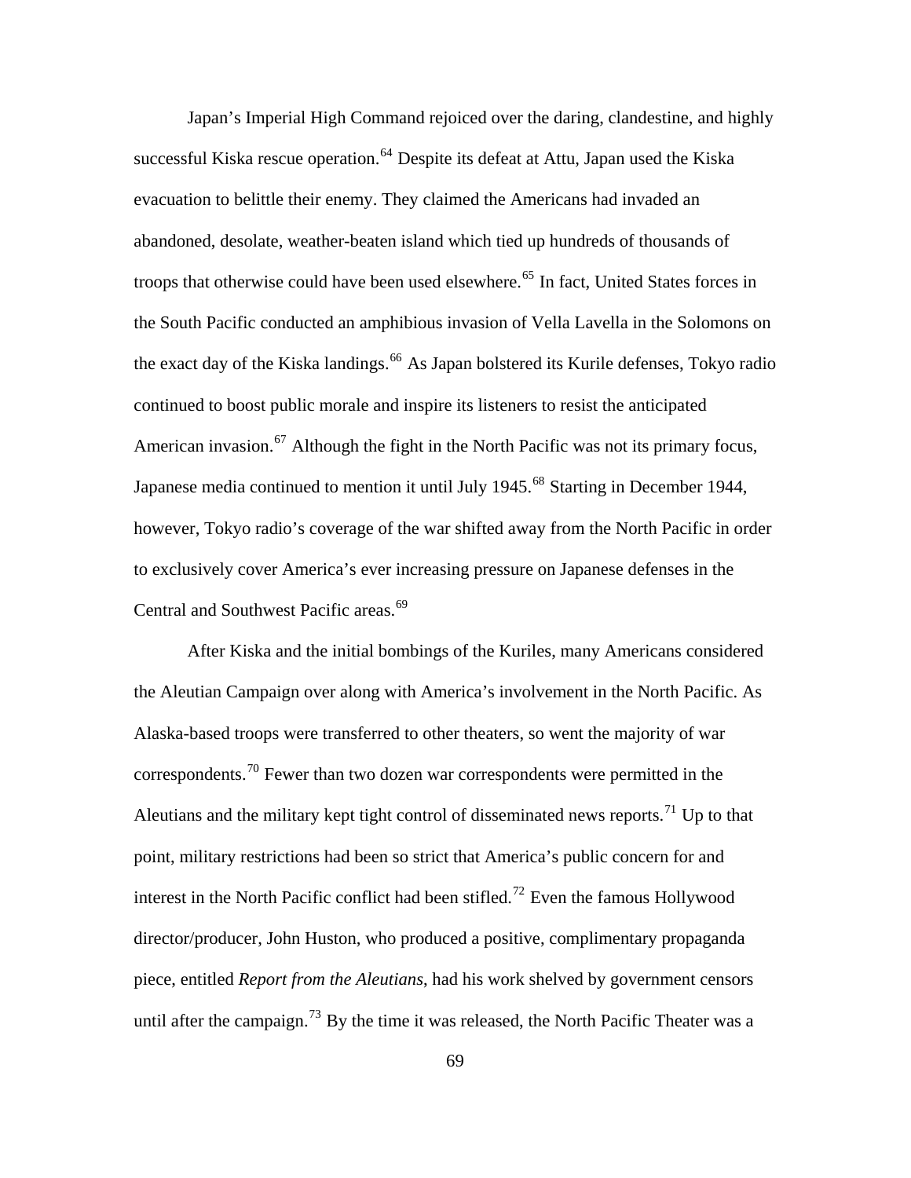Japan's Imperial High Command rejoiced over the daring, clandestine, and highly successful Kiska rescue operation.[64] Despite its defeat at Attu, Japan used the Kiska evacuation to belittle their enemy. They claimed the Americans had invaded an abandoned, desolate, weather-beaten island which tied up hundreds of thousands of troops that otherwise could have been used elsewhere.[65] In fact, United States forces in the South Pacific conducted an amphibious invasion of Vella Lavella in the Solomons on the exact day of the Kiska landings.[66] As Japan bolstered its Kurile defenses, Tokyo radio continued to boost public morale and inspire its listeners to resist the anticipated American invasion.[67] Although the fight in the North Pacific was not its primary focus, Japanese media continued to mention it until July 1945.[68] Starting in December 1944, however, Tokyo radio's coverage of the war shifted away from the North Pacific in order to exclusively cover America's ever increasing pressure on Japanese defenses in the Central and Southwest Pacific areas.[69]

After Kiska and the initial bombings of the Kuriles, many Americans considered the Aleutian Campaign over along with America's involvement in the North Pacific. As Alaska-based troops were transferred to other theaters, so went the majority of war correspondents.[70] Fewer than two dozen war correspondents were permitted in the Aleutians and the military kept tight control of disseminated news reports.[71] Up to that point, military restrictions had been so strict that America's public concern for and interest in the North Pacific conflict had been stifled.[72] Even the famous Hollywood director/producer, John Huston, who produced a positive, complimentary propaganda piece, entitled *Report from the Aleutians*, had his work shelved by government censors until after the campaign.[73] By the time it was released, the North Pacific Theater was a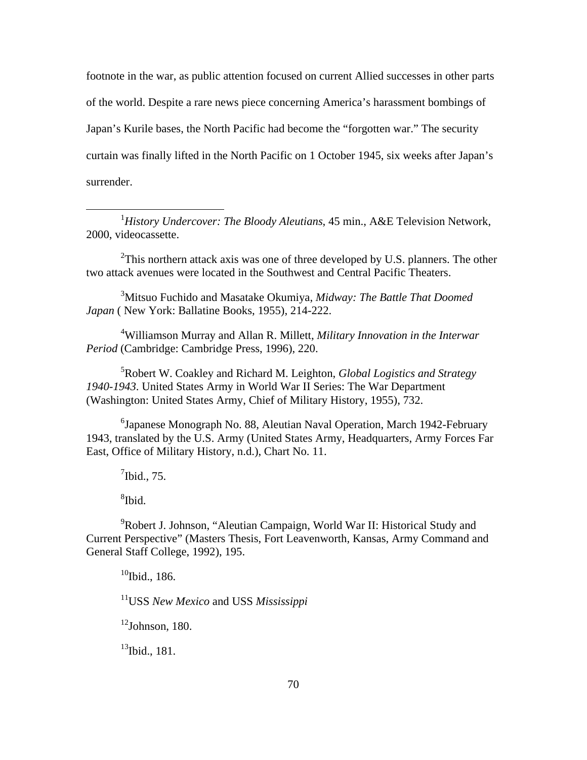footnote in the war, as public attention focused on current Allied successes in other parts of the world. Despite a rare news piece concerning America's harassment bombings of Japan's Kurile bases, the North Pacific had become the "forgotten war." The security curtain was finally lifted in the North Pacific on 1 October 1945, six weeks after Japan's surrender.

---

[1]*History Undercover: The Bloody Aleutians*, 45 min., A&E Television Network, 2000, videocassette.

[2]This northern attack axis was one of three developed by U.S. planners. The other two attack avenues were located in the Southwest and Central Pacific Theaters.

[3]Mitsuo Fuchido and Masatake Okumiya, *Midway: The Battle That Doomed Japan* ( New York: Ballatine Books, 1955), 214-222.

[4]Williamson Murray and Allan R. Millett, *Military Innovation in the Interwar Period* (Cambridge: Cambridge Press, 1996), 220.

[5]Robert W. Coakley and Richard M. Leighton, *Global Logistics and Strategy 1940-1943*. United States Army in World War II Series: The War Department (Washington: United States Army, Chief of Military History, 1955), 732.

[6]Japanese Monograph No. 88, Aleutian Naval Operation, March 1942-February 1943, translated by the U.S. Army (United States Army, Headquarters, Army Forces Far East, Office of Military History, n.d.), Chart No. 11.

[7]Ibid., 75.

[8]Ibid.

[9]Robert J. Johnson, "Aleutian Campaign, World War II: Historical Study and Current Perspective" (Masters Thesis, Fort Leavenworth, Kansas, Army Command and General Staff College, 1992), 195.

[10]Ibid., 186.

[11]USS *New Mexico* and USS *Mississippi*

[12]Johnson, 180.

[13]Ibid., 181.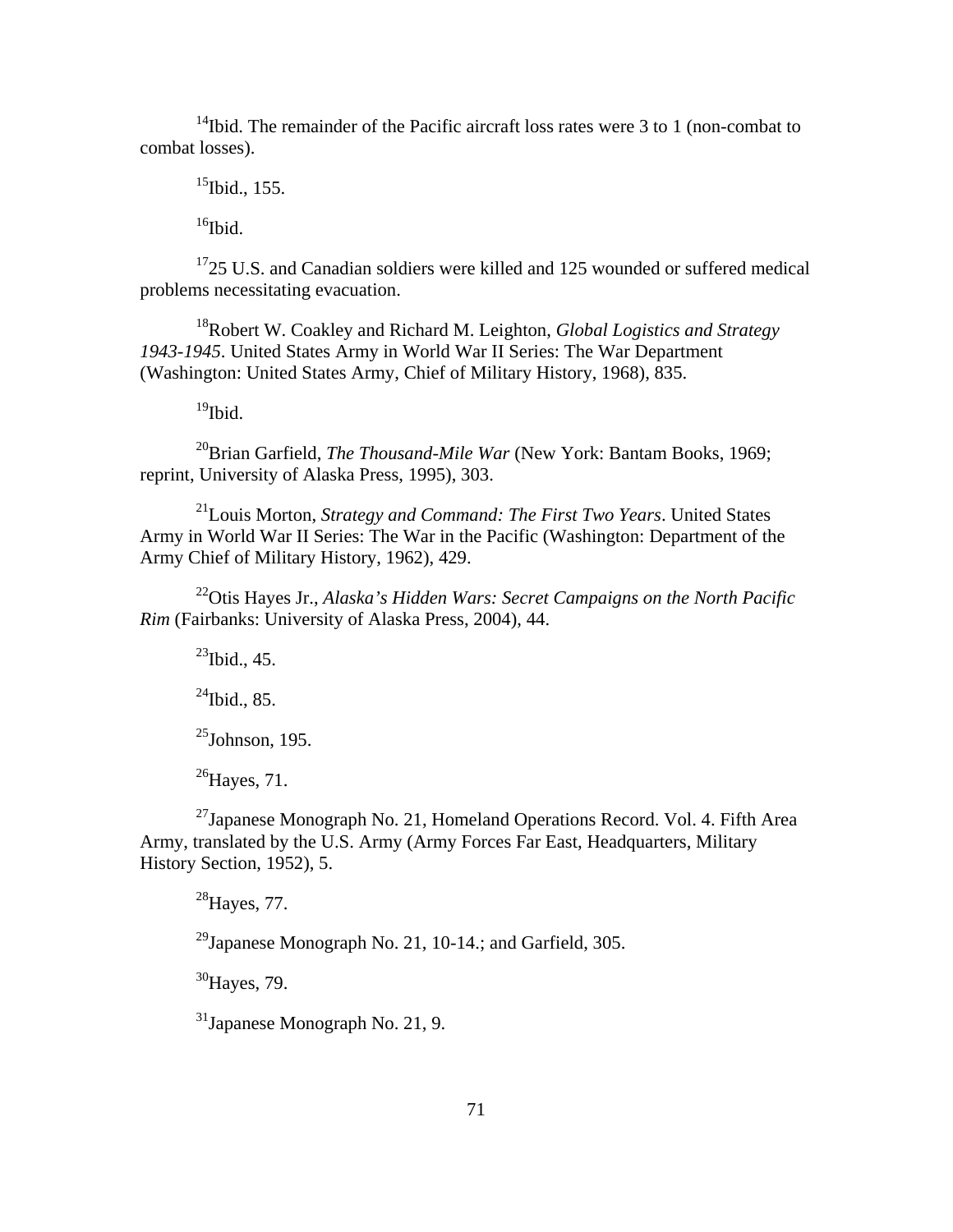[14]Ibid. The remainder of the Pacific aircraft loss rates were 3 to 1 (non-combat to combat losses).

[15]Ibid., 155.

[16]Ibid.

[17]25 U.S. and Canadian soldiers were killed and 125 wounded or suffered medical problems necessitating evacuation.

[18]Robert W. Coakley and Richard M. Leighton, *Global Logistics and Strategy 1943-1945*. United States Army in World War II Series: The War Department (Washington: United States Army, Chief of Military History, 1968), 835.

[19]Ibid.

[20]Brian Garfield, *The Thousand-Mile War* (New York: Bantam Books, 1969; reprint, University of Alaska Press, 1995), 303.

[21]Louis Morton, *Strategy and Command: The First Two Years*. United States Army in World War II Series: The War in the Pacific (Washington: Department of the Army Chief of Military History, 1962), 429.

[22]Otis Hayes Jr., *Alaska's Hidden Wars: Secret Campaigns on the North Pacific Rim* (Fairbanks: University of Alaska Press, 2004), 44.

[23]Ibid., 45.

[24]Ibid., 85.

[25]Johnson, 195.

[26]Hayes, 71.

[27]Japanese Monograph No. 21, Homeland Operations Record. Vol. 4. Fifth Area Army, translated by the U.S. Army (Army Forces Far East, Headquarters, Military History Section, 1952), 5.

[28]Hayes, 77.

[29]Japanese Monograph No. 21, 10-14.; and Garfield, 305.

[30]Hayes, 79.

[31]Japanese Monograph No. 21, 9.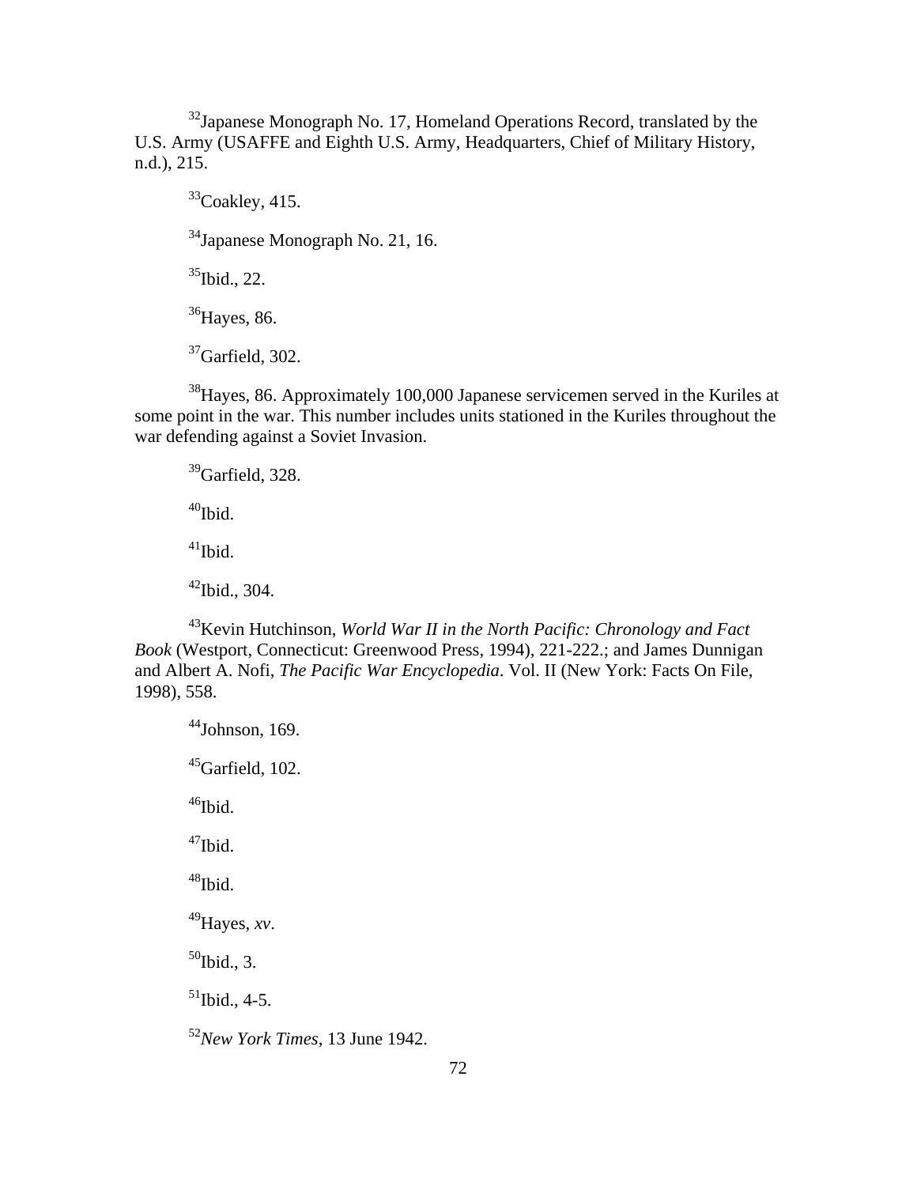[32]Japanese Monograph No. 17, Homeland Operations Record, translated by the U.S. Army (USAFFE and Eighth U.S. Army, Headquarters, Chief of Military History, n.d.), 215.

[33]Coakley, 415.

[34]Japanese Monograph No. 21, 16.

[35]Ibid., 22.

[36]Hayes, 86.

[37]Garfield, 302.

[38]Hayes, 86. Approximately 100,000 Japanese servicemen served in the Kuriles at some point in the war. This number includes units stationed in the Kuriles throughout the war defending against a Soviet Invasion.

[39]Garfield, 328.

[40]Ibid.

[41]Ibid.

[42]Ibid., 304.

[43]Kevin Hutchinson, *World War II in the North Pacific: Chronology and Fact Book* (Westport, Connecticut: Greenwood Press, 1994), 221-222.; and James Dunnigan and Albert A. Nofi, *The Pacific War Encyclopedia*. Vol. II (New York: Facts On File, 1998), 558.

[44]Johnson, 169.

[45]Garfield, 102.

[46]Ibid.

[47]Ibid.

[48]Ibid.

[49]Hayes, *xv*.

[50]Ibid., 3.

[51]Ibid., 4-5.

[52]*New York Times*, 13 June 1942.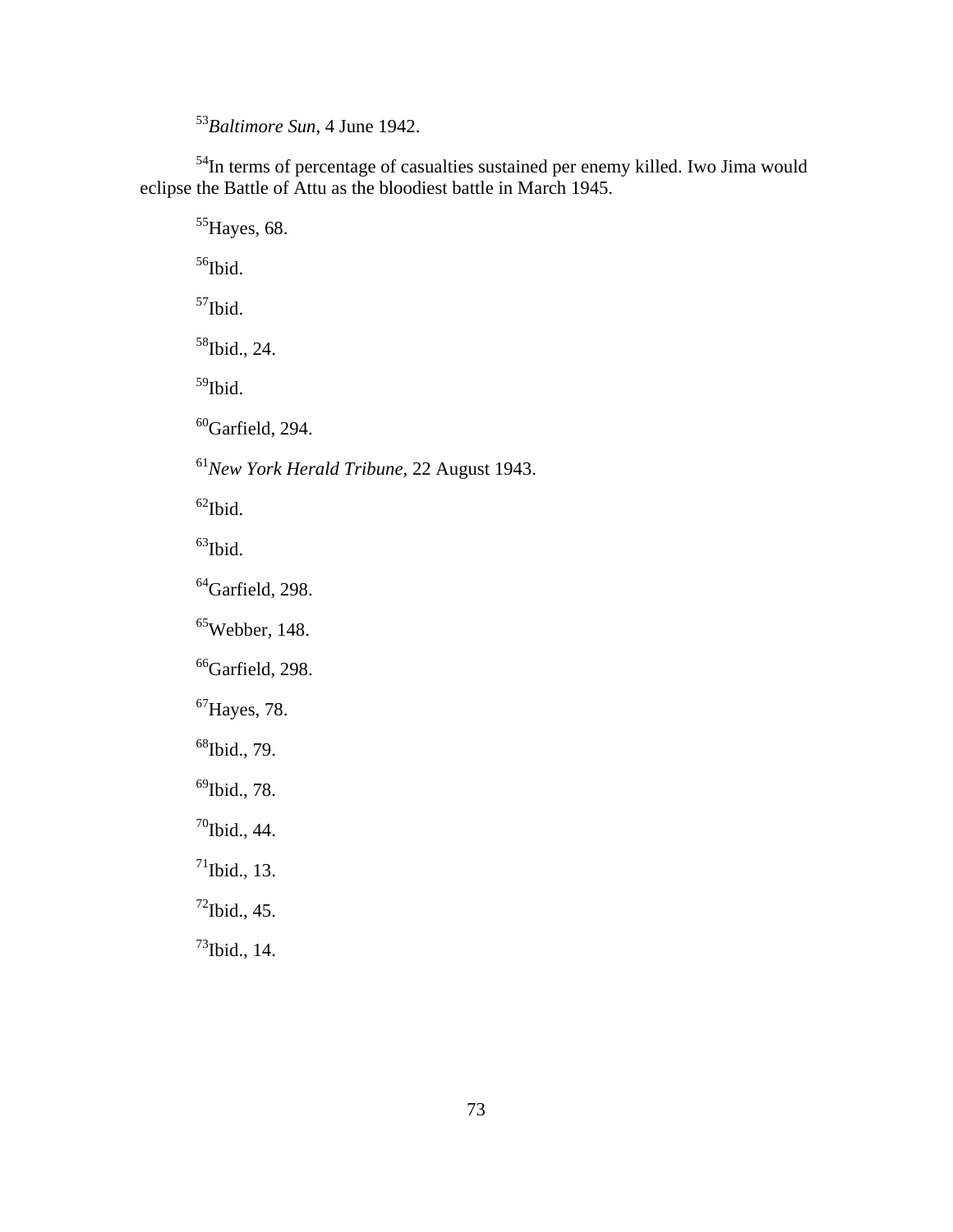[53]*Baltimore Sun*, 4 June 1942.

[54]In terms of percentage of casualties sustained per enemy killed. Iwo Jima would eclipse the Battle of Attu as the bloodiest battle in March 1945.

[55]Hayes, 68.

[56]Ibid.

[57]Ibid.

[58]Ibid., 24.

[59]Ibid.

[60]Garfield, 294.

[61]*New York Herald Tribune*, 22 August 1943.

[62]Ibid.

[63]Ibid.

[64]Garfield, 298.

[65]Webber, 148.

[66]Garfield, 298.

[67]Hayes, 78.

[68]Ibid., 79.

[69]Ibid., 78.

[70]Ibid., 44.

[71]Ibid., 13.

[72]Ibid., 45.

[73]Ibid., 14.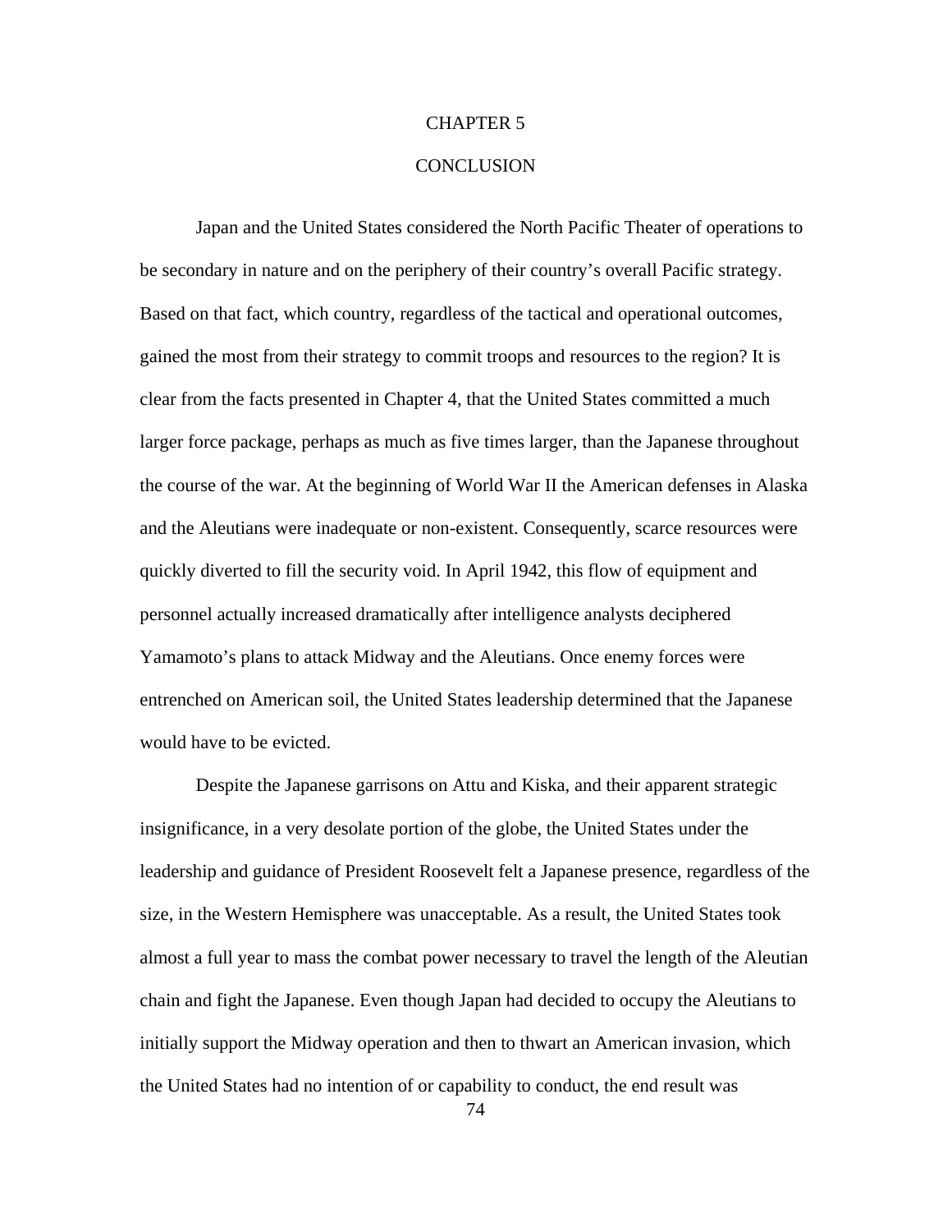# CHAPTER 5

# CONCLUSION

Japan and the United States considered the North Pacific Theater of operations to be secondary in nature and on the periphery of their country's overall Pacific strategy. Based on that fact, which country, regardless of the tactical and operational outcomes, gained the most from their strategy to commit troops and resources to the region? It is clear from the facts presented in Chapter 4, that the United States committed a much larger force package, perhaps as much as five times larger, than the Japanese throughout the course of the war. At the beginning of World War II the American defenses in Alaska and the Aleutians were inadequate or non-existent. Consequently, scarce resources were quickly diverted to fill the security void. In April 1942, this flow of equipment and personnel actually increased dramatically after intelligence analysts deciphered Yamamoto's plans to attack Midway and the Aleutians. Once enemy forces were entrenched on American soil, the United States leadership determined that the Japanese would have to be evicted.

Despite the Japanese garrisons on Attu and Kiska, and their apparent strategic insignificance, in a very desolate portion of the globe, the United States under the leadership and guidance of President Roosevelt felt a Japanese presence, regardless of the size, in the Western Hemisphere was unacceptable. As a result, the United States took almost a full year to mass the combat power necessary to travel the length of the Aleutian chain and fight the Japanese. Even though Japan had decided to occupy the Aleutians to initially support the Midway operation and then to thwart an American invasion, which the United States had no intention of or capability to conduct, the end result was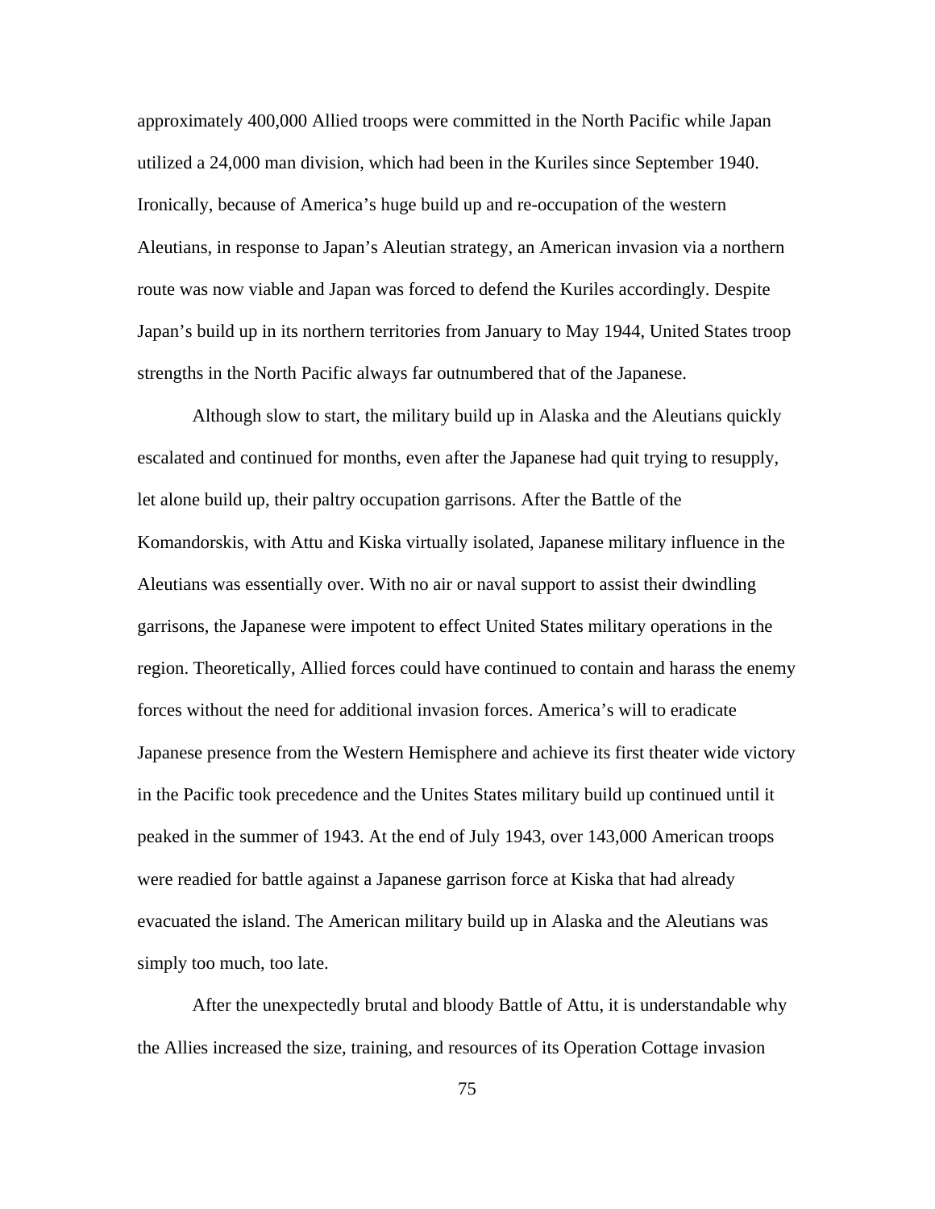approximately 400,000 Allied troops were committed in the North Pacific while Japan utilized a 24,000 man division, which had been in the Kuriles since September 1940. Ironically, because of America's huge build up and re-occupation of the western Aleutians, in response to Japan's Aleutian strategy, an American invasion via a northern route was now viable and Japan was forced to defend the Kuriles accordingly. Despite Japan's build up in its northern territories from January to May 1944, United States troop strengths in the North Pacific always far outnumbered that of the Japanese.

Although slow to start, the military build up in Alaska and the Aleutians quickly escalated and continued for months, even after the Japanese had quit trying to resupply, let alone build up, their paltry occupation garrisons. After the Battle of the Komandorskis, with Attu and Kiska virtually isolated, Japanese military influence in the Aleutians was essentially over. With no air or naval support to assist their dwindling garrisons, the Japanese were impotent to effect United States military operations in the region. Theoretically, Allied forces could have continued to contain and harass the enemy forces without the need for additional invasion forces. America's will to eradicate Japanese presence from the Western Hemisphere and achieve its first theater wide victory in the Pacific took precedence and the Unites States military build up continued until it peaked in the summer of 1943. At the end of July 1943, over 143,000 American troops were readied for battle against a Japanese garrison force at Kiska that had already evacuated the island. The American military build up in Alaska and the Aleutians was simply too much, too late.

After the unexpectedly brutal and bloody Battle of Attu, it is understandable why the Allies increased the size, training, and resources of its Operation Cottage invasion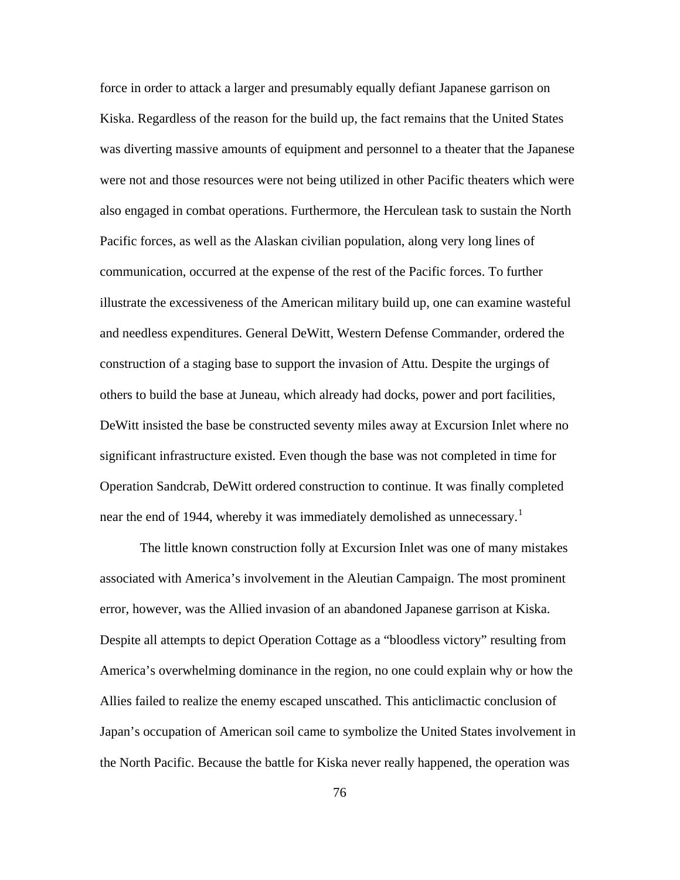force in order to attack a larger and presumably equally defiant Japanese garrison on Kiska. Regardless of the reason for the build up, the fact remains that the United States was diverting massive amounts of equipment and personnel to a theater that the Japanese were not and those resources were not being utilized in other Pacific theaters which were also engaged in combat operations. Furthermore, the Herculean task to sustain the North Pacific forces, as well as the Alaskan civilian population, along very long lines of communication, occurred at the expense of the rest of the Pacific forces. To further illustrate the excessiveness of the American military build up, one can examine wasteful and needless expenditures. General DeWitt, Western Defense Commander, ordered the construction of a staging base to support the invasion of Attu. Despite the urgings of others to build the base at Juneau, which already had docks, power and port facilities, DeWitt insisted the base be constructed seventy miles away at Excursion Inlet where no significant infrastructure existed. Even though the base was not completed in time for Operation Sandcrab, DeWitt ordered construction to continue. It was finally completed near the end of 1944, whereby it was immediately demolished as unnecessary.[1]

The little known construction folly at Excursion Inlet was one of many mistakes associated with America's involvement in the Aleutian Campaign. The most prominent error, however, was the Allied invasion of an abandoned Japanese garrison at Kiska. Despite all attempts to depict Operation Cottage as a "bloodless victory" resulting from America's overwhelming dominance in the region, no one could explain why or how the Allies failed to realize the enemy escaped unscathed. This anticlimactic conclusion of Japan's occupation of American soil came to symbolize the United States involvement in the North Pacific. Because the battle for Kiska never really happened, the operation was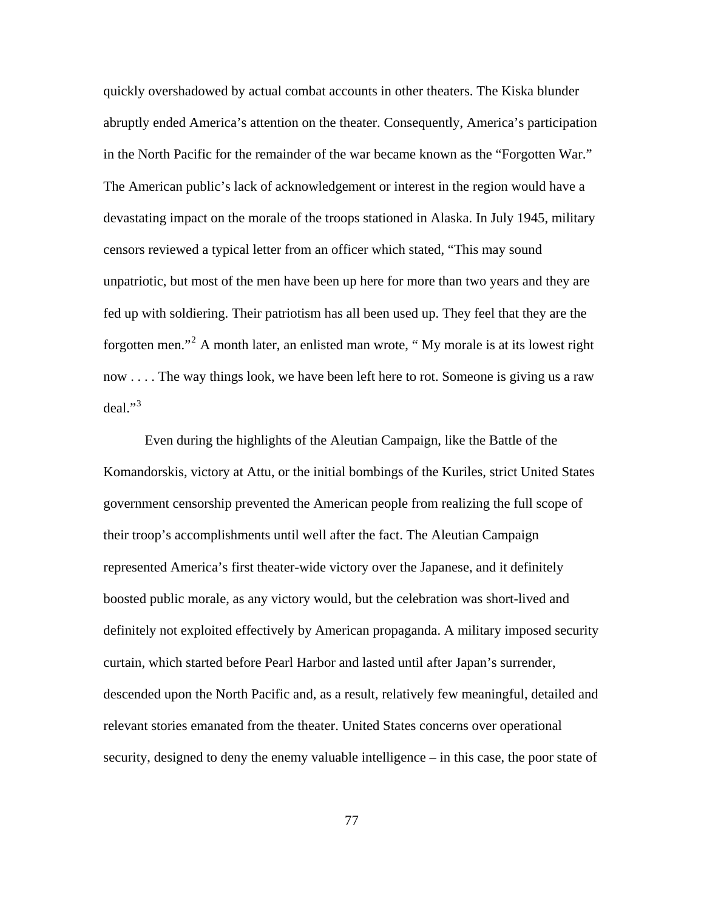quickly overshadowed by actual combat accounts in other theaters. The Kiska blunder abruptly ended America's attention on the theater. Consequently, America's participation in the North Pacific for the remainder of the war became known as the "Forgotten War." The American public's lack of acknowledgement or interest in the region would have a devastating impact on the morale of the troops stationed in Alaska. In July 1945, military censors reviewed a typical letter from an officer which stated, "This may sound unpatriotic, but most of the men have been up here for more than two years and they are fed up with soldiering. Their patriotism has all been used up. They feel that they are the forgotten men."[2] A month later, an enlisted man wrote, " My morale is at its lowest right now . . . . The way things look, we have been left here to rot. Someone is giving us a raw deal."[3]

Even during the highlights of the Aleutian Campaign, like the Battle of the Komandorskis, victory at Attu, or the initial bombings of the Kuriles, strict United States government censorship prevented the American people from realizing the full scope of their troop's accomplishments until well after the fact. The Aleutian Campaign represented America's first theater-wide victory over the Japanese, and it definitely boosted public morale, as any victory would, but the celebration was short-lived and definitely not exploited effectively by American propaganda. A military imposed security curtain, which started before Pearl Harbor and lasted until after Japan's surrender, descended upon the North Pacific and, as a result, relatively few meaningful, detailed and relevant stories emanated from the theater. United States concerns over operational security, designed to deny the enemy valuable intelligence – in this case, the poor state of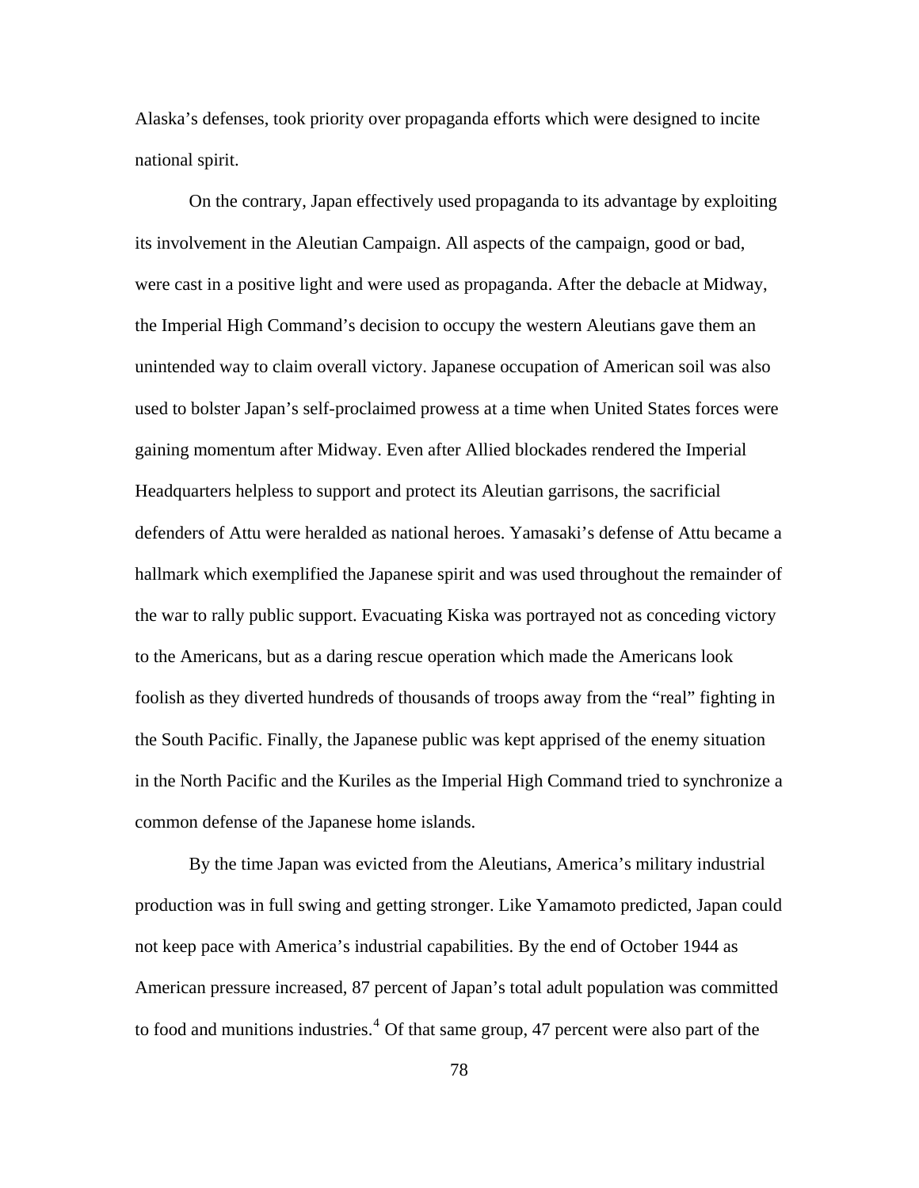Alaska's defenses, took priority over propaganda efforts which were designed to incite national spirit.

On the contrary, Japan effectively used propaganda to its advantage by exploiting its involvement in the Aleutian Campaign. All aspects of the campaign, good or bad, were cast in a positive light and were used as propaganda. After the debacle at Midway, the Imperial High Command's decision to occupy the western Aleutians gave them an unintended way to claim overall victory. Japanese occupation of American soil was also used to bolster Japan's self-proclaimed prowess at a time when United States forces were gaining momentum after Midway. Even after Allied blockades rendered the Imperial Headquarters helpless to support and protect its Aleutian garrisons, the sacrificial defenders of Attu were heralded as national heroes. Yamasaki's defense of Attu became a hallmark which exemplified the Japanese spirit and was used throughout the remainder of the war to rally public support. Evacuating Kiska was portrayed not as conceding victory to the Americans, but as a daring rescue operation which made the Americans look foolish as they diverted hundreds of thousands of troops away from the "real" fighting in the South Pacific. Finally, the Japanese public was kept apprised of the enemy situation in the North Pacific and the Kuriles as the Imperial High Command tried to synchronize a common defense of the Japanese home islands.

By the time Japan was evicted from the Aleutians, America's military industrial production was in full swing and getting stronger. Like Yamamoto predicted, Japan could not keep pace with America's industrial capabilities. By the end of October 1944 as American pressure increased, 87 percent of Japan's total adult population was committed to food and munitions industries.[4] Of that same group, 47 percent were also part of the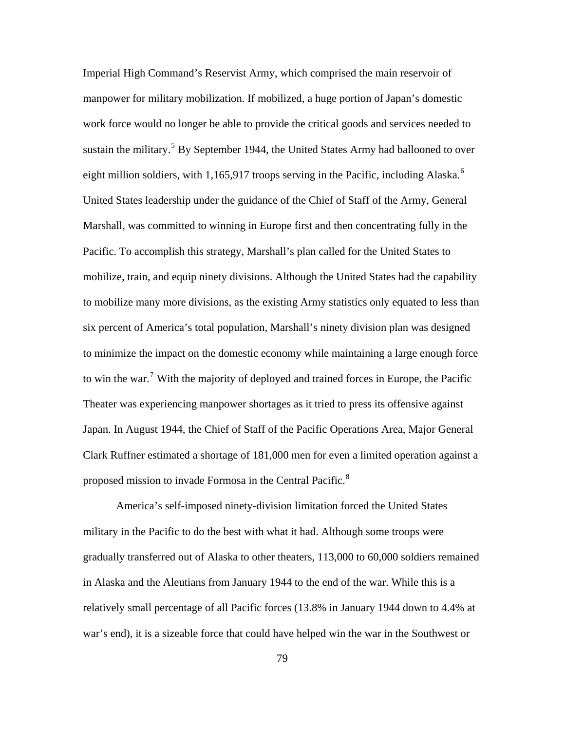Imperial High Command's Reservist Army, which comprised the main reservoir of manpower for military mobilization. If mobilized, a huge portion of Japan's domestic work force would no longer be able to provide the critical goods and services needed to sustain the military.[5] By September 1944, the United States Army had ballooned to over eight million soldiers, with 1,165,917 troops serving in the Pacific, including Alaska.[6] United States leadership under the guidance of the Chief of Staff of the Army, General Marshall, was committed to winning in Europe first and then concentrating fully in the Pacific. To accomplish this strategy, Marshall's plan called for the United States to mobilize, train, and equip ninety divisions. Although the United States had the capability to mobilize many more divisions, as the existing Army statistics only equated to less than six percent of America's total population, Marshall's ninety division plan was designed to minimize the impact on the domestic economy while maintaining a large enough force to win the war.[7] With the majority of deployed and trained forces in Europe, the Pacific Theater was experiencing manpower shortages as it tried to press its offensive against Japan. In August 1944, the Chief of Staff of the Pacific Operations Area, Major General Clark Ruffner estimated a shortage of 181,000 men for even a limited operation against a proposed mission to invade Formosa in the Central Pacific.[8]

America's self-imposed ninety-division limitation forced the United States military in the Pacific to do the best with what it had. Although some troops were gradually transferred out of Alaska to other theaters, 113,000 to 60,000 soldiers remained in Alaska and the Aleutians from January 1944 to the end of the war. While this is a relatively small percentage of all Pacific forces (13.8% in January 1944 down to 4.4% at war's end), it is a sizeable force that could have helped win the war in the Southwest or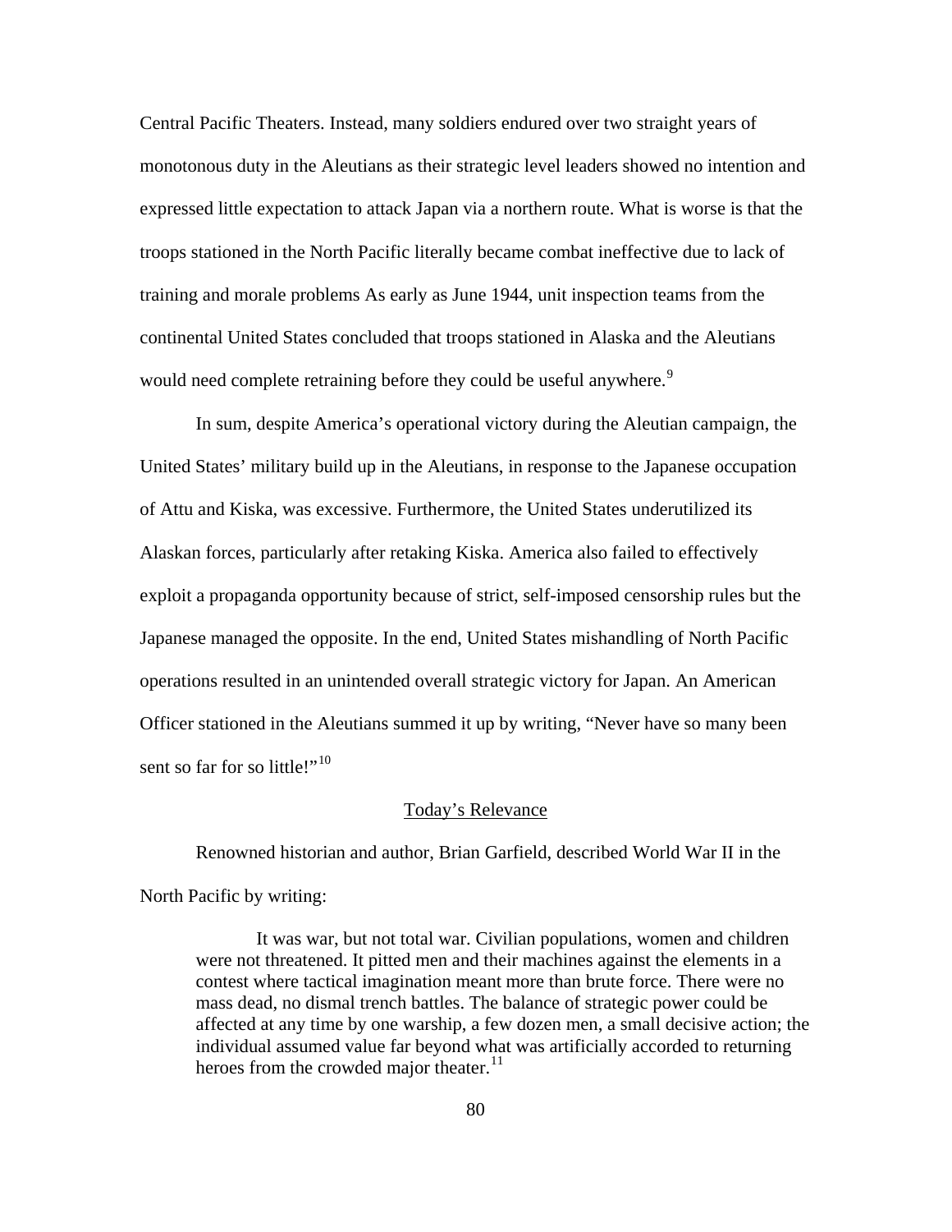Central Pacific Theaters. Instead, many soldiers endured over two straight years of monotonous duty in the Aleutians as their strategic level leaders showed no intention and expressed little expectation to attack Japan via a northern route. What is worse is that the troops stationed in the North Pacific literally became combat ineffective due to lack of training and morale problems As early as June 1944, unit inspection teams from the continental United States concluded that troops stationed in Alaska and the Aleutians would need complete retraining before they could be useful anywhere.[9]

In sum, despite America's operational victory during the Aleutian campaign, the United States' military build up in the Aleutians, in response to the Japanese occupation of Attu and Kiska, was excessive. Furthermore, the United States underutilized its Alaskan forces, particularly after retaking Kiska. America also failed to effectively exploit a propaganda opportunity because of strict, self-imposed censorship rules but the Japanese managed the opposite. In the end, United States mishandling of North Pacific operations resulted in an unintended overall strategic victory for Japan. An American Officer stationed in the Aleutians summed it up by writing, "Never have so many been sent so far for so little!"[10]

## Today's Relevance

Renowned historian and author, Brian Garfield, described World War II in the North Pacific by writing:

> It was war, but not total war. Civilian populations, women and children were not threatened. It pitted men and their machines against the elements in a contest where tactical imagination meant more than brute force. There were no mass dead, no dismal trench battles. The balance of strategic power could be affected at any time by one warship, a few dozen men, a small decisive action; the individual assumed value far beyond what was artificially accorded to returning heroes from the crowded major theater.[11]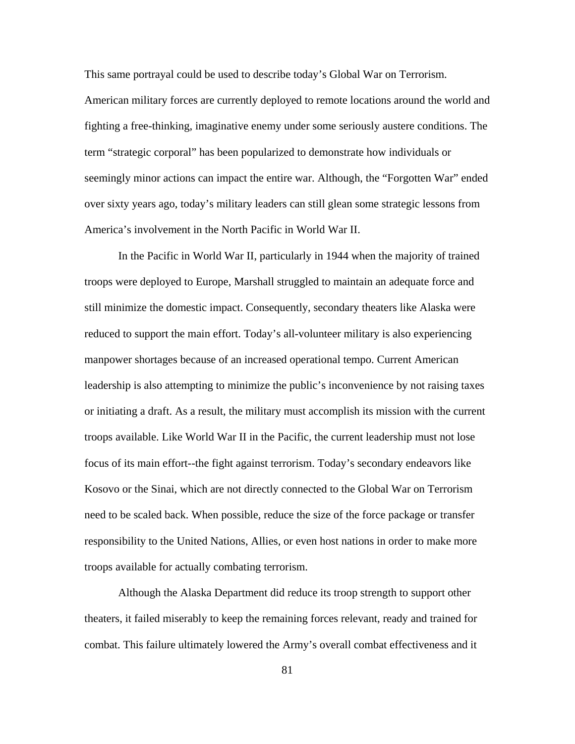This same portrayal could be used to describe today's Global War on Terrorism. American military forces are currently deployed to remote locations around the world and fighting a free-thinking, imaginative enemy under some seriously austere conditions. The term "strategic corporal" has been popularized to demonstrate how individuals or seemingly minor actions can impact the entire war. Although, the "Forgotten War" ended over sixty years ago, today's military leaders can still glean some strategic lessons from America's involvement in the North Pacific in World War II.

In the Pacific in World War II, particularly in 1944 when the majority of trained troops were deployed to Europe, Marshall struggled to maintain an adequate force and still minimize the domestic impact. Consequently, secondary theaters like Alaska were reduced to support the main effort. Today's all-volunteer military is also experiencing manpower shortages because of an increased operational tempo. Current American leadership is also attempting to minimize the public's inconvenience by not raising taxes or initiating a draft. As a result, the military must accomplish its mission with the current troops available. Like World War II in the Pacific, the current leadership must not lose focus of its main effort--the fight against terrorism. Today's secondary endeavors like Kosovo or the Sinai, which are not directly connected to the Global War on Terrorism need to be scaled back. When possible, reduce the size of the force package or transfer responsibility to the United Nations, Allies, or even host nations in order to make more troops available for actually combating terrorism.

Although the Alaska Department did reduce its troop strength to support other theaters, it failed miserably to keep the remaining forces relevant, ready and trained for combat. This failure ultimately lowered the Army's overall combat effectiveness and it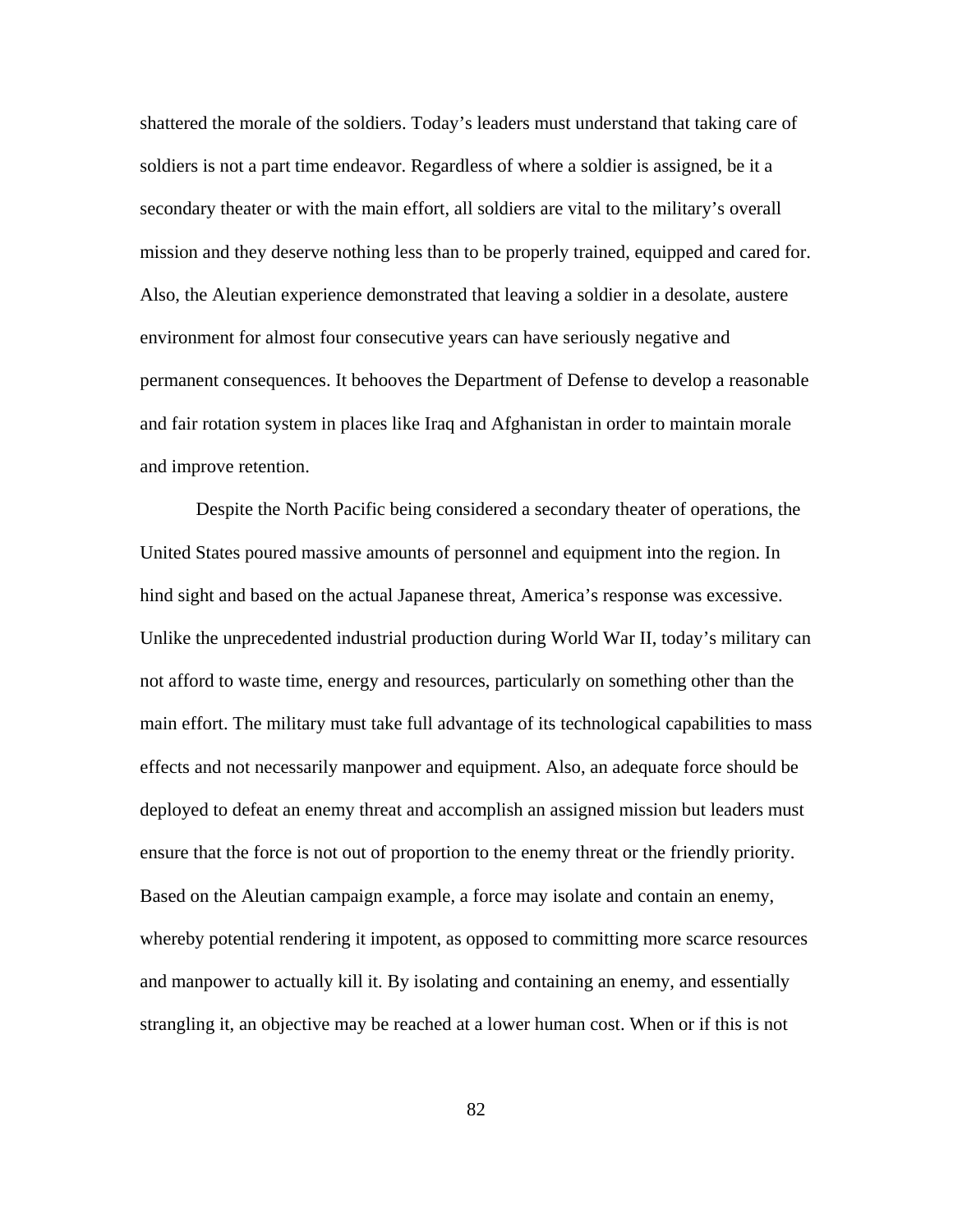shattered the morale of the soldiers. Today's leaders must understand that taking care of soldiers is not a part time endeavor. Regardless of where a soldier is assigned, be it a secondary theater or with the main effort, all soldiers are vital to the military's overall mission and they deserve nothing less than to be properly trained, equipped and cared for. Also, the Aleutian experience demonstrated that leaving a soldier in a desolate, austere environment for almost four consecutive years can have seriously negative and permanent consequences. It behooves the Department of Defense to develop a reasonable and fair rotation system in places like Iraq and Afghanistan in order to maintain morale and improve retention.

Despite the North Pacific being considered a secondary theater of operations, the United States poured massive amounts of personnel and equipment into the region. In hind sight and based on the actual Japanese threat, America's response was excessive. Unlike the unprecedented industrial production during World War II, today's military can not afford to waste time, energy and resources, particularly on something other than the main effort. The military must take full advantage of its technological capabilities to mass effects and not necessarily manpower and equipment. Also, an adequate force should be deployed to defeat an enemy threat and accomplish an assigned mission but leaders must ensure that the force is not out of proportion to the enemy threat or the friendly priority. Based on the Aleutian campaign example, a force may isolate and contain an enemy, whereby potential rendering it impotent, as opposed to committing more scarce resources and manpower to actually kill it. By isolating and containing an enemy, and essentially strangling it, an objective may be reached at a lower human cost. When or if this is not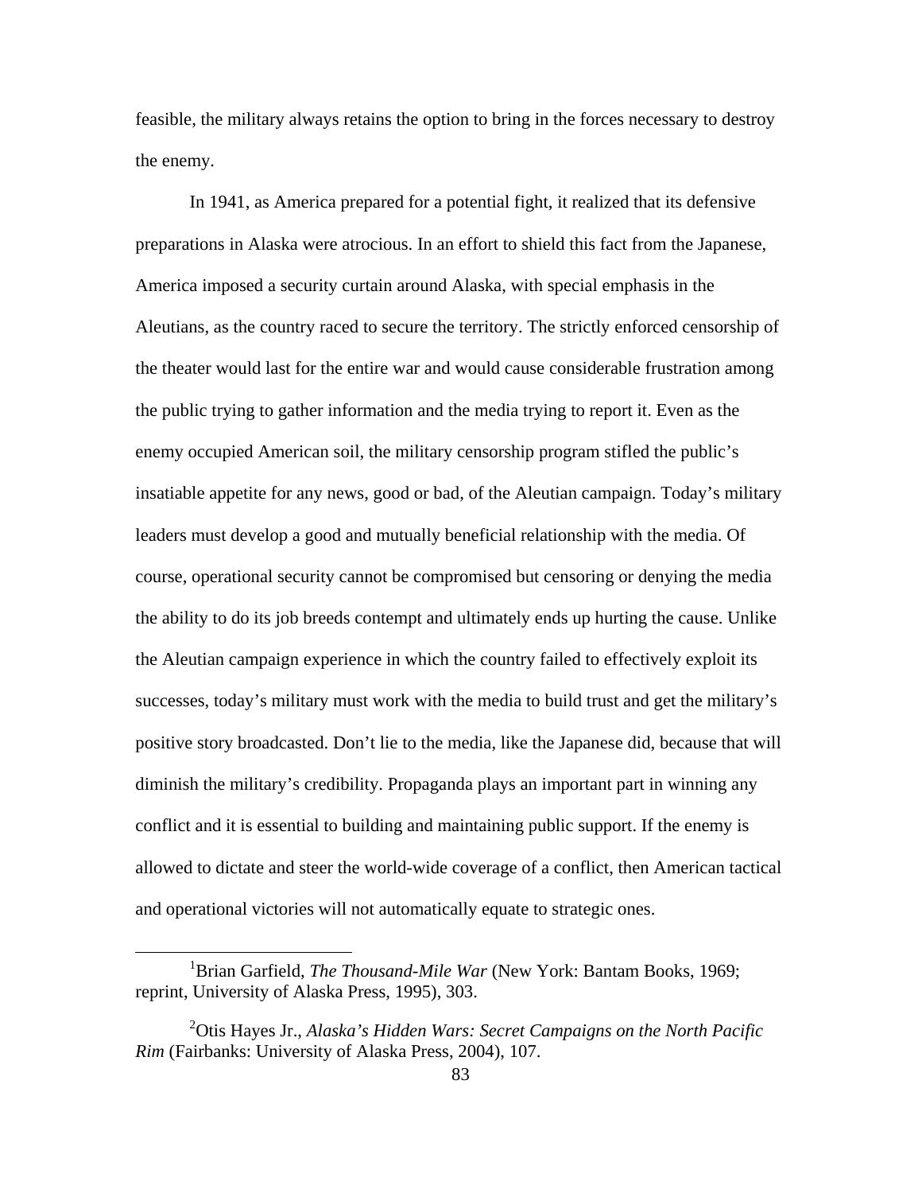feasible, the military always retains the option to bring in the forces necessary to destroy the enemy.

In 1941, as America prepared for a potential fight, it realized that its defensive preparations in Alaska were atrocious. In an effort to shield this fact from the Japanese, America imposed a security curtain around Alaska, with special emphasis in the Aleutians, as the country raced to secure the territory. The strictly enforced censorship of the theater would last for the entire war and would cause considerable frustration among the public trying to gather information and the media trying to report it. Even as the enemy occupied American soil, the military censorship program stifled the public's insatiable appetite for any news, good or bad, of the Aleutian campaign. Today's military leaders must develop a good and mutually beneficial relationship with the media. Of course, operational security cannot be compromised but censoring or denying the media the ability to do its job breeds contempt and ultimately ends up hurting the cause. Unlike the Aleutian campaign experience in which the country failed to effectively exploit its successes, today's military must work with the media to build trust and get the military's positive story broadcasted. Don't lie to the media, like the Japanese did, because that will diminish the military's credibility. Propaganda plays an important part in winning any conflict and it is essential to building and maintaining public support. If the enemy is allowed to dictate and steer the world-wide coverage of a conflict, then American tactical and operational victories will not automatically equate to strategic ones.

---

[1]Brian Garfield, *The Thousand-Mile War* (New York: Bantam Books, 1969; reprint, University of Alaska Press, 1995), 303.

[2]Otis Hayes Jr., *Alaska's Hidden Wars: Secret Campaigns on the North Pacific Rim* (Fairbanks: University of Alaska Press, 2004), 107.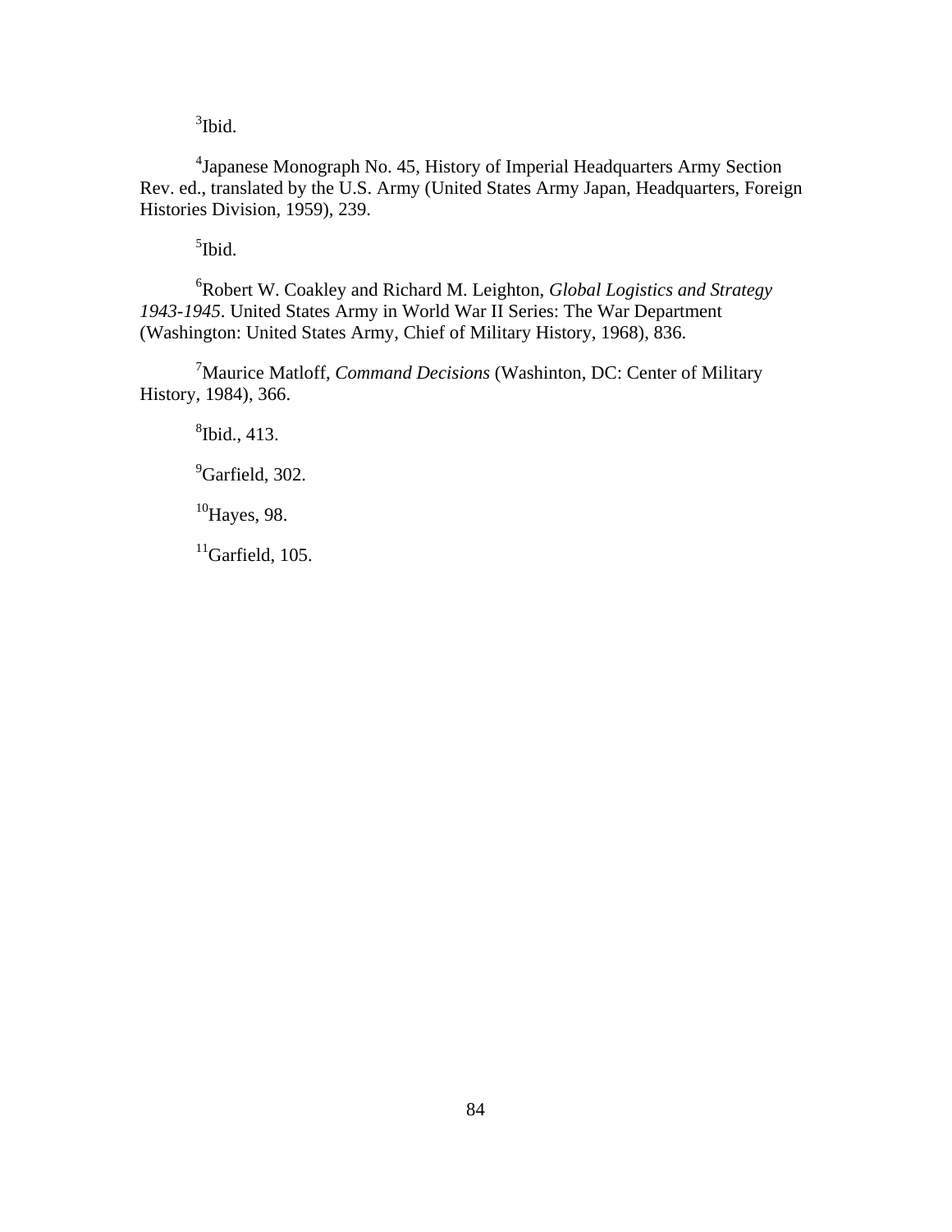[3]Ibid.

[4]Japanese Monograph No. 45, History of Imperial Headquarters Army Section Rev. ed., translated by the U.S. Army (United States Army Japan, Headquarters, Foreign Histories Division, 1959), 239.

[5]Ibid.

[6]Robert W. Coakley and Richard M. Leighton, *Global Logistics and Strategy 1943-1945*. United States Army in World War II Series: The War Department (Washington: United States Army, Chief of Military History, 1968), 836.

[7]Maurice Matloff, *Command Decisions* (Washinton, DC: Center of Military History, 1984), 366.

[8]Ibid., 413.

[9]Garfield, 302.

[10]Hayes, 98.

[11]Garfield, 105.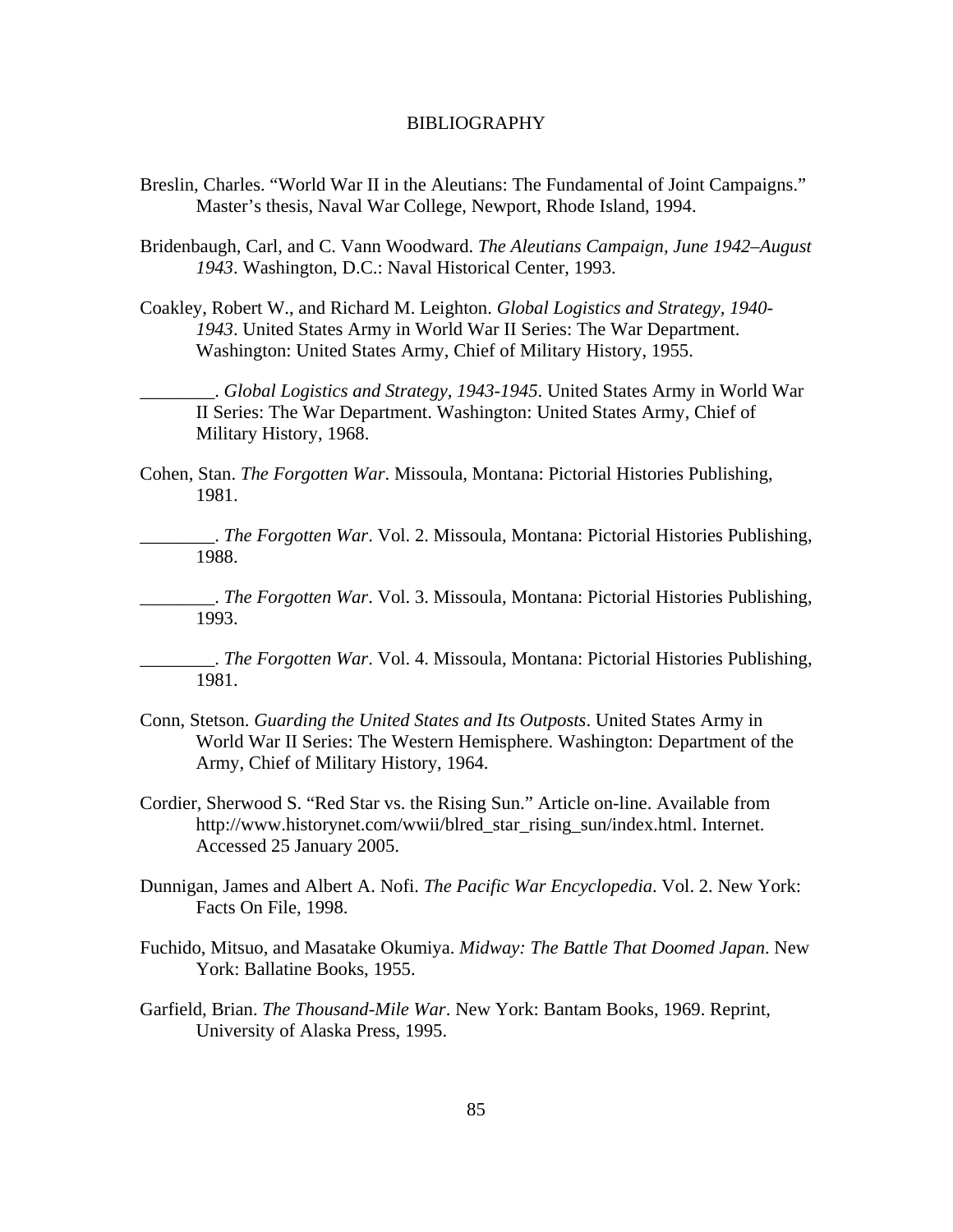# BIBLIOGRAPHY

Breslin, Charles. "World War II in the Aleutians: The Fundamental of Joint Campaigns." Master's thesis, Naval War College, Newport, Rhode Island, 1994.

Bridenbaugh, Carl, and C. Vann Woodward. *The Aleutians Campaign, June 1942–August 1943*. Washington, D.C.: Naval Historical Center, 1993.

Coakley, Robert W., and Richard M. Leighton. *Global Logistics and Strategy, 1940-1943*. United States Army in World War II Series: The War Department. Washington: United States Army, Chief of Military History, 1955.

________. *Global Logistics and Strategy, 1943-1945*. United States Army in World War II Series: The War Department. Washington: United States Army, Chief of Military History, 1968.

Cohen, Stan. *The Forgotten War*. Missoula, Montana: Pictorial Histories Publishing, 1981.

________. *The Forgotten War*. Vol. 2. Missoula, Montana: Pictorial Histories Publishing, 1988.

________. *The Forgotten War*. Vol. 3. Missoula, Montana: Pictorial Histories Publishing, 1993.

________. *The Forgotten War*. Vol. 4. Missoula, Montana: Pictorial Histories Publishing, 1981.

Conn, Stetson. *Guarding the United States and Its Outposts*. United States Army in World War II Series: The Western Hemisphere. Washington: Department of the Army, Chief of Military History, 1964.

Cordier, Sherwood S. "Red Star vs. the Rising Sun." Article on-line. Available from http://www.historynet.com/wwii/blred_star_rising_sun/index.html. Internet. Accessed 25 January 2005.

Dunnigan, James and Albert A. Nofi. *The Pacific War Encyclopedia*. Vol. 2. New York: Facts On File, 1998.

Fuchido, Mitsuo, and Masatake Okumiya. *Midway: The Battle That Doomed Japan*. New York: Ballatine Books, 1955.

Garfield, Brian. *The Thousand-Mile War*. New York: Bantam Books, 1969. Reprint, University of Alaska Press, 1995.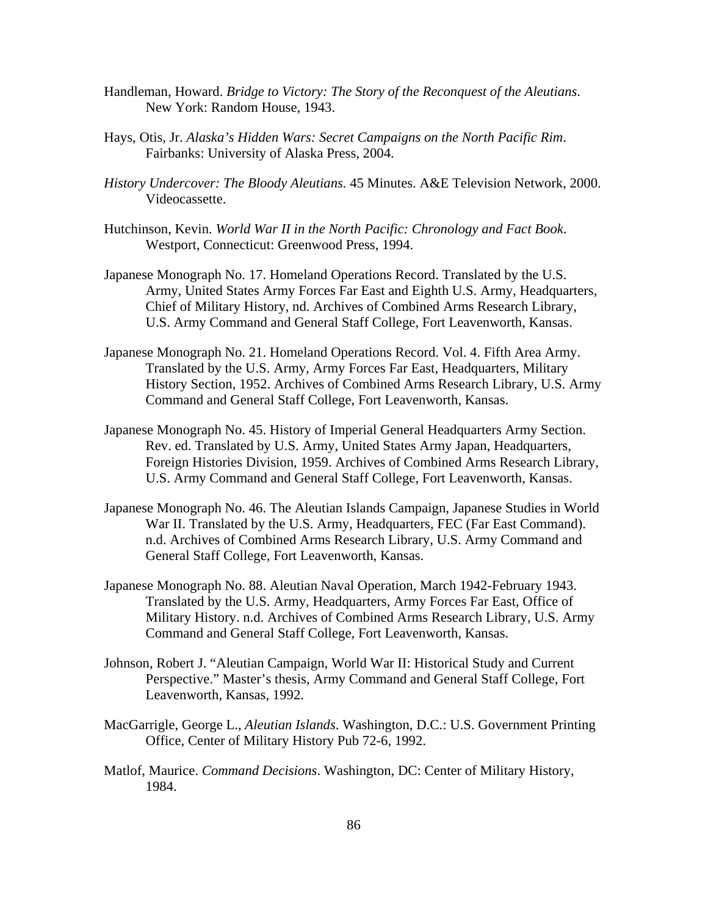Handleman, Howard. *Bridge to Victory: The Story of the Reconquest of the Aleutians*. New York: Random House, 1943.

Hays, Otis, Jr. *Alaska's Hidden Wars: Secret Campaigns on the North Pacific Rim*. Fairbanks: University of Alaska Press, 2004.

*History Undercover: The Bloody Aleutians.* 45 Minutes. A&E Television Network, 2000. Videocassette.

Hutchinson, Kevin. *World War II in the North Pacific: Chronology and Fact Book*. Westport, Connecticut: Greenwood Press, 1994.

Japanese Monograph No. 17. Homeland Operations Record. Translated by the U.S. Army, United States Army Forces Far East and Eighth U.S. Army, Headquarters, Chief of Military History, nd. Archives of Combined Arms Research Library, U.S. Army Command and General Staff College, Fort Leavenworth, Kansas.

Japanese Monograph No. 21. Homeland Operations Record. Vol. 4. Fifth Area Army. Translated by the U.S. Army, Army Forces Far East, Headquarters, Military History Section, 1952. Archives of Combined Arms Research Library, U.S. Army Command and General Staff College, Fort Leavenworth, Kansas.

Japanese Monograph No. 45. History of Imperial General Headquarters Army Section. Rev. ed. Translated by U.S. Army, United States Army Japan, Headquarters, Foreign Histories Division, 1959. Archives of Combined Arms Research Library, U.S. Army Command and General Staff College, Fort Leavenworth, Kansas.

Japanese Monograph No. 46. The Aleutian Islands Campaign, Japanese Studies in World War II. Translated by the U.S. Army, Headquarters, FEC (Far East Command). n.d. Archives of Combined Arms Research Library, U.S. Army Command and General Staff College, Fort Leavenworth, Kansas.

Japanese Monograph No. 88. Aleutian Naval Operation, March 1942-February 1943. Translated by the U.S. Army, Headquarters, Army Forces Far East, Office of Military History. n.d. Archives of Combined Arms Research Library, U.S. Army Command and General Staff College, Fort Leavenworth, Kansas.

Johnson, Robert J. "Aleutian Campaign, World War II: Historical Study and Current Perspective." Master's thesis, Army Command and General Staff College, Fort Leavenworth, Kansas, 1992.

MacGarrigle, George L., *Aleutian Islands*. Washington, D.C.: U.S. Government Printing Office, Center of Military History Pub 72-6, 1992.

Matlof, Maurice. *Command Decisions*. Washington, DC: Center of Military History, 1984.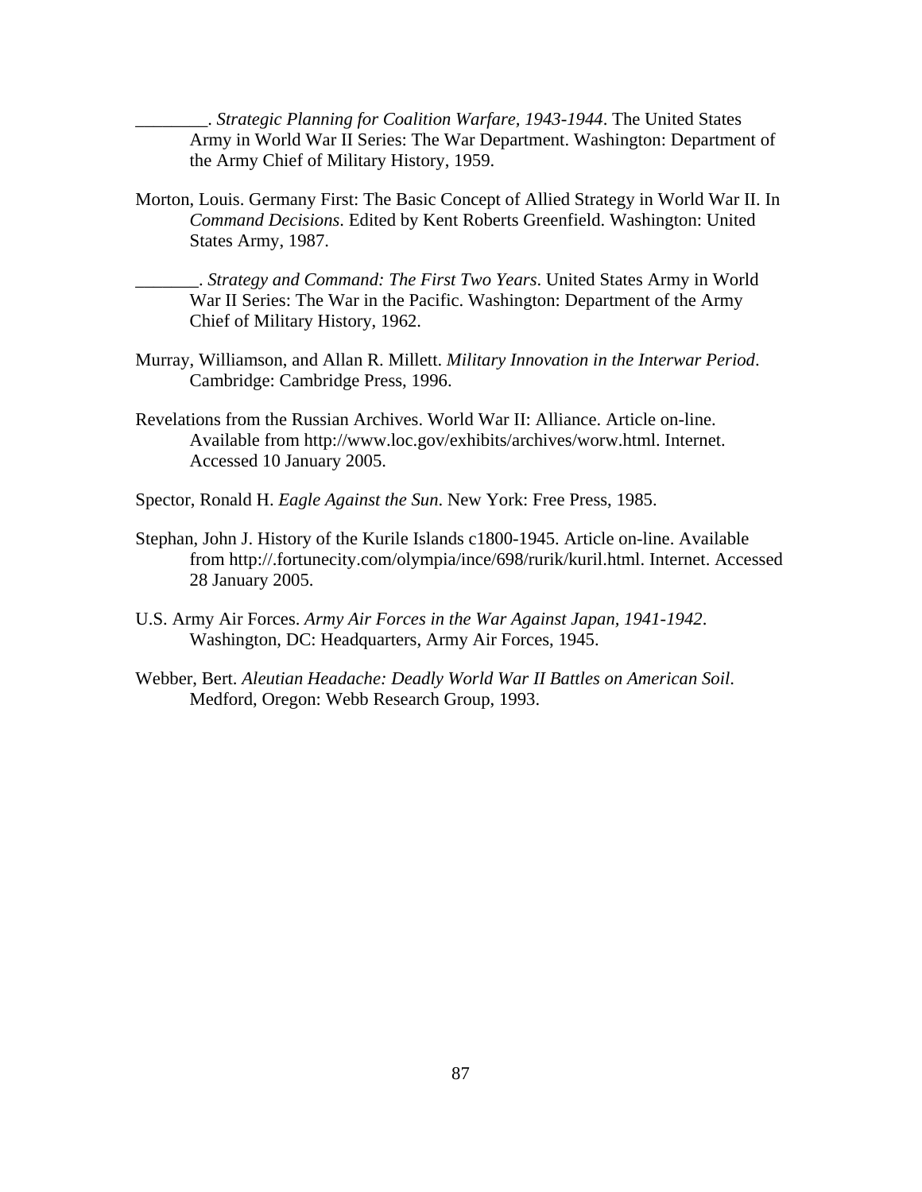________. *Strategic Planning for Coalition Warfare, 1943-1944*. The United States Army in World War II Series: The War Department. Washington: Department of the Army Chief of Military History, 1959.

Morton, Louis. Germany First: The Basic Concept of Allied Strategy in World War II. In *Command Decisions*. Edited by Kent Roberts Greenfield. Washington: United States Army, 1987.

_______. *Strategy and Command: The First Two Years*. United States Army in World War II Series: The War in the Pacific. Washington: Department of the Army Chief of Military History, 1962.

Murray, Williamson, and Allan R. Millett. *Military Innovation in the Interwar Period*. Cambridge: Cambridge Press, 1996.

Revelations from the Russian Archives. World War II: Alliance. Article on-line. Available from http://www.loc.gov/exhibits/archives/worw.html. Internet. Accessed 10 January 2005.

Spector, Ronald H. *Eagle Against the Sun*. New York: Free Press, 1985.

Stephan, John J. History of the Kurile Islands c1800-1945. Article on-line. Available from http://.fortunecity.com/olympia/ince/698/rurik/kuril.html. Internet. Accessed 28 January 2005.

U.S. Army Air Forces. *Army Air Forces in the War Against Japan, 1941-1942*. Washington, DC: Headquarters, Army Air Forces, 1945.

Webber, Bert. *Aleutian Headache: Deadly World War II Battles on American Soil*. Medford, Oregon: Webb Research Group, 1993.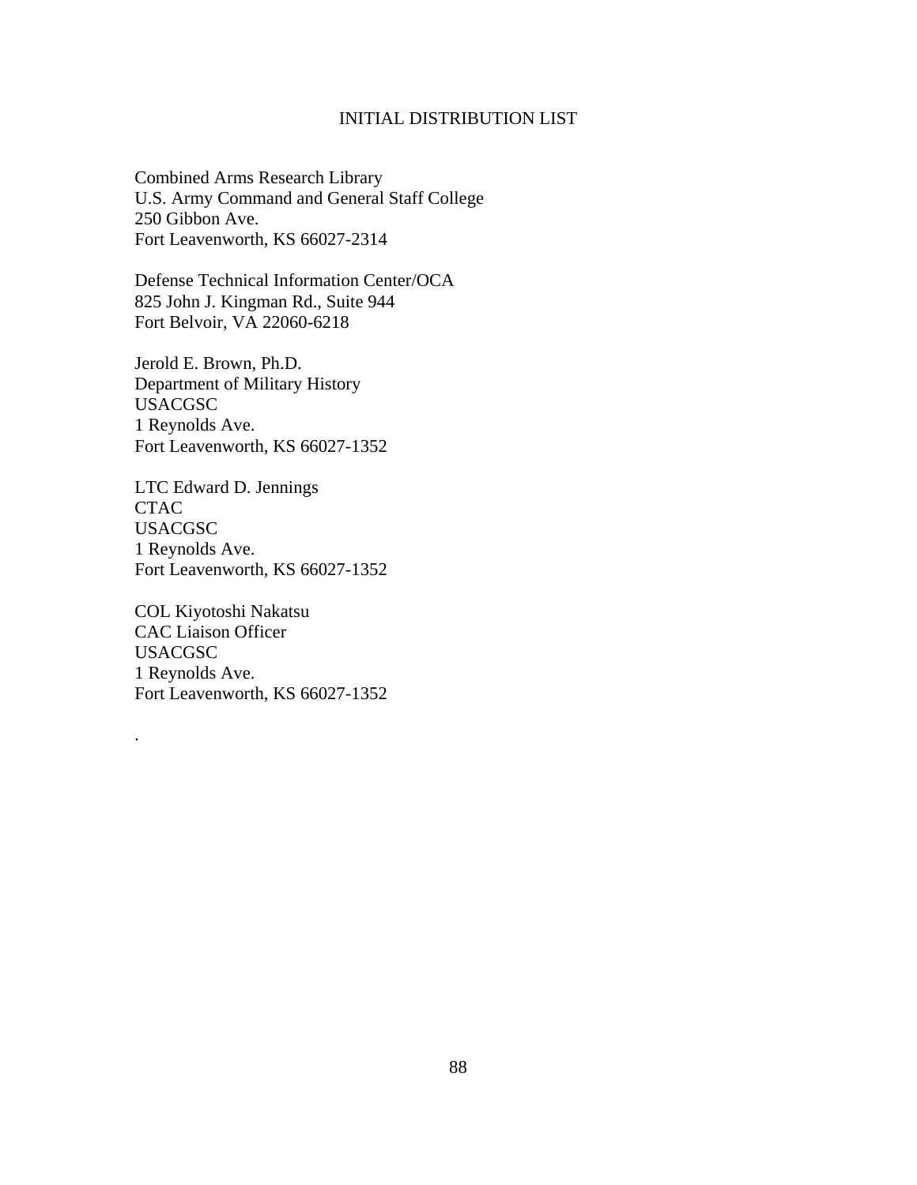# INITIAL DISTRIBUTION LIST

Combined Arms Research Library
U.S. Army Command and General Staff College
250 Gibbon Ave.
Fort Leavenworth, KS 66027-2314

Defense Technical Information Center/OCA
825 John J. Kingman Rd., Suite 944
Fort Belvoir, VA 22060-6218

Jerold E. Brown, Ph.D.
Department of Military History
USACGSC
1 Reynolds Ave.
Fort Leavenworth, KS 66027-1352

LTC Edward D. Jennings
CTAC
USACGSC
1 Reynolds Ave.
Fort Leavenworth, KS 66027-1352

COL Kiyotoshi Nakatsu
CAC Liaison Officer
USACGSC
1 Reynolds Ave.
Fort Leavenworth, KS 66027-1352

.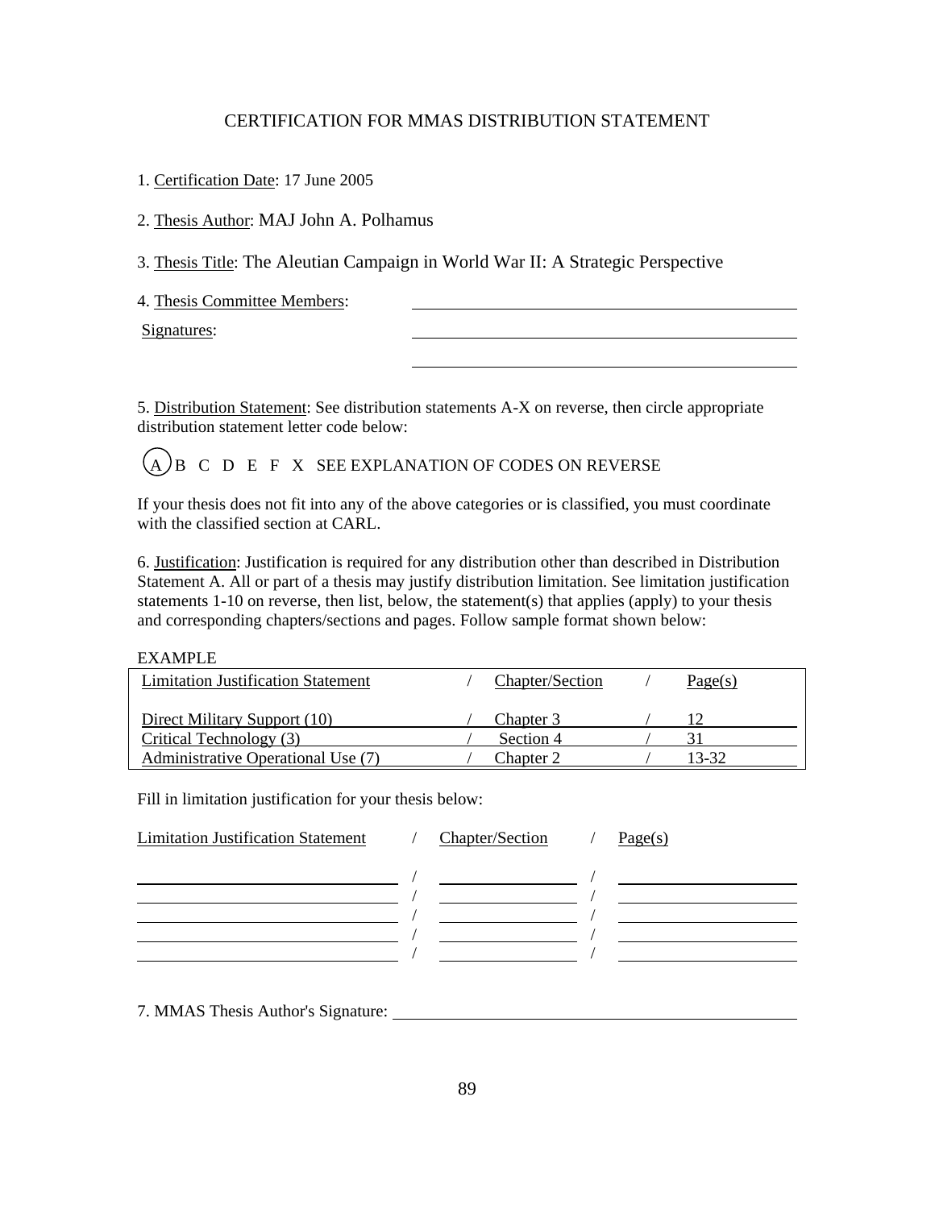CERTIFICATION FOR MMAS DISTRIBUTION STATEMENT

1. Certification Date: 17 June 2005

2. Thesis Author: MAJ John A. Polhamus

3. Thesis Title: The Aleutian Campaign in World War II: A Strategic Perspective

4. Thesis Committee Members: ______________________________

Signatures: ______________________________

______________________________

5. Distribution Statement: See distribution statements A-X on reverse, then circle appropriate distribution statement letter code below:

(A) B C D E F X SEE EXPLANATION OF CODES ON REVERSE

If your thesis does not fit into any of the above categories or is classified, you must coordinate with the classified section at CARL.

6. Justification: Justification is required for any distribution other than described in Distribution Statement A. All or part of a thesis may justify distribution limitation. See limitation justification statements 1-10 on reverse, then list, below, the statement(s) that applies (apply) to your thesis and corresponding chapters/sections and pages. Follow sample format shown below:

EXAMPLE

| Limitation Justification Statement | / | Chapter/Section | / | Page(s) |
|---|---|---|---|---|
| Direct Military Support (10) | / | Chapter 3 | / | 12 |
| Critical Technology (3) | / | Section 4 | / | 31 |
| Administrative Operational Use (7) | / | Chapter 2 | / | 13-32 |

Fill in limitation justification for your thesis below:

| Limitation Justification Statement | / | Chapter/Section | / | Page(s) |
|---|---|---|---|---|
| | / | | / | |
| | / | | / | |
| | / | | / | |
| | / | | / | |
| | / | | / | |

7. MMAS Thesis Author's Signature: ______________________________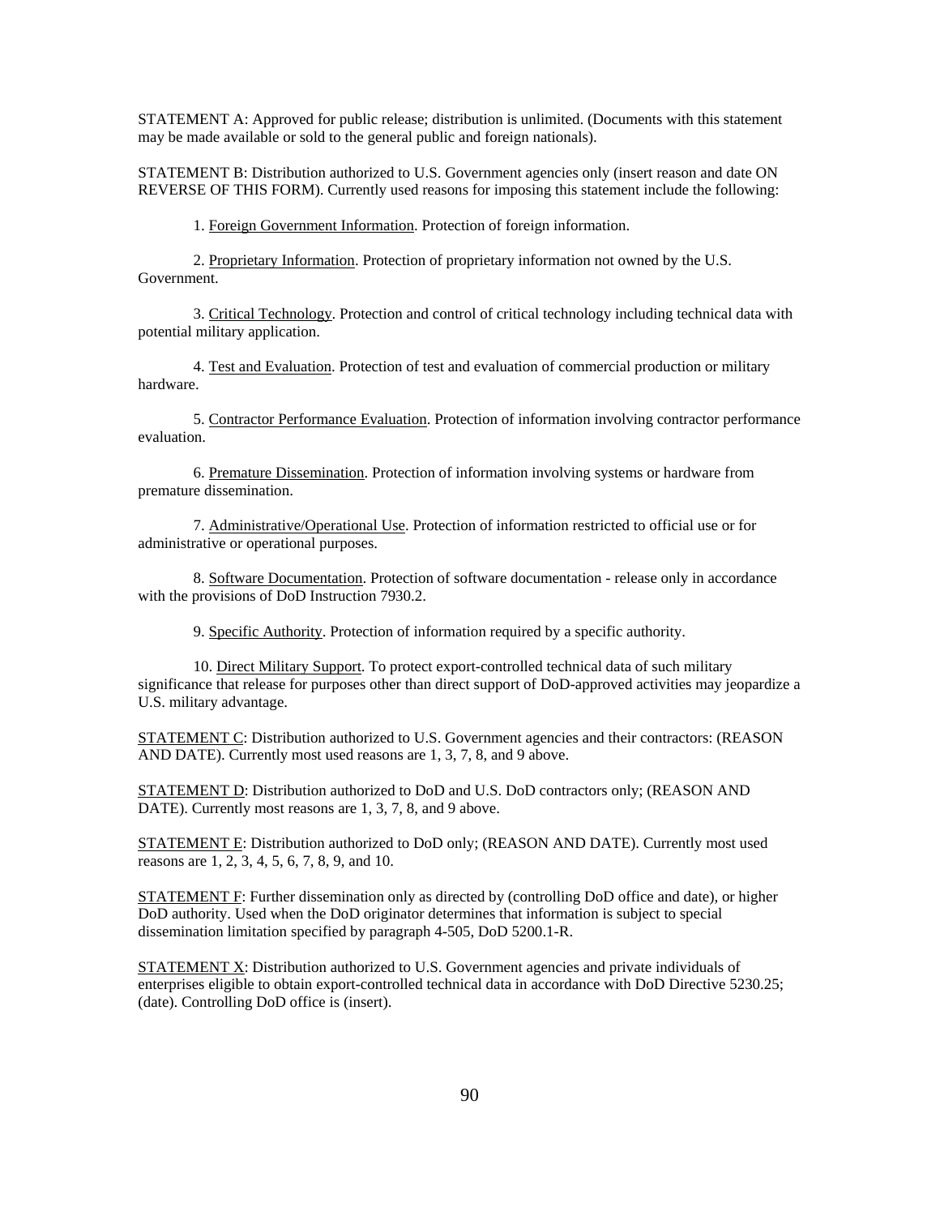STATEMENT A: Approved for public release; distribution is unlimited. (Documents with this statement may be made available or sold to the general public and foreign nationals).

STATEMENT B: Distribution authorized to U.S. Government agencies only (insert reason and date ON REVERSE OF THIS FORM). Currently used reasons for imposing this statement include the following:

1. Foreign Government Information. Protection of foreign information.

2. Proprietary Information. Protection of proprietary information not owned by the U.S. Government.

3. Critical Technology. Protection and control of critical technology including technical data with potential military application.

4. Test and Evaluation. Protection of test and evaluation of commercial production or military hardware.

5. Contractor Performance Evaluation. Protection of information involving contractor performance evaluation.

6. Premature Dissemination. Protection of information involving systems or hardware from premature dissemination.

7. Administrative/Operational Use. Protection of information restricted to official use or for administrative or operational purposes.

8. Software Documentation. Protection of software documentation - release only in accordance with the provisions of DoD Instruction 7930.2.

9. Specific Authority. Protection of information required by a specific authority.

10. Direct Military Support. To protect export-controlled technical data of such military significance that release for purposes other than direct support of DoD-approved activities may jeopardize a U.S. military advantage.

STATEMENT C: Distribution authorized to U.S. Government agencies and their contractors: (REASON AND DATE). Currently most used reasons are 1, 3, 7, 8, and 9 above.

STATEMENT D: Distribution authorized to DoD and U.S. DoD contractors only; (REASON AND DATE). Currently most reasons are 1, 3, 7, 8, and 9 above.

STATEMENT E: Distribution authorized to DoD only; (REASON AND DATE). Currently most used reasons are 1, 2, 3, 4, 5, 6, 7, 8, 9, and 10.

STATEMENT F: Further dissemination only as directed by (controlling DoD office and date), or higher DoD authority. Used when the DoD originator determines that information is subject to special dissemination limitation specified by paragraph 4-505, DoD 5200.1-R.

STATEMENT X: Distribution authorized to U.S. Government agencies and private individuals of enterprises eligible to obtain export-controlled technical data in accordance with DoD Directive 5230.25; (date). Controlling DoD office is (insert).